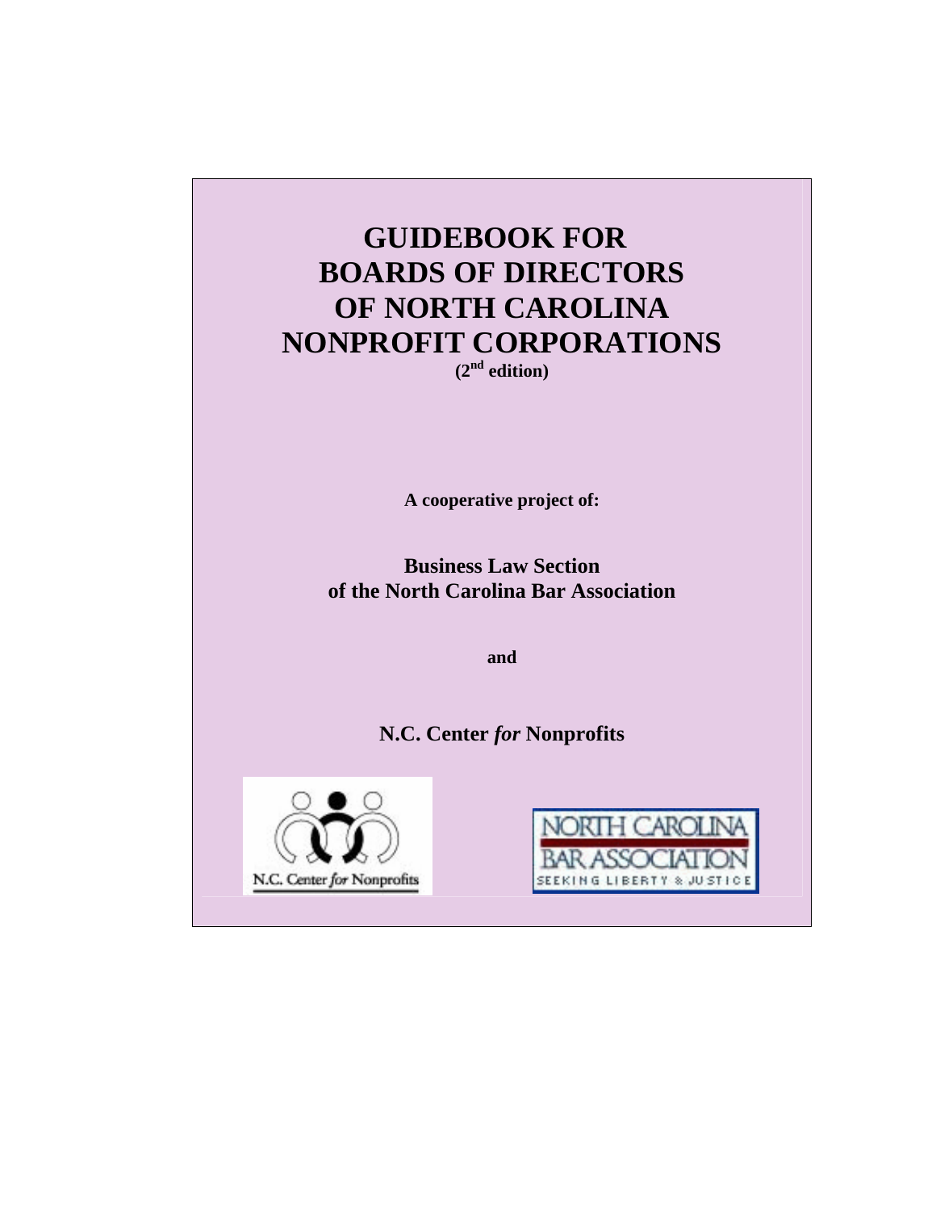# GUIDEBOOK FOR BOARDS OF DIRECTORS OF NORTH CAROLINA NONPROFIT CORPORATIONS

**(2nd edition)**

**A cooperative project of:**

**Business Law Section of the North Carolina Bar Association**

**and**

**N.C. Center *for* Nonprofits**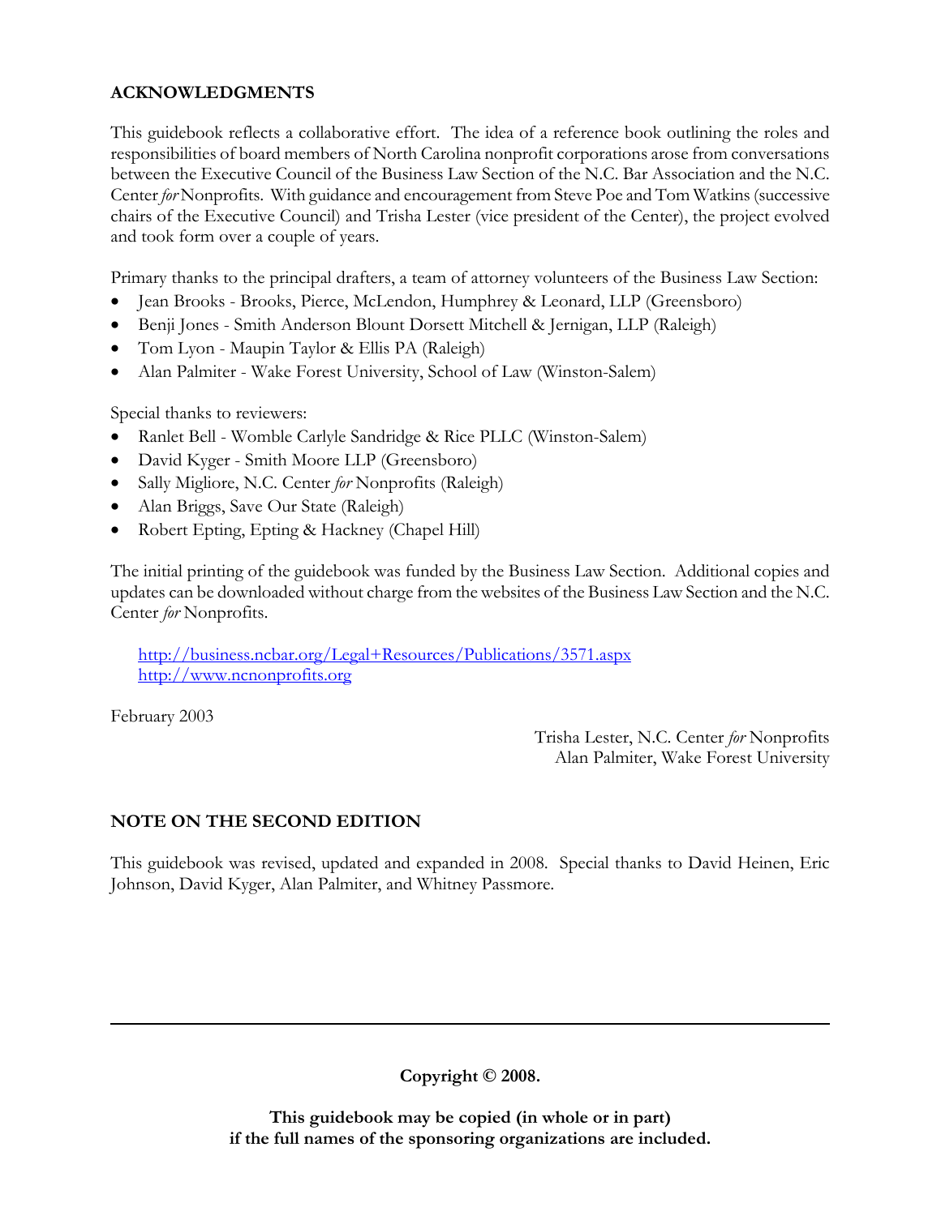## ACKNOWLEDGMENTS

This guidebook reflects a collaborative effort. The idea of a reference book outlining the roles and responsibilities of board members of North Carolina nonprofit corporations arose from conversations between the Executive Council of the Business Law Section of the N.C. Bar Association and the N.C. Center *for* Nonprofits. With guidance and encouragement from Steve Poe and Tom Watkins (successive chairs of the Executive Council) and Trisha Lester (vice president of the Center), the project evolved and took form over a couple of years.

Primary thanks to the principal drafters, a team of attorney volunteers of the Business Law Section:

- Jean Brooks - Brooks, Pierce, McLendon, Humphrey & Leonard, LLP (Greensboro)
- Benji Jones - Smith Anderson Blount Dorsett Mitchell & Jernigan, LLP (Raleigh)
- Tom Lyon - Maupin Taylor & Ellis PA (Raleigh)
- Alan Palmiter - Wake Forest University, School of Law (Winston-Salem)

Special thanks to reviewers:

- Ranlet Bell - Womble Carlyle Sandridge & Rice PLLC (Winston-Salem)
- David Kyger - Smith Moore LLP (Greensboro)
- Sally Migliore, N.C. Center *for* Nonprofits (Raleigh)
- Alan Briggs, Save Our State (Raleigh)
- Robert Epting, Epting & Hackney (Chapel Hill)

The initial printing of the guidebook was funded by the Business Law Section. Additional copies and updates can be downloaded without charge from the websites of the Business Law Section and the N.C. Center *for* Nonprofits.

http://business.ncbar.org/Legal+Resources/Publications/3571.aspx
http://www.ncnonprofits.org

February 2003

Trisha Lester, N.C. Center *for* Nonprofits
Alan Palmiter, Wake Forest University

## NOTE ON THE SECOND EDITION

This guidebook was revised, updated and expanded in 2008. Special thanks to David Heinen, Eric Johnson, David Kyger, Alan Palmiter, and Whitney Passmore.

---

**Copyright © 2008.**

**This guidebook may be copied (in whole or in part) if the full names of the sponsoring organizations are included.**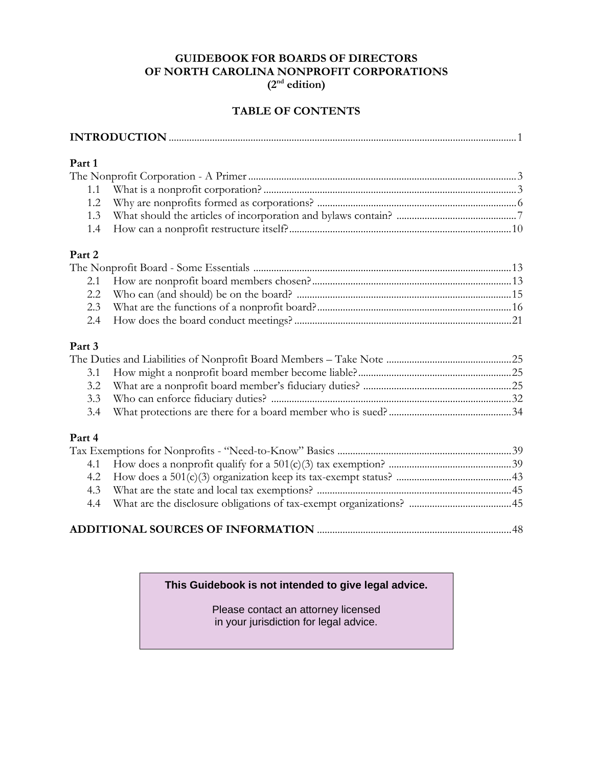# GUIDEBOOK FOR BOARDS OF DIRECTORS OF NORTH CAROLINA NONPROFIT CORPORATIONS (2nd edition)

## TABLE OF CONTENTS

**INTRODUCTION** .......... 1

**Part 1**

The Nonprofit Corporation - A Primer .......... 3

- 1.1 What is a nonprofit corporation? .......... 3
- 1.2 Why are nonprofits formed as corporations? .......... 6
- 1.3 What should the articles of incorporation and bylaws contain? .......... 7
- 1.4 How can a nonprofit restructure itself? .......... 10

**Part 2**

The Nonprofit Board - Some Essentials .......... 13

- 2.1 How are nonprofit board members chosen? .......... 13
- 2.2 Who can (and should) be on the board? .......... 15
- 2.3 What are the functions of a nonprofit board? .......... 16
- 2.4 How does the board conduct meetings? .......... 21

**Part 3**

The Duties and Liabilities of Nonprofit Board Members – Take Note .......... 25

- 3.1 How might a nonprofit board member become liable? .......... 25
- 3.2 What are a nonprofit board member's fiduciary duties? .......... 25
- 3.3 Who can enforce fiduciary duties? .......... 32
- 3.4 What protections are there for a board member who is sued? .......... 34

**Part 4**

Tax Exemptions for Nonprofits - "Need-to-Know" Basics .......... 39

- 4.1 How does a nonprofit qualify for a 501(c)(3) tax exemption? .......... 39
- 4.2 How does a 501(c)(3) organization keep its tax-exempt status? .......... 43
- 4.3 What are the state and local tax exemptions? .......... 45
- 4.4 What are the disclosure obligations of tax-exempt organizations? .......... 45

**ADDITIONAL SOURCES OF INFORMATION** .......... 48

**This Guidebook is not intended to give legal advice.**

Please contact an attorney licensed in your jurisdiction for legal advice.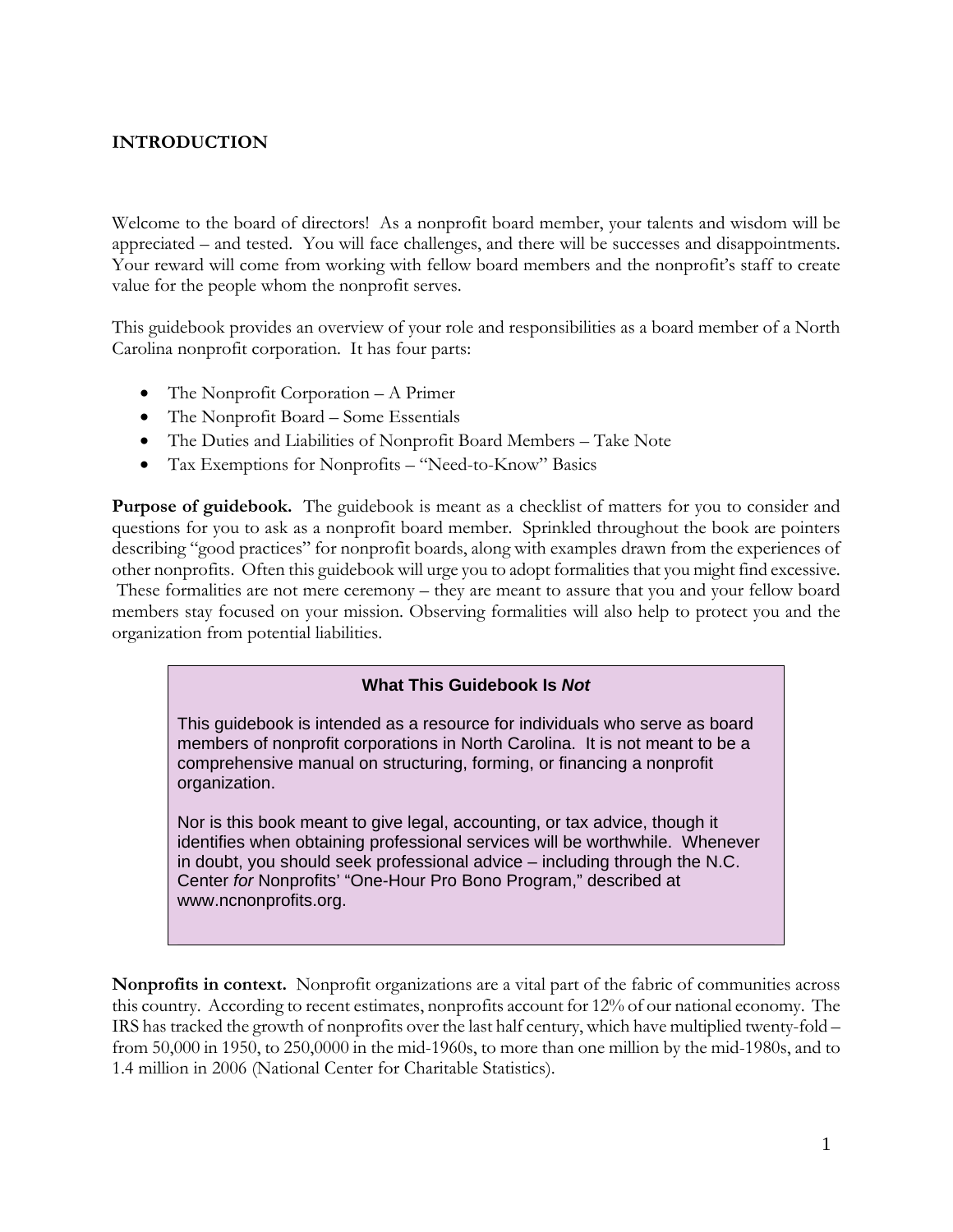# INTRODUCTION

Welcome to the board of directors! As a nonprofit board member, your talents and wisdom will be appreciated – and tested. You will face challenges, and there will be successes and disappointments. Your reward will come from working with fellow board members and the nonprofit's staff to create value for the people whom the nonprofit serves.

This guidebook provides an overview of your role and responsibilities as a board member of a North Carolina nonprofit corporation. It has four parts:

- The Nonprofit Corporation – A Primer
- The Nonprofit Board – Some Essentials
- The Duties and Liabilities of Nonprofit Board Members – Take Note
- Tax Exemptions for Nonprofits – "Need-to-Know" Basics

**Purpose of guidebook.** The guidebook is meant as a checklist of matters for you to consider and questions for you to ask as a nonprofit board member. Sprinkled throughout the book are pointers describing "good practices" for nonprofit boards, along with examples drawn from the experiences of other nonprofits. Often this guidebook will urge you to adopt formalities that you might find excessive. These formalities are not mere ceremony – they are meant to assure that you and your fellow board members stay focused on your mission. Observing formalities will also help to protect you and the organization from potential liabilities.

> **What This Guidebook Is *Not***
>
> This guidebook is intended as a resource for individuals who serve as board members of nonprofit corporations in North Carolina. It is not meant to be a comprehensive manual on structuring, forming, or financing a nonprofit organization.
>
> Nor is this book meant to give legal, accounting, or tax advice, though it identifies when obtaining professional services will be worthwhile. Whenever in doubt, you should seek professional advice – including through the N.C. Center *for* Nonprofits' "One-Hour Pro Bono Program," described at www.ncnonprofits.org.

**Nonprofits in context.** Nonprofit organizations are a vital part of the fabric of communities across this country. According to recent estimates, nonprofits account for 12% of our national economy. The IRS has tracked the growth of nonprofits over the last half century, which have multiplied twenty-fold – from 50,000 in 1950, to 250,0000 in the mid-1960s, to more than one million by the mid-1980s, and to 1.4 million in 2006 (National Center for Charitable Statistics).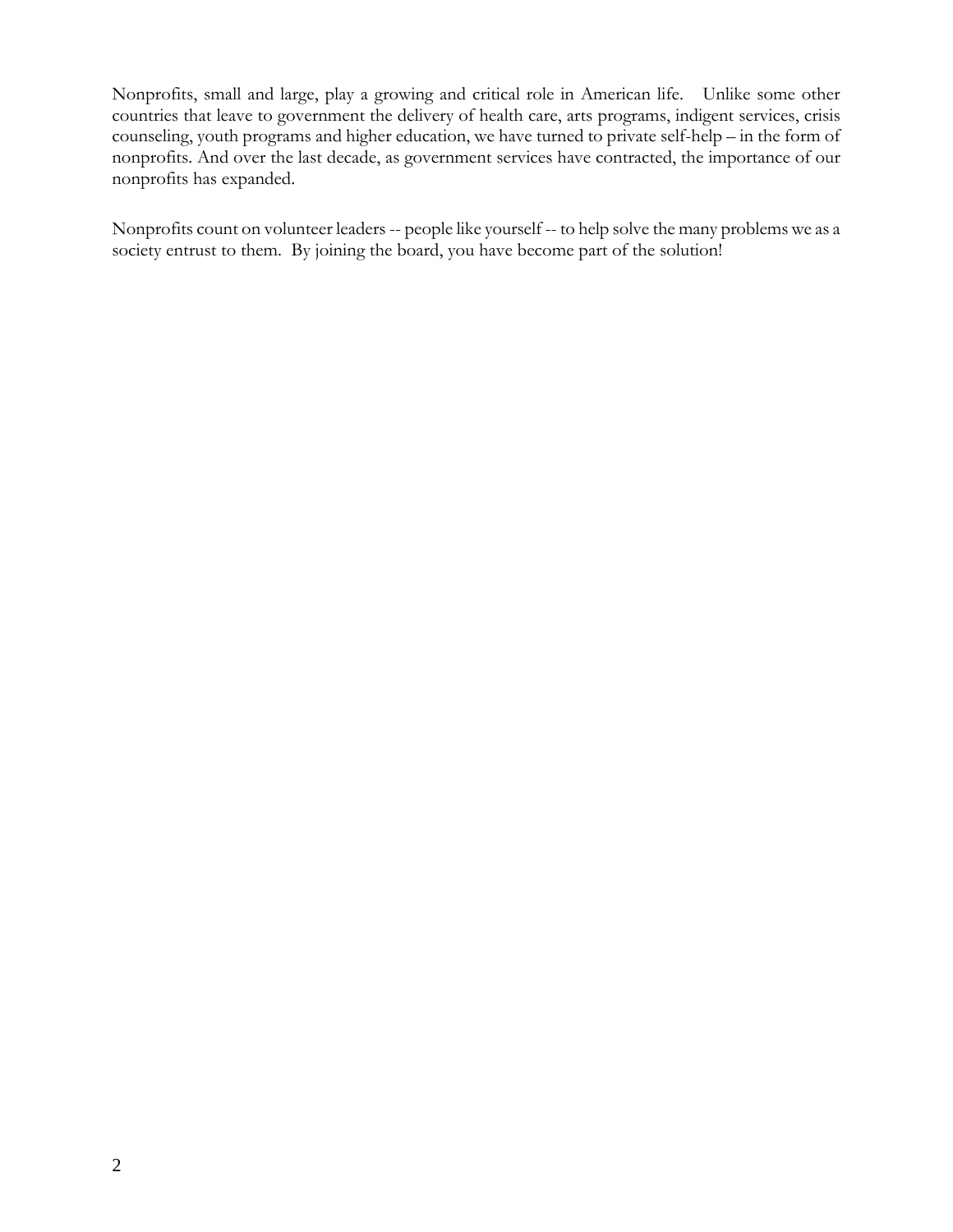Nonprofits, small and large, play a growing and critical role in American life. Unlike some other countries that leave to government the delivery of health care, arts programs, indigent services, crisis counseling, youth programs and higher education, we have turned to private self-help – in the form of nonprofits. And over the last decade, as government services have contracted, the importance of our nonprofits has expanded.

Nonprofits count on volunteer leaders -- people like yourself -- to help solve the many problems we as a society entrust to them. By joining the board, you have become part of the solution!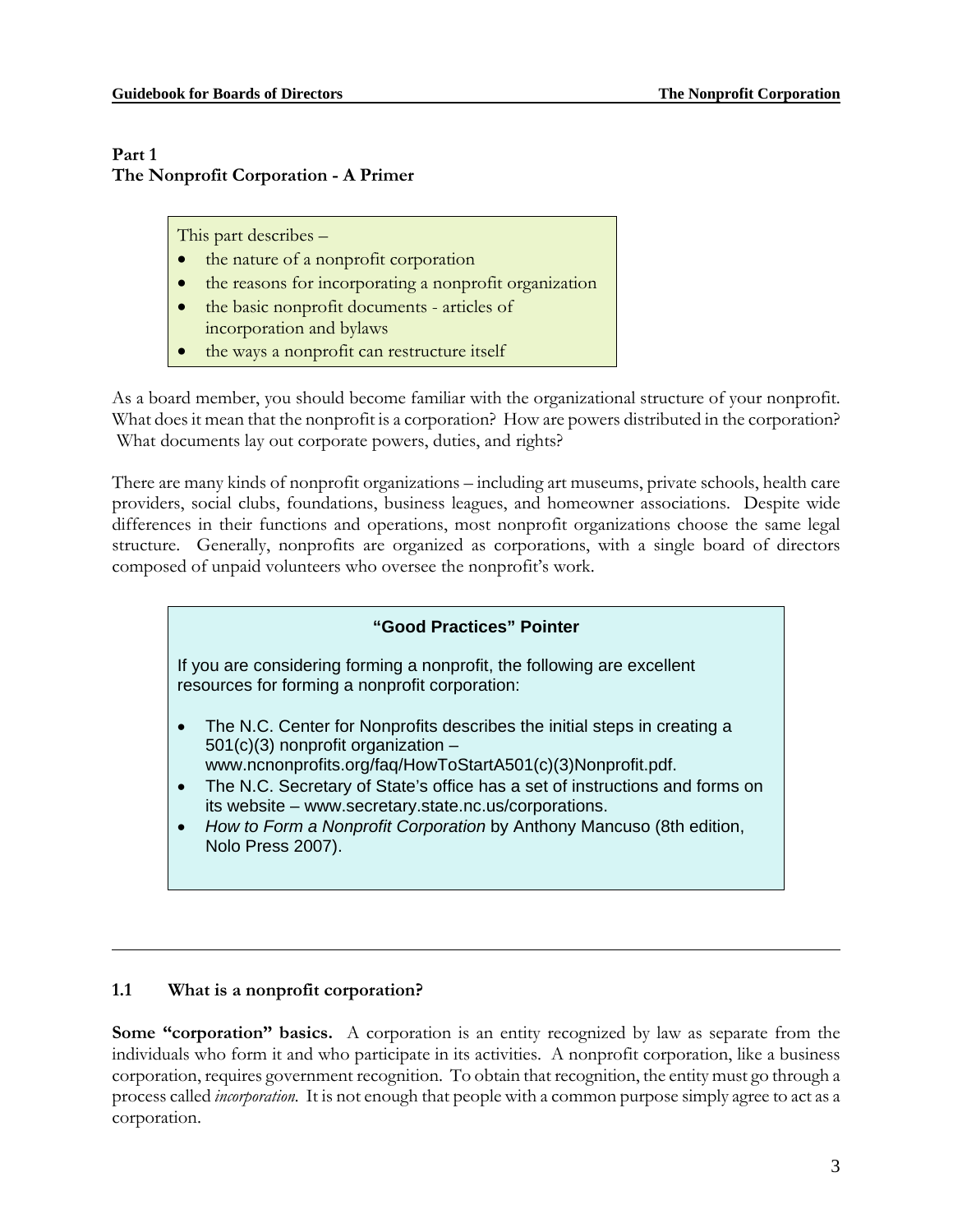## Part 1
## The Nonprofit Corporation - A Primer

This part describes –

- the nature of a nonprofit corporation
- the reasons for incorporating a nonprofit organization
- the basic nonprofit documents - articles of incorporation and bylaws
- the ways a nonprofit can restructure itself

As a board member, you should become familiar with the organizational structure of your nonprofit. What does it mean that the nonprofit is a corporation? How are powers distributed in the corporation? What documents lay out corporate powers, duties, and rights?

There are many kinds of nonprofit organizations – including art museums, private schools, health care providers, social clubs, foundations, business leagues, and homeowner associations. Despite wide differences in their functions and operations, most nonprofit organizations choose the same legal structure. Generally, nonprofits are organized as corporations, with a single board of directors composed of unpaid volunteers who oversee the nonprofit's work.

**"Good Practices" Pointer**

If you are considering forming a nonprofit, the following are excellent resources for forming a nonprofit corporation:

- The N.C. Center for Nonprofits describes the initial steps in creating a 501(c)(3) nonprofit organization – www.ncnonprofits.org/faq/HowToStartA501(c)(3)Nonprofit.pdf.
- The N.C. Secretary of State's office has a set of instructions and forms on its website – www.secretary.state.nc.us/corporations.
- *How to Form a Nonprofit Corporation* by Anthony Mancuso (8th edition, Nolo Press 2007).

---

### 1.1 What is a nonprofit corporation?

**Some "corporation" basics.** A corporation is an entity recognized by law as separate from the individuals who form it and who participate in its activities. A nonprofit corporation, like a business corporation, requires government recognition. To obtain that recognition, the entity must go through a process called *incorporation*. It is not enough that people with a common purpose simply agree to act as a corporation.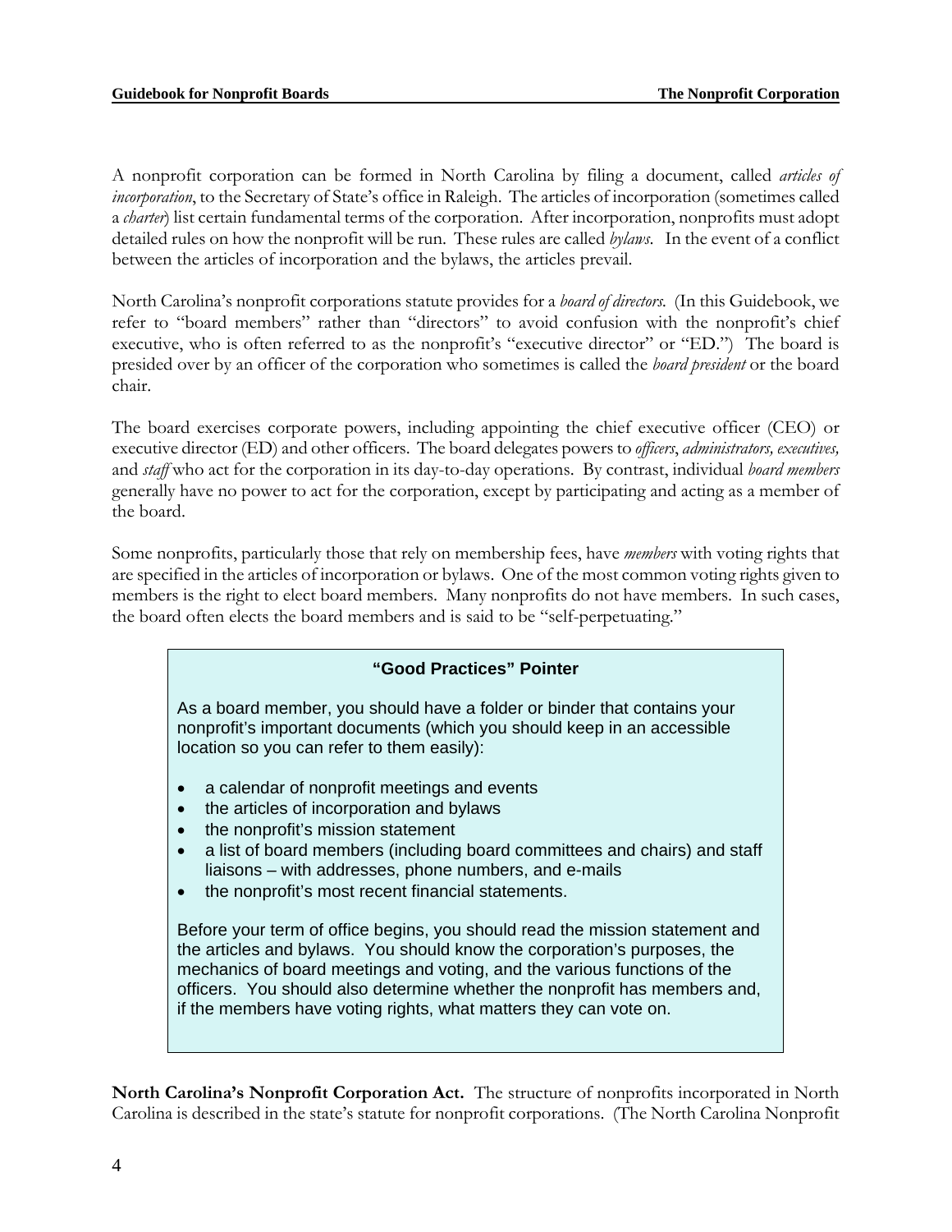A nonprofit corporation can be formed in North Carolina by filing a document, called *articles of incorporation*, to the Secretary of State's office in Raleigh. The articles of incorporation (sometimes called a *charter*) list certain fundamental terms of the corporation. After incorporation, nonprofits must adopt detailed rules on how the nonprofit will be run. These rules are called *bylaws*. In the event of a conflict between the articles of incorporation and the bylaws, the articles prevail.

North Carolina's nonprofit corporations statute provides for a *board of directors*. (In this Guidebook, we refer to "board members" rather than "directors" to avoid confusion with the nonprofit's chief executive, who is often referred to as the nonprofit's "executive director" or "ED.") The board is presided over by an officer of the corporation who sometimes is called the *board president* or the board chair.

The board exercises corporate powers, including appointing the chief executive officer (CEO) or executive director (ED) and other officers. The board delegates powers to *officers*, *administrators, executives,* and *staff* who act for the corporation in its day-to-day operations. By contrast, individual *board members* generally have no power to act for the corporation, except by participating and acting as a member of the board.

Some nonprofits, particularly those that rely on membership fees, have *members* with voting rights that are specified in the articles of incorporation or bylaws. One of the most common voting rights given to members is the right to elect board members. Many nonprofits do not have members. In such cases, the board often elects the board members and is said to be "self-perpetuating."

> **"Good Practices" Pointer**
>
> As a board member, you should have a folder or binder that contains your nonprofit's important documents (which you should keep in an accessible location so you can refer to them easily):
>
> - a calendar of nonprofit meetings and events
> - the articles of incorporation and bylaws
> - the nonprofit's mission statement
> - a list of board members (including board committees and chairs) and staff liaisons – with addresses, phone numbers, and e-mails
> - the nonprofit's most recent financial statements.
>
> Before your term of office begins, you should read the mission statement and the articles and bylaws. You should know the corporation's purposes, the mechanics of board meetings and voting, and the various functions of the officers. You should also determine whether the nonprofit has members and, if the members have voting rights, what matters they can vote on.

**North Carolina's Nonprofit Corporation Act.** The structure of nonprofits incorporated in North Carolina is described in the state's statute for nonprofit corporations. (The North Carolina Nonprofit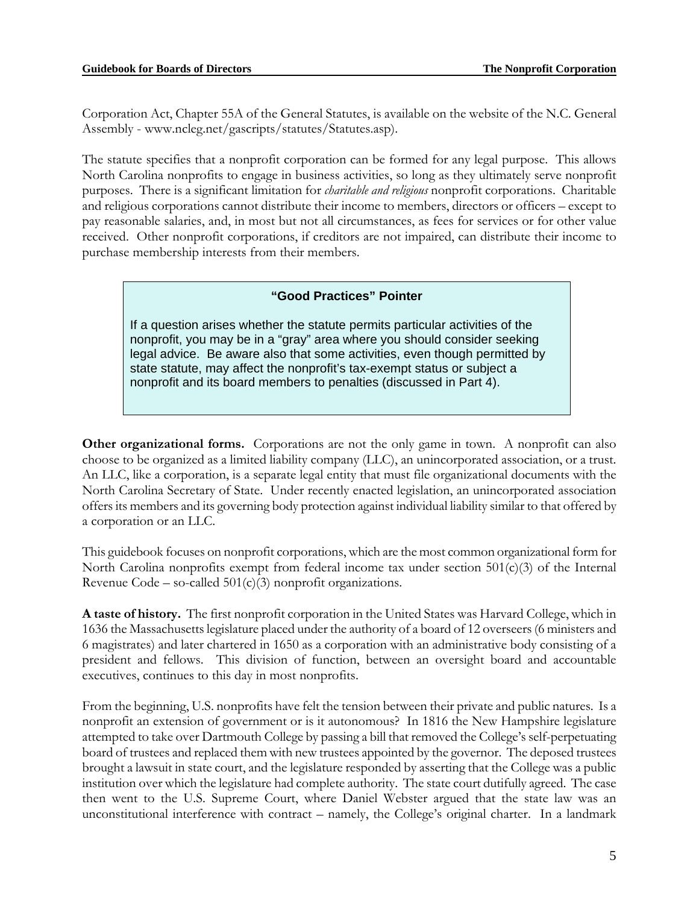Corporation Act, Chapter 55A of the General Statutes, is available on the website of the N.C. General Assembly - www.ncleg.net/gascripts/statutes/Statutes.asp).

The statute specifies that a nonprofit corporation can be formed for any legal purpose. This allows North Carolina nonprofits to engage in business activities, so long as they ultimately serve nonprofit purposes. There is a significant limitation for *charitable and religious* nonprofit corporations. Charitable and religious corporations cannot distribute their income to members, directors or officers – except to pay reasonable salaries, and, in most but not all circumstances, as fees for services or for other value received. Other nonprofit corporations, if creditors are not impaired, can distribute their income to purchase membership interests from their members.

> **"Good Practices" Pointer**
>
> If a question arises whether the statute permits particular activities of the nonprofit, you may be in a "gray" area where you should consider seeking legal advice. Be aware also that some activities, even though permitted by state statute, may affect the nonprofit's tax-exempt status or subject a nonprofit and its board members to penalties (discussed in Part 4).

**Other organizational forms.** Corporations are not the only game in town. A nonprofit can also choose to be organized as a limited liability company (LLC), an unincorporated association, or a trust. An LLC, like a corporation, is a separate legal entity that must file organizational documents with the North Carolina Secretary of State. Under recently enacted legislation, an unincorporated association offers its members and its governing body protection against individual liability similar to that offered by a corporation or an LLC.

This guidebook focuses on nonprofit corporations, which are the most common organizational form for North Carolina nonprofits exempt from federal income tax under section 501(c)(3) of the Internal Revenue Code – so-called 501(c)(3) nonprofit organizations.

**A taste of history.** The first nonprofit corporation in the United States was Harvard College, which in 1636 the Massachusetts legislature placed under the authority of a board of 12 overseers (6 ministers and 6 magistrates) and later chartered in 1650 as a corporation with an administrative body consisting of a president and fellows. This division of function, between an oversight board and accountable executives, continues to this day in most nonprofits.

From the beginning, U.S. nonprofits have felt the tension between their private and public natures. Is a nonprofit an extension of government or is it autonomous? In 1816 the New Hampshire legislature attempted to take over Dartmouth College by passing a bill that removed the College's self-perpetuating board of trustees and replaced them with new trustees appointed by the governor. The deposed trustees brought a lawsuit in state court, and the legislature responded by asserting that the College was a public institution over which the legislature had complete authority. The state court dutifully agreed. The case then went to the U.S. Supreme Court, where Daniel Webster argued that the state law was an unconstitutional interference with contract – namely, the College's original charter. In a landmark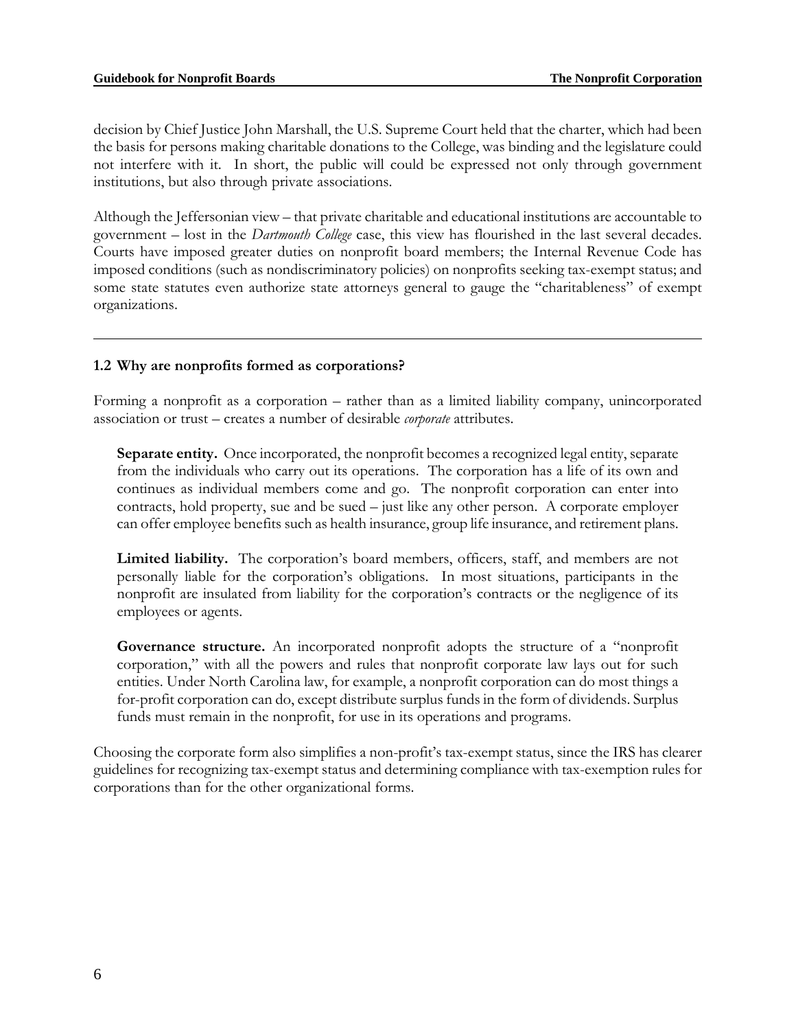decision by Chief Justice John Marshall, the U.S. Supreme Court held that the charter, which had been the basis for persons making charitable donations to the College, was binding and the legislature could not interfere with it. In short, the public will could be expressed not only through government institutions, but also through private associations.

Although the Jeffersonian view – that private charitable and educational institutions are accountable to government – lost in the *Dartmouth College* case, this view has flourished in the last several decades. Courts have imposed greater duties on nonprofit board members; the Internal Revenue Code has imposed conditions (such as nondiscriminatory policies) on nonprofits seeking tax-exempt status; and some state statutes even authorize state attorneys general to gauge the "charitableness" of exempt organizations.

---

### 1.2 Why are nonprofits formed as corporations?

Forming a nonprofit as a corporation – rather than as a limited liability company, unincorporated association or trust – creates a number of desirable *corporate* attributes.

**Separate entity.** Once incorporated, the nonprofit becomes a recognized legal entity, separate from the individuals who carry out its operations. The corporation has a life of its own and continues as individual members come and go. The nonprofit corporation can enter into contracts, hold property, sue and be sued – just like any other person. A corporate employer can offer employee benefits such as health insurance, group life insurance, and retirement plans.

**Limited liability.** The corporation's board members, officers, staff, and members are not personally liable for the corporation's obligations. In most situations, participants in the nonprofit are insulated from liability for the corporation's contracts or the negligence of its employees or agents.

**Governance structure.** An incorporated nonprofit adopts the structure of a "nonprofit corporation," with all the powers and rules that nonprofit corporate law lays out for such entities. Under North Carolina law, for example, a nonprofit corporation can do most things a for-profit corporation can do, except distribute surplus funds in the form of dividends. Surplus funds must remain in the nonprofit, for use in its operations and programs.

Choosing the corporate form also simplifies a non-profit's tax-exempt status, since the IRS has clearer guidelines for recognizing tax-exempt status and determining compliance with tax-exemption rules for corporations than for the other organizational forms.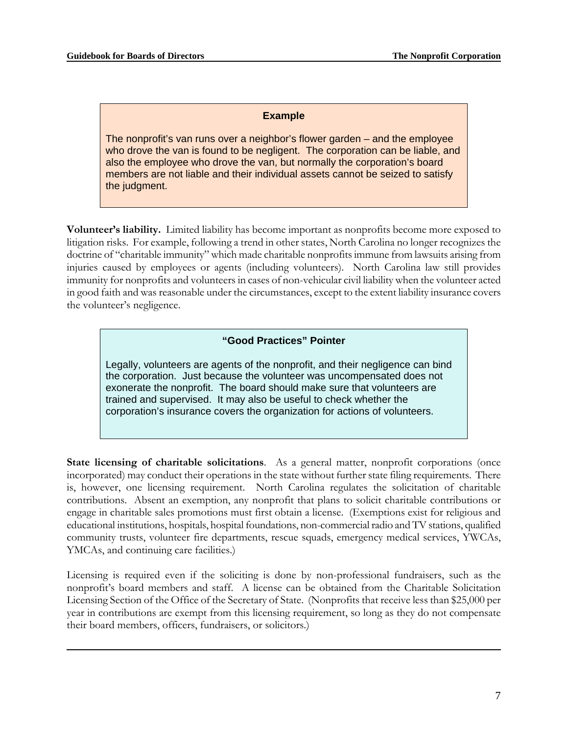**Example**

The nonprofit's van runs over a neighbor's flower garden – and the employee who drove the van is found to be negligent. The corporation can be liable, and also the employee who drove the van, but normally the corporation's board members are not liable and their individual assets cannot be seized to satisfy the judgment.

**Volunteer's liability.** Limited liability has become important as nonprofits become more exposed to litigation risks. For example, following a trend in other states, North Carolina no longer recognizes the doctrine of "charitable immunity" which made charitable nonprofits immune from lawsuits arising from injuries caused by employees or agents (including volunteers). North Carolina law still provides immunity for nonprofits and volunteers in cases of non-vehicular civil liability when the volunteer acted in good faith and was reasonable under the circumstances, except to the extent liability insurance covers the volunteer's negligence.

**"Good Practices" Pointer**

Legally, volunteers are agents of the nonprofit, and their negligence can bind the corporation. Just because the volunteer was uncompensated does not exonerate the nonprofit. The board should make sure that volunteers are trained and supervised. It may also be useful to check whether the corporation's insurance covers the organization for actions of volunteers.

**State licensing of charitable solicitations**. As a general matter, nonprofit corporations (once incorporated) may conduct their operations in the state without further state filing requirements. There is, however, one licensing requirement. North Carolina regulates the solicitation of charitable contributions. Absent an exemption, any nonprofit that plans to solicit charitable contributions or engage in charitable sales promotions must first obtain a license. (Exemptions exist for religious and educational institutions, hospitals, hospital foundations, non-commercial radio and TV stations, qualified community trusts, volunteer fire departments, rescue squads, emergency medical services, YWCAs, YMCAs, and continuing care facilities.)

Licensing is required even if the soliciting is done by non-professional fundraisers, such as the nonprofit's board members and staff. A license can be obtained from the Charitable Solicitation Licensing Section of the Office of the Secretary of State. (Nonprofits that receive less than $25,000 per year in contributions are exempt from this licensing requirement, so long as they do not compensate their board members, officers, fundraisers, or solicitors.)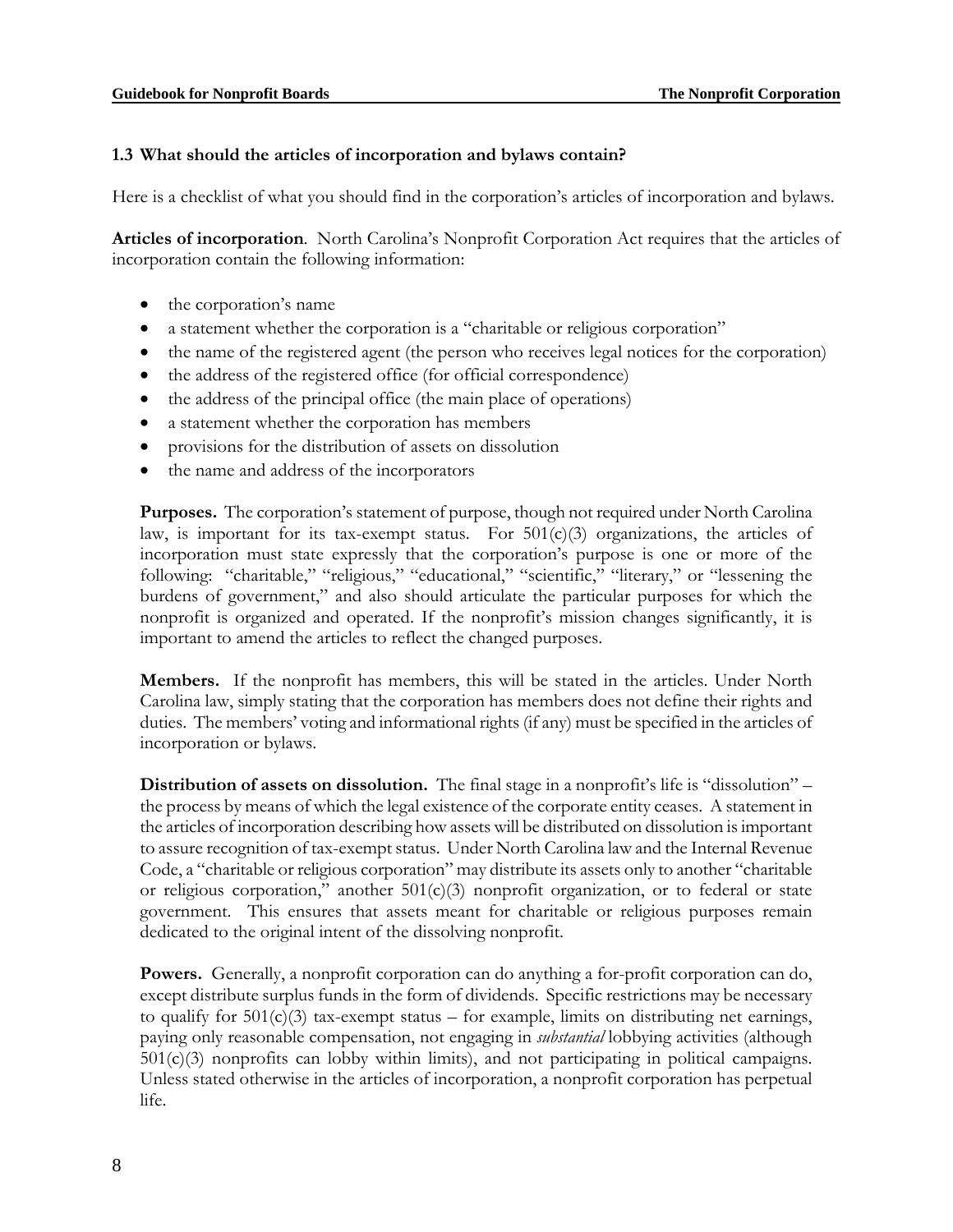### 1.3 What should the articles of incorporation and bylaws contain?

Here is a checklist of what you should find in the corporation's articles of incorporation and bylaws.

**Articles of incorporation**. North Carolina's Nonprofit Corporation Act requires that the articles of incorporation contain the following information:

- the corporation's name
- a statement whether the corporation is a "charitable or religious corporation"
- the name of the registered agent (the person who receives legal notices for the corporation)
- the address of the registered office (for official correspondence)
- the address of the principal office (the main place of operations)
- a statement whether the corporation has members
- provisions for the distribution of assets on dissolution
- the name and address of the incorporators

**Purposes.** The corporation's statement of purpose, though not required under North Carolina law, is important for its tax-exempt status. For 501(c)(3) organizations, the articles of incorporation must state expressly that the corporation's purpose is one or more of the following: "charitable," "religious," "educational," "scientific," "literary," or "lessening the burdens of government," and also should articulate the particular purposes for which the nonprofit is organized and operated. If the nonprofit's mission changes significantly, it is important to amend the articles to reflect the changed purposes.

**Members.** If the nonprofit has members, this will be stated in the articles. Under North Carolina law, simply stating that the corporation has members does not define their rights and duties. The members' voting and informational rights (if any) must be specified in the articles of incorporation or bylaws.

**Distribution of assets on dissolution.** The final stage in a nonprofit's life is "dissolution" – the process by means of which the legal existence of the corporate entity ceases. A statement in the articles of incorporation describing how assets will be distributed on dissolution is important to assure recognition of tax-exempt status. Under North Carolina law and the Internal Revenue Code, a "charitable or religious corporation" may distribute its assets only to another "charitable or religious corporation," another 501(c)(3) nonprofit organization, or to federal or state government. This ensures that assets meant for charitable or religious purposes remain dedicated to the original intent of the dissolving nonprofit.

**Powers.** Generally, a nonprofit corporation can do anything a for-profit corporation can do, except distribute surplus funds in the form of dividends. Specific restrictions may be necessary to qualify for 501(c)(3) tax-exempt status – for example, limits on distributing net earnings, paying only reasonable compensation, not engaging in *substantial* lobbying activities (although 501(c)(3) nonprofits can lobby within limits), and not participating in political campaigns. Unless stated otherwise in the articles of incorporation, a nonprofit corporation has perpetual life.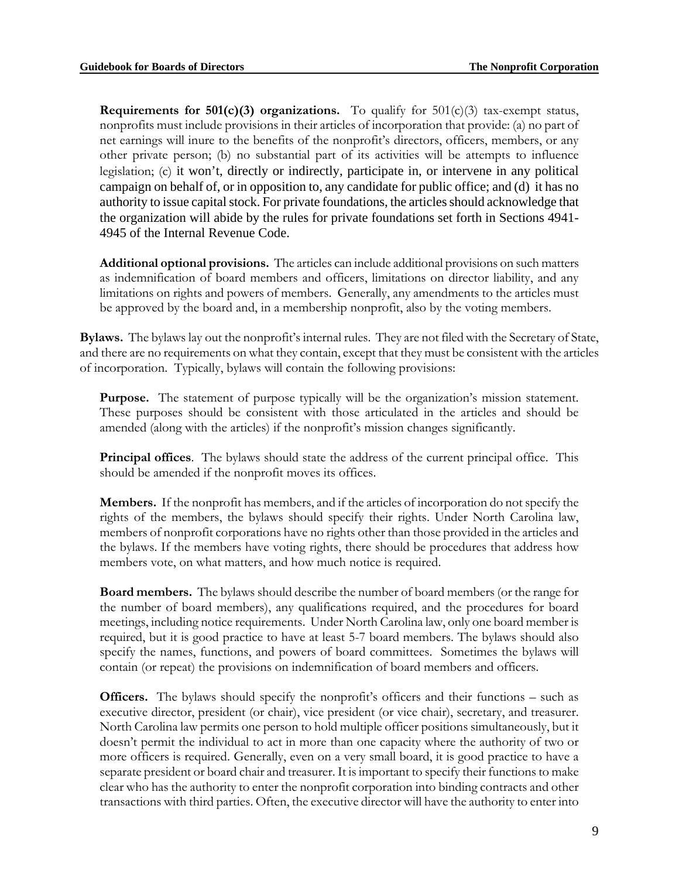**Requirements for 501(c)(3) organizations.** To qualify for 501(c)(3) tax-exempt status, nonprofits must include provisions in their articles of incorporation that provide: (a) no part of net earnings will inure to the benefits of the nonprofit's directors, officers, members, or any other private person; (b) no substantial part of its activities will be attempts to influence legislation; (c) it won't, directly or indirectly, participate in, or intervene in any political campaign on behalf of, or in opposition to, any candidate for public office; and (d) it has no authority to issue capital stock. For private foundations, the articles should acknowledge that the organization will abide by the rules for private foundations set forth in Sections 4941-4945 of the Internal Revenue Code.

**Additional optional provisions.** The articles can include additional provisions on such matters as indemnification of board members and officers, limitations on director liability, and any limitations on rights and powers of members. Generally, any amendments to the articles must be approved by the board and, in a membership nonprofit, also by the voting members.

**Bylaws.** The bylaws lay out the nonprofit's internal rules. They are not filed with the Secretary of State, and there are no requirements on what they contain, except that they must be consistent with the articles of incorporation. Typically, bylaws will contain the following provisions:

**Purpose.** The statement of purpose typically will be the organization's mission statement. These purposes should be consistent with those articulated in the articles and should be amended (along with the articles) if the nonprofit's mission changes significantly.

**Principal offices**. The bylaws should state the address of the current principal office. This should be amended if the nonprofit moves its offices.

**Members.** If the nonprofit has members, and if the articles of incorporation do not specify the rights of the members, the bylaws should specify their rights. Under North Carolina law, members of nonprofit corporations have no rights other than those provided in the articles and the bylaws. If the members have voting rights, there should be procedures that address how members vote, on what matters, and how much notice is required.

**Board members.** The bylaws should describe the number of board members (or the range for the number of board members), any qualifications required, and the procedures for board meetings, including notice requirements. Under North Carolina law, only one board member is required, but it is good practice to have at least 5-7 board members. The bylaws should also specify the names, functions, and powers of board committees. Sometimes the bylaws will contain (or repeat) the provisions on indemnification of board members and officers.

**Officers.** The bylaws should specify the nonprofit's officers and their functions – such as executive director, president (or chair), vice president (or vice chair), secretary, and treasurer. North Carolina law permits one person to hold multiple officer positions simultaneously, but it doesn't permit the individual to act in more than one capacity where the authority of two or more officers is required. Generally, even on a very small board, it is good practice to have a separate president or board chair and treasurer. It is important to specify their functions to make clear who has the authority to enter the nonprofit corporation into binding contracts and other transactions with third parties. Often, the executive director will have the authority to enter into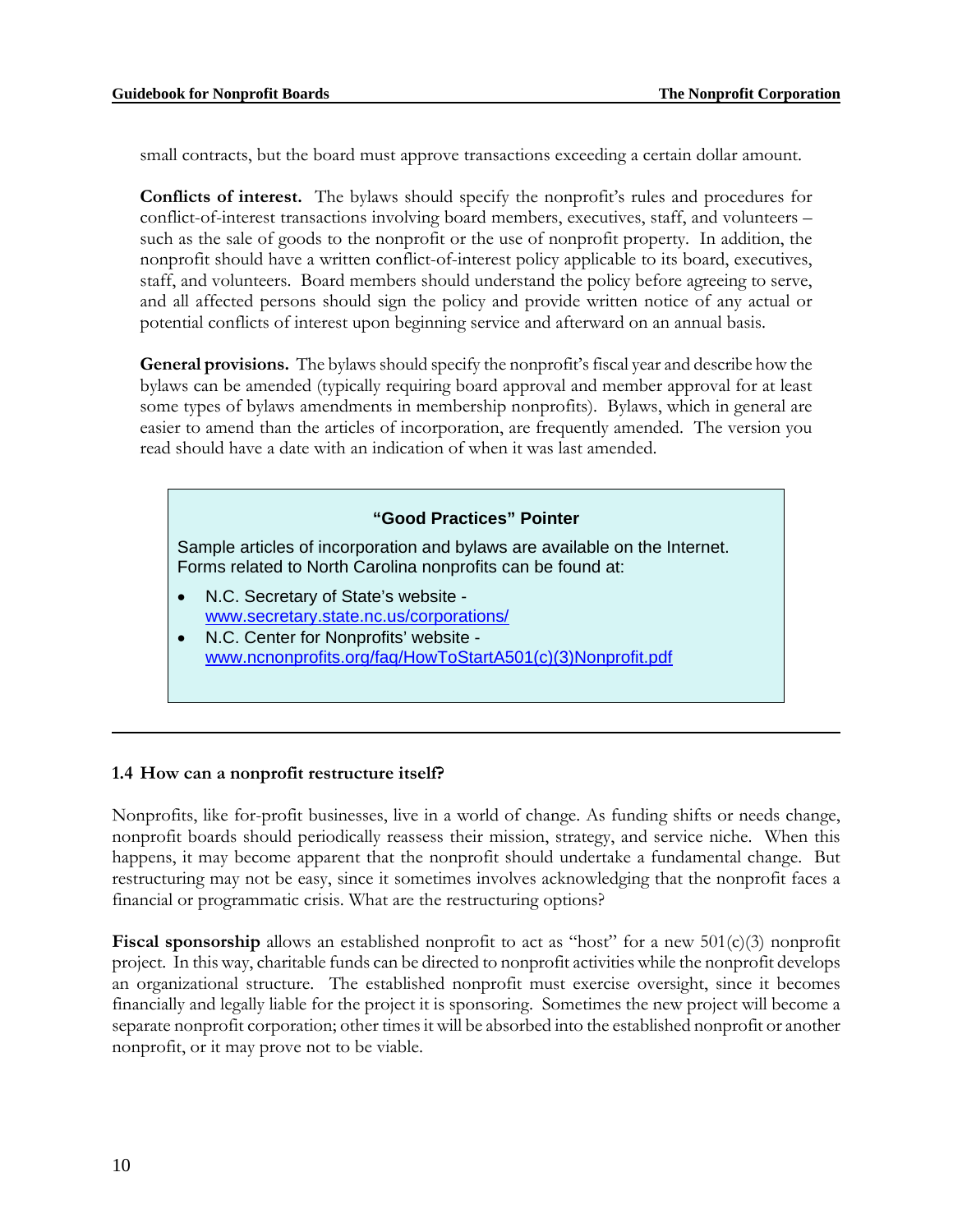small contracts, but the board must approve transactions exceeding a certain dollar amount.

**Conflicts of interest.** The bylaws should specify the nonprofit's rules and procedures for conflict-of-interest transactions involving board members, executives, staff, and volunteers – such as the sale of goods to the nonprofit or the use of nonprofit property. In addition, the nonprofit should have a written conflict-of-interest policy applicable to its board, executives, staff, and volunteers. Board members should understand the policy before agreeing to serve, and all affected persons should sign the policy and provide written notice of any actual or potential conflicts of interest upon beginning service and afterward on an annual basis.

**General provisions.** The bylaws should specify the nonprofit's fiscal year and describe how the bylaws can be amended (typically requiring board approval and member approval for at least some types of bylaws amendments in membership nonprofits). Bylaws, which in general are easier to amend than the articles of incorporation, are frequently amended. The version you read should have a date with an indication of when it was last amended.

> **"Good Practices" Pointer**
>
> Sample articles of incorporation and bylaws are available on the Internet. Forms related to North Carolina nonprofits can be found at:
>
> - N.C. Secretary of State's website - www.secretary.state.nc.us/corporations/
> - N.C. Center for Nonprofits' website - www.ncnonprofits.org/faq/HowToStartA501(c)(3)Nonprofit.pdf

---

### 1.4 How can a nonprofit restructure itself?

Nonprofits, like for-profit businesses, live in a world of change. As funding shifts or needs change, nonprofit boards should periodically reassess their mission, strategy, and service niche. When this happens, it may become apparent that the nonprofit should undertake a fundamental change. But restructuring may not be easy, since it sometimes involves acknowledging that the nonprofit faces a financial or programmatic crisis. What are the restructuring options?

**Fiscal sponsorship** allows an established nonprofit to act as "host" for a new 501(c)(3) nonprofit project. In this way, charitable funds can be directed to nonprofit activities while the nonprofit develops an organizational structure. The established nonprofit must exercise oversight, since it becomes financially and legally liable for the project it is sponsoring. Sometimes the new project will become a separate nonprofit corporation; other times it will be absorbed into the established nonprofit or another nonprofit, or it may prove not to be viable.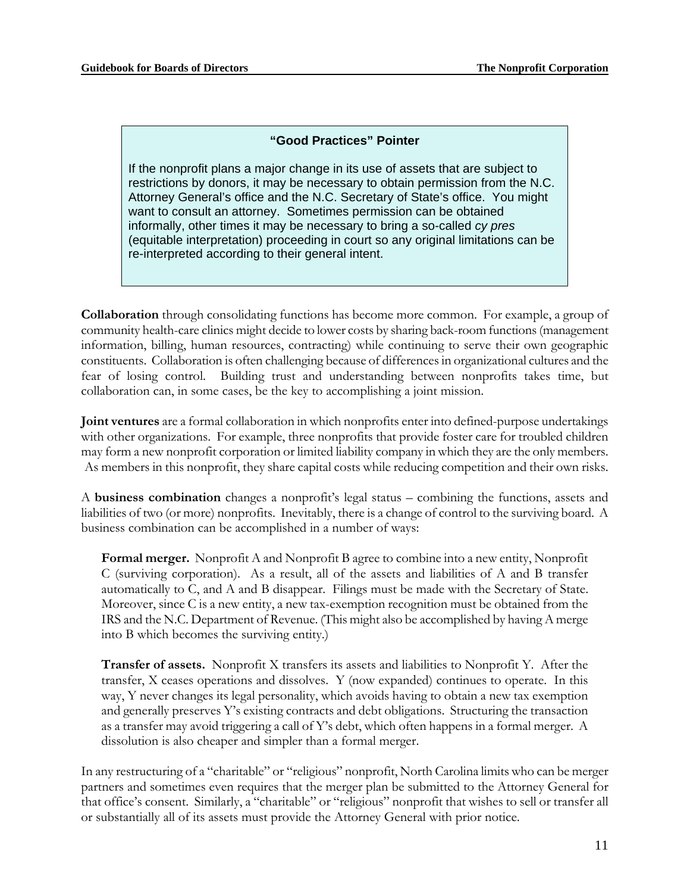> **"Good Practices" Pointer**
>
> If the nonprofit plans a major change in its use of assets that are subject to restrictions by donors, it may be necessary to obtain permission from the N.C. Attorney General's office and the N.C. Secretary of State's office. You might want to consult an attorney. Sometimes permission can be obtained informally, other times it may be necessary to bring a so-called *cy pres* (equitable interpretation) proceeding in court so any original limitations can be re-interpreted according to their general intent.

**Collaboration** through consolidating functions has become more common. For example, a group of community health-care clinics might decide to lower costs by sharing back-room functions (management information, billing, human resources, contracting) while continuing to serve their own geographic constituents. Collaboration is often challenging because of differences in organizational cultures and the fear of losing control. Building trust and understanding between nonprofits takes time, but collaboration can, in some cases, be the key to accomplishing a joint mission.

**Joint ventures** are a formal collaboration in which nonprofits enter into defined-purpose undertakings with other organizations. For example, three nonprofits that provide foster care for troubled children may form a new nonprofit corporation or limited liability company in which they are the only members. As members in this nonprofit, they share capital costs while reducing competition and their own risks.

A **business combination** changes a nonprofit's legal status – combining the functions, assets and liabilities of two (or more) nonprofits. Inevitably, there is a change of control to the surviving board. A business combination can be accomplished in a number of ways:

> **Formal merger.** Nonprofit A and Nonprofit B agree to combine into a new entity, Nonprofit C (surviving corporation). As a result, all of the assets and liabilities of A and B transfer automatically to C, and A and B disappear. Filings must be made with the Secretary of State. Moreover, since C is a new entity, a new tax-exemption recognition must be obtained from the IRS and the N.C. Department of Revenue. (This might also be accomplished by having A merge into B which becomes the surviving entity.)
>
> **Transfer of assets.** Nonprofit X transfers its assets and liabilities to Nonprofit Y. After the transfer, X ceases operations and dissolves. Y (now expanded) continues to operate. In this way, Y never changes its legal personality, which avoids having to obtain a new tax exemption and generally preserves Y's existing contracts and debt obligations. Structuring the transaction as a transfer may avoid triggering a call of Y's debt, which often happens in a formal merger. A dissolution is also cheaper and simpler than a formal merger.

In any restructuring of a "charitable" or "religious" nonprofit, North Carolina limits who can be merger partners and sometimes even requires that the merger plan be submitted to the Attorney General for that office's consent. Similarly, a "charitable" or "religious" nonprofit that wishes to sell or transfer all or substantially all of its assets must provide the Attorney General with prior notice.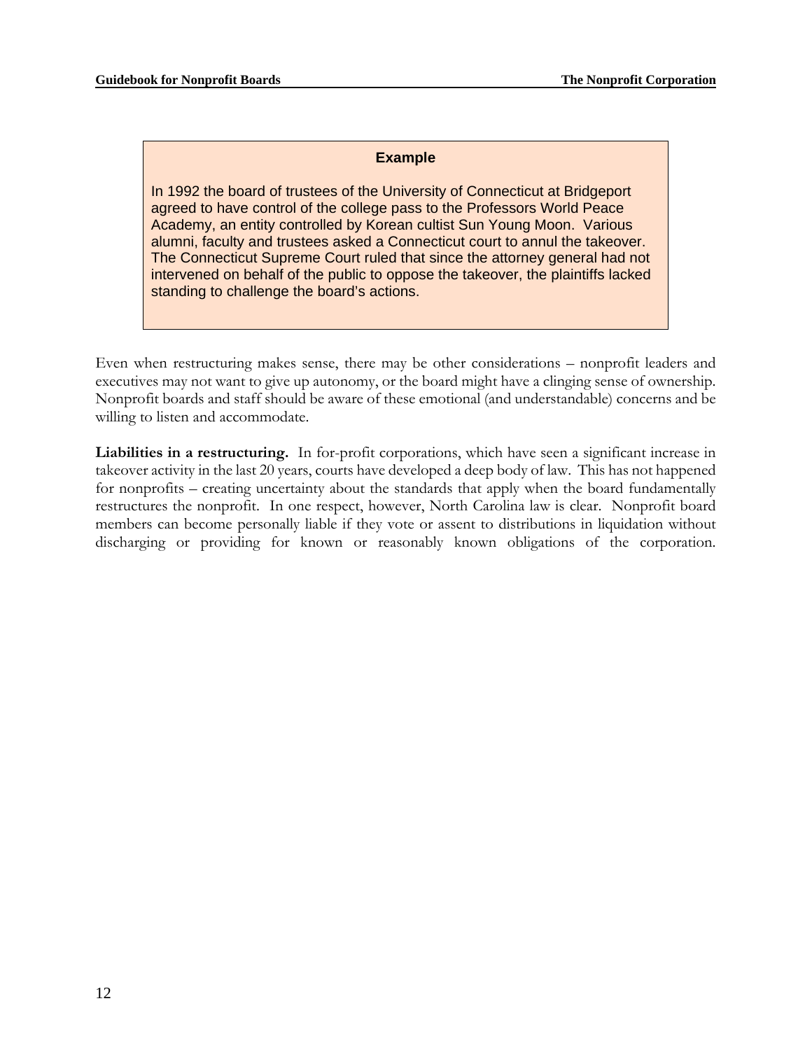**Example**

In 1992 the board of trustees of the University of Connecticut at Bridgeport agreed to have control of the college pass to the Professors World Peace Academy, an entity controlled by Korean cultist Sun Young Moon. Various alumni, faculty and trustees asked a Connecticut court to annul the takeover. The Connecticut Supreme Court ruled that since the attorney general had not intervened on behalf of the public to oppose the takeover, the plaintiffs lacked standing to challenge the board's actions.

Even when restructuring makes sense, there may be other considerations – nonprofit leaders and executives may not want to give up autonomy, or the board might have a clinging sense of ownership. Nonprofit boards and staff should be aware of these emotional (and understandable) concerns and be willing to listen and accommodate.

**Liabilities in a restructuring.** In for-profit corporations, which have seen a significant increase in takeover activity in the last 20 years, courts have developed a deep body of law. This has not happened for nonprofits – creating uncertainty about the standards that apply when the board fundamentally restructures the nonprofit. In one respect, however, North Carolina law is clear. Nonprofit board members can become personally liable if they vote or assent to distributions in liquidation without discharging or providing for known or reasonably known obligations of the corporation.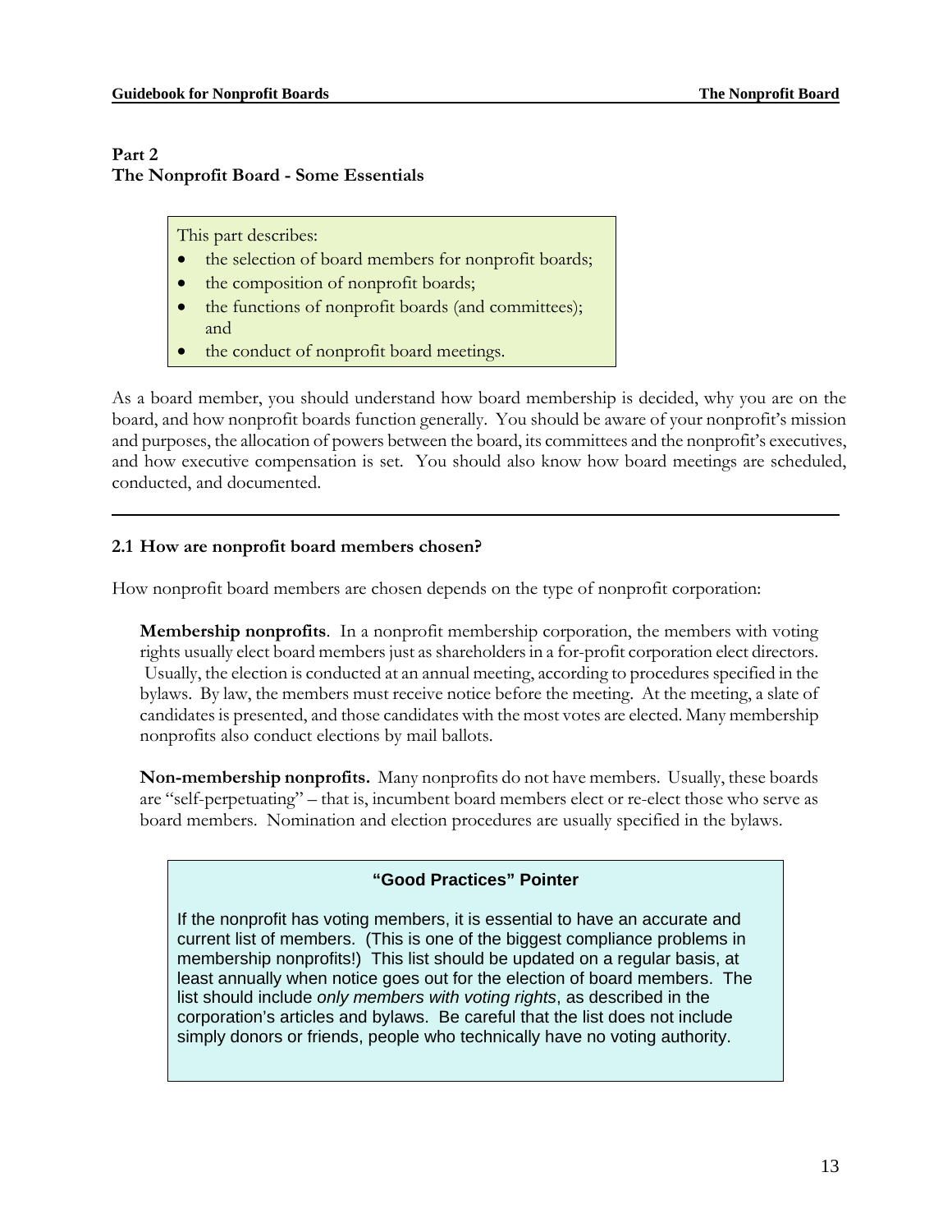# Part 2
# The Nonprofit Board - Some Essentials

This part describes:

- the selection of board members for nonprofit boards;
- the composition of nonprofit boards;
- the functions of nonprofit boards (and committees); and
- the conduct of nonprofit board meetings.

As a board member, you should understand how board membership is decided, why you are on the board, and how nonprofit boards function generally. You should be aware of your nonprofit's mission and purposes, the allocation of powers between the board, its committees and the nonprofit's executives, and how executive compensation is set. You should also know how board meetings are scheduled, conducted, and documented.

---

## 2.1 How are nonprofit board members chosen?

How nonprofit board members are chosen depends on the type of nonprofit corporation:

**Membership nonprofits**. In a nonprofit membership corporation, the members with voting rights usually elect board members just as shareholders in a for-profit corporation elect directors. Usually, the election is conducted at an annual meeting, according to procedures specified in the bylaws. By law, the members must receive notice before the meeting. At the meeting, a slate of candidates is presented, and those candidates with the most votes are elected. Many membership nonprofits also conduct elections by mail ballots.

**Non-membership nonprofits.** Many nonprofits do not have members. Usually, these boards are "self-perpetuating" – that is, incumbent board members elect or re-elect those who serve as board members. Nomination and election procedures are usually specified in the bylaws.

> **"Good Practices" Pointer**
>
> If the nonprofit has voting members, it is essential to have an accurate and current list of members. (This is one of the biggest compliance problems in membership nonprofits!) This list should be updated on a regular basis, at least annually when notice goes out for the election of board members. The list should include *only members with voting rights*, as described in the corporation's articles and bylaws. Be careful that the list does not include simply donors or friends, people who technically have no voting authority.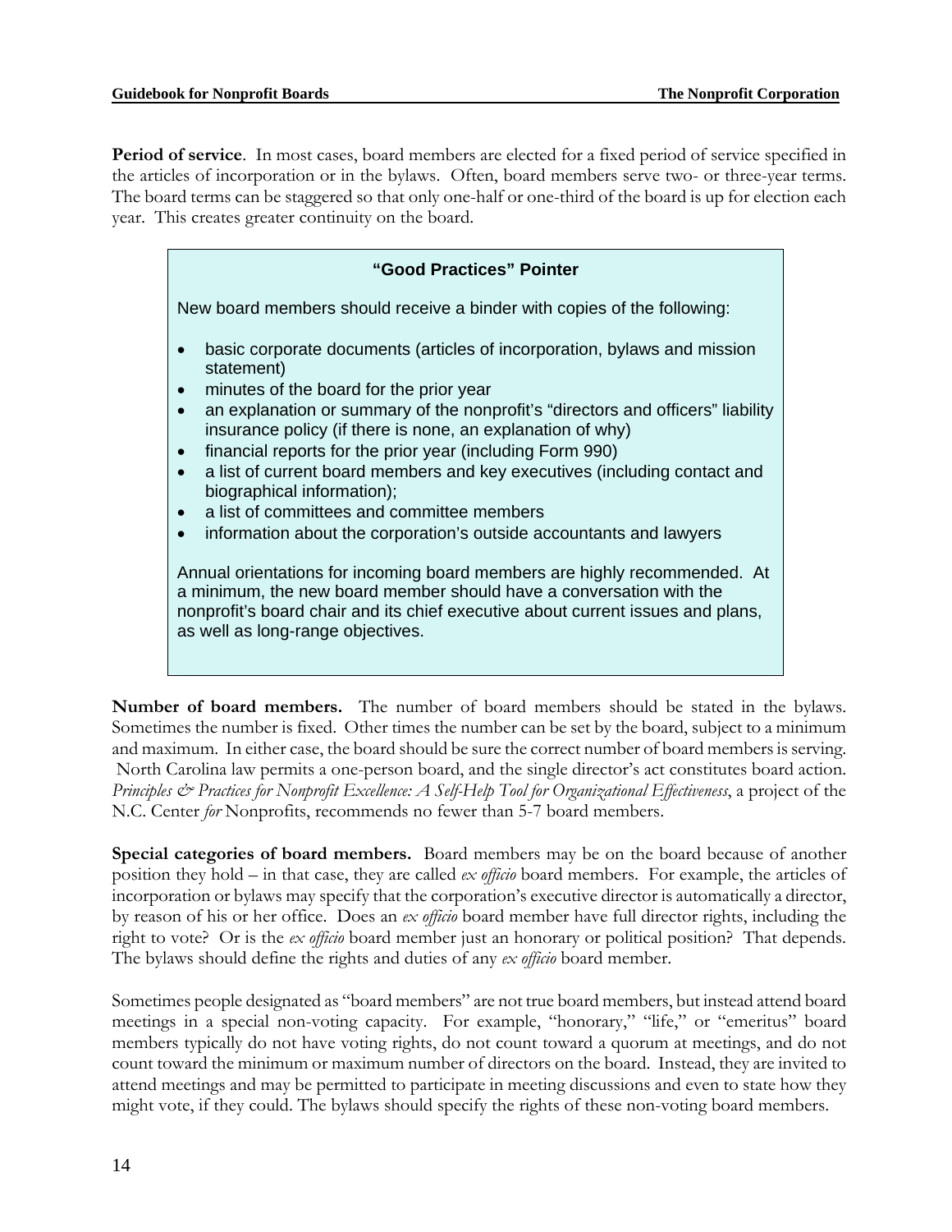**Period of service**. In most cases, board members are elected for a fixed period of service specified in the articles of incorporation or in the bylaws. Often, board members serve two- or three-year terms. The board terms can be staggered so that only one-half or one-third of the board is up for election each year. This creates greater continuity on the board.

> **"Good Practices" Pointer**
>
> New board members should receive a binder with copies of the following:
>
> - basic corporate documents (articles of incorporation, bylaws and mission statement)
> - minutes of the board for the prior year
> - an explanation or summary of the nonprofit's "directors and officers" liability insurance policy (if there is none, an explanation of why)
> - financial reports for the prior year (including Form 990)
> - a list of current board members and key executives (including contact and biographical information);
> - a list of committees and committee members
> - information about the corporation's outside accountants and lawyers
>
> Annual orientations for incoming board members are highly recommended. At a minimum, the new board member should have a conversation with the nonprofit's board chair and its chief executive about current issues and plans, as well as long-range objectives.

**Number of board members.** The number of board members should be stated in the bylaws. Sometimes the number is fixed. Other times the number can be set by the board, subject to a minimum and maximum. In either case, the board should be sure the correct number of board members is serving. North Carolina law permits a one-person board, and the single director's act constitutes board action. *Principles & Practices for Nonprofit Excellence: A Self-Help Tool for Organizational Effectiveness*, a project of the N.C. Center *for* Nonprofits, recommends no fewer than 5-7 board members.

**Special categories of board members.** Board members may be on the board because of another position they hold – in that case, they are called *ex officio* board members. For example, the articles of incorporation or bylaws may specify that the corporation's executive director is automatically a director, by reason of his or her office. Does an *ex officio* board member have full director rights, including the right to vote? Or is the *ex officio* board member just an honorary or political position? That depends. The bylaws should define the rights and duties of any *ex officio* board member.

Sometimes people designated as "board members" are not true board members, but instead attend board meetings in a special non-voting capacity. For example, "honorary," "life," or "emeritus" board members typically do not have voting rights, do not count toward a quorum at meetings, and do not count toward the minimum or maximum number of directors on the board. Instead, they are invited to attend meetings and may be permitted to participate in meeting discussions and even to state how they might vote, if they could. The bylaws should specify the rights of these non-voting board members.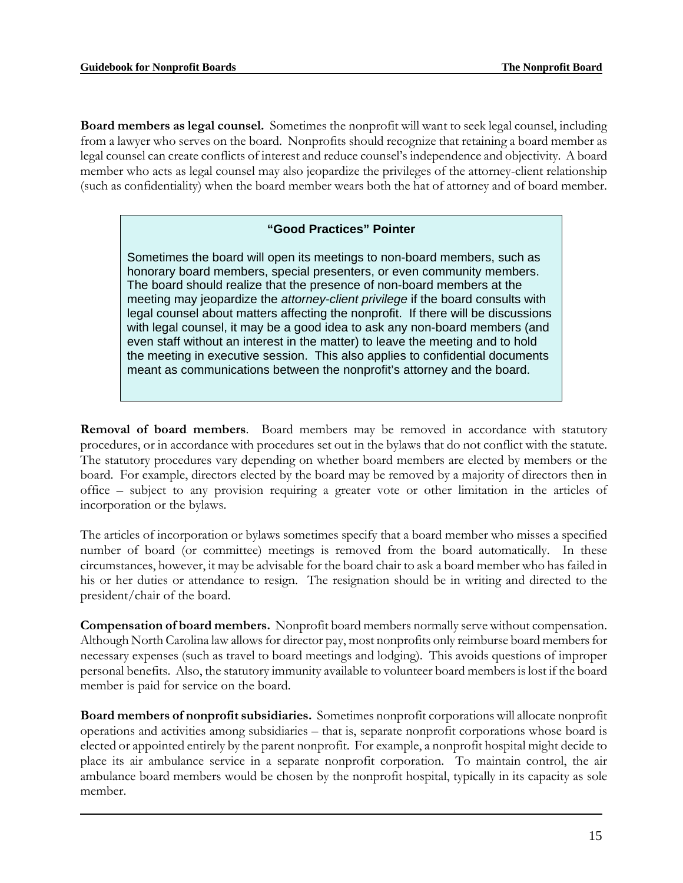**Board members as legal counsel.** Sometimes the nonprofit will want to seek legal counsel, including from a lawyer who serves on the board. Nonprofits should recognize that retaining a board member as legal counsel can create conflicts of interest and reduce counsel's independence and objectivity. A board member who acts as legal counsel may also jeopardize the privileges of the attorney-client relationship (such as confidentiality) when the board member wears both the hat of attorney and of board member.

> **"Good Practices" Pointer**
>
> Sometimes the board will open its meetings to non-board members, such as honorary board members, special presenters, or even community members. The board should realize that the presence of non-board members at the meeting may jeopardize the *attorney-client privilege* if the board consults with legal counsel about matters affecting the nonprofit. If there will be discussions with legal counsel, it may be a good idea to ask any non-board members (and even staff without an interest in the matter) to leave the meeting and to hold the meeting in executive session. This also applies to confidential documents meant as communications between the nonprofit's attorney and the board.

**Removal of board members**. Board members may be removed in accordance with statutory procedures, or in accordance with procedures set out in the bylaws that do not conflict with the statute. The statutory procedures vary depending on whether board members are elected by members or the board. For example, directors elected by the board may be removed by a majority of directors then in office – subject to any provision requiring a greater vote or other limitation in the articles of incorporation or the bylaws.

The articles of incorporation or bylaws sometimes specify that a board member who misses a specified number of board (or committee) meetings is removed from the board automatically. In these circumstances, however, it may be advisable for the board chair to ask a board member who has failed in his or her duties or attendance to resign. The resignation should be in writing and directed to the president/chair of the board.

**Compensation of board members.** Nonprofit board members normally serve without compensation. Although North Carolina law allows for director pay, most nonprofits only reimburse board members for necessary expenses (such as travel to board meetings and lodging). This avoids questions of improper personal benefits. Also, the statutory immunity available to volunteer board members is lost if the board member is paid for service on the board.

**Board members of nonprofit subsidiaries.** Sometimes nonprofit corporations will allocate nonprofit operations and activities among subsidiaries – that is, separate nonprofit corporations whose board is elected or appointed entirely by the parent nonprofit. For example, a nonprofit hospital might decide to place its air ambulance service in a separate nonprofit corporation. To maintain control, the air ambulance board members would be chosen by the nonprofit hospital, typically in its capacity as sole member.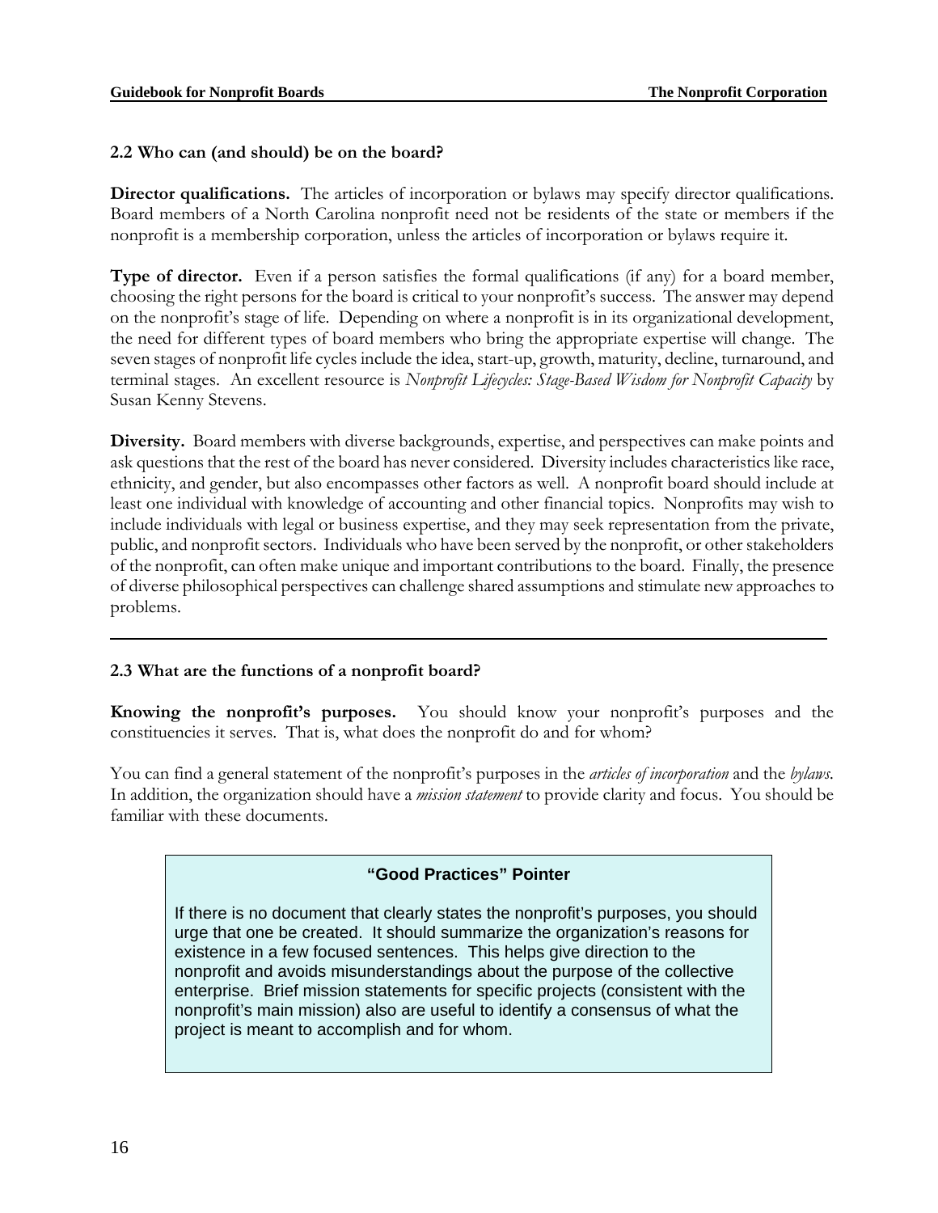## 2.2 Who can (and should) be on the board?

**Director qualifications.** The articles of incorporation or bylaws may specify director qualifications. Board members of a North Carolina nonprofit need not be residents of the state or members if the nonprofit is a membership corporation, unless the articles of incorporation or bylaws require it.

**Type of director.** Even if a person satisfies the formal qualifications (if any) for a board member, choosing the right persons for the board is critical to your nonprofit's success. The answer may depend on the nonprofit's stage of life. Depending on where a nonprofit is in its organizational development, the need for different types of board members who bring the appropriate expertise will change. The seven stages of nonprofit life cycles include the idea, start-up, growth, maturity, decline, turnaround, and terminal stages. An excellent resource is *Nonprofit Lifecycles: Stage-Based Wisdom for Nonprofit Capacity* by Susan Kenny Stevens.

**Diversity.** Board members with diverse backgrounds, expertise, and perspectives can make points and ask questions that the rest of the board has never considered. Diversity includes characteristics like race, ethnicity, and gender, but also encompasses other factors as well. A nonprofit board should include at least one individual with knowledge of accounting and other financial topics. Nonprofits may wish to include individuals with legal or business expertise, and they may seek representation from the private, public, and nonprofit sectors. Individuals who have been served by the nonprofit, or other stakeholders of the nonprofit, can often make unique and important contributions to the board. Finally, the presence of diverse philosophical perspectives can challenge shared assumptions and stimulate new approaches to problems.

---

## 2.3 What are the functions of a nonprofit board?

**Knowing the nonprofit's purposes.** You should know your nonprofit's purposes and the constituencies it serves. That is, what does the nonprofit do and for whom?

You can find a general statement of the nonprofit's purposes in the *articles of incorporation* and the *bylaws*. In addition, the organization should have a *mission statement* to provide clarity and focus. You should be familiar with these documents.

> **"Good Practices" Pointer**
>
> If there is no document that clearly states the nonprofit's purposes, you should urge that one be created. It should summarize the organization's reasons for existence in a few focused sentences. This helps give direction to the nonprofit and avoids misunderstandings about the purpose of the collective enterprise. Brief mission statements for specific projects (consistent with the nonprofit's main mission) also are useful to identify a consensus of what the project is meant to accomplish and for whom.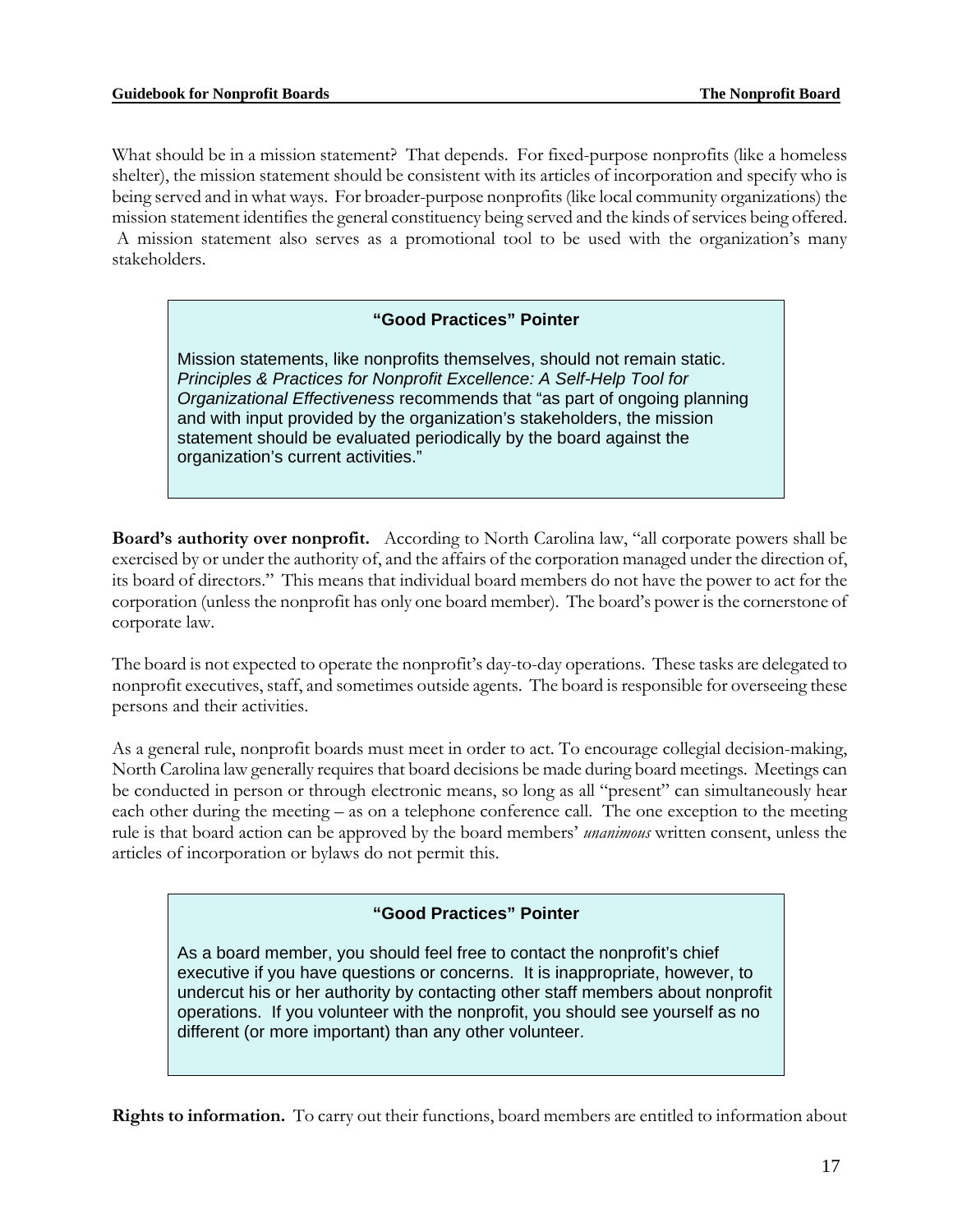What should be in a mission statement? That depends. For fixed-purpose nonprofits (like a homeless shelter), the mission statement should be consistent with its articles of incorporation and specify who is being served and in what ways. For broader-purpose nonprofits (like local community organizations) the mission statement identifies the general constituency being served and the kinds of services being offered. A mission statement also serves as a promotional tool to be used with the organization's many stakeholders.

> **"Good Practices" Pointer**
>
> Mission statements, like nonprofits themselves, should not remain static. *Principles & Practices for Nonprofit Excellence: A Self-Help Tool for Organizational Effectiveness* recommends that "as part of ongoing planning and with input provided by the organization's stakeholders, the mission statement should be evaluated periodically by the board against the organization's current activities."

**Board's authority over nonprofit.** According to North Carolina law, "all corporate powers shall be exercised by or under the authority of, and the affairs of the corporation managed under the direction of, its board of directors." This means that individual board members do not have the power to act for the corporation (unless the nonprofit has only one board member). The board's power is the cornerstone of corporate law.

The board is not expected to operate the nonprofit's day-to-day operations. These tasks are delegated to nonprofit executives, staff, and sometimes outside agents. The board is responsible for overseeing these persons and their activities.

As a general rule, nonprofit boards must meet in order to act. To encourage collegial decision-making, North Carolina law generally requires that board decisions be made during board meetings. Meetings can be conducted in person or through electronic means, so long as all "present" can simultaneously hear each other during the meeting – as on a telephone conference call. The one exception to the meeting rule is that board action can be approved by the board members' *unanimous* written consent, unless the articles of incorporation or bylaws do not permit this.

> **"Good Practices" Pointer**
>
> As a board member, you should feel free to contact the nonprofit's chief executive if you have questions or concerns. It is inappropriate, however, to undercut his or her authority by contacting other staff members about nonprofit operations. If you volunteer with the nonprofit, you should see yourself as no different (or more important) than any other volunteer.

**Rights to information.** To carry out their functions, board members are entitled to information about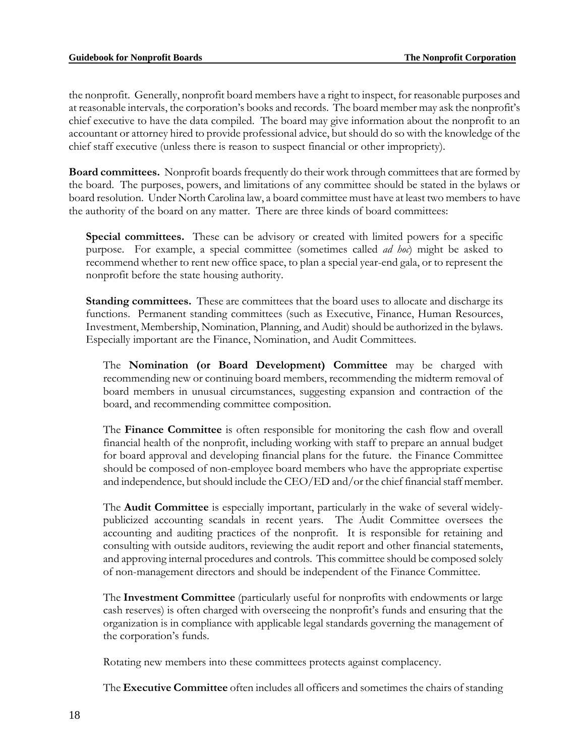the nonprofit. Generally, nonprofit board members have a right to inspect, for reasonable purposes and at reasonable intervals, the corporation's books and records. The board member may ask the nonprofit's chief executive to have the data compiled. The board may give information about the nonprofit to an accountant or attorney hired to provide professional advice, but should do so with the knowledge of the chief staff executive (unless there is reason to suspect financial or other impropriety).

**Board committees.** Nonprofit boards frequently do their work through committees that are formed by the board. The purposes, powers, and limitations of any committee should be stated in the bylaws or board resolution. Under North Carolina law, a board committee must have at least two members to have the authority of the board on any matter. There are three kinds of board committees:

**Special committees.** These can be advisory or created with limited powers for a specific purpose. For example, a special committee (sometimes called *ad hoc*) might be asked to recommend whether to rent new office space, to plan a special year-end gala, or to represent the nonprofit before the state housing authority.

**Standing committees.** These are committees that the board uses to allocate and discharge its functions. Permanent standing committees (such as Executive, Finance, Human Resources, Investment, Membership, Nomination, Planning, and Audit) should be authorized in the bylaws. Especially important are the Finance, Nomination, and Audit Committees.

The **Nomination (or Board Development) Committee** may be charged with recommending new or continuing board members, recommending the midterm removal of board members in unusual circumstances, suggesting expansion and contraction of the board, and recommending committee composition.

The **Finance Committee** is often responsible for monitoring the cash flow and overall financial health of the nonprofit, including working with staff to prepare an annual budget for board approval and developing financial plans for the future. the Finance Committee should be composed of non-employee board members who have the appropriate expertise and independence, but should include the CEO/ED and/or the chief financial staff member.

The **Audit Committee** is especially important, particularly in the wake of several widely-publicized accounting scandals in recent years. The Audit Committee oversees the accounting and auditing practices of the nonprofit. It is responsible for retaining and consulting with outside auditors, reviewing the audit report and other financial statements, and approving internal procedures and controls. This committee should be composed solely of non-management directors and should be independent of the Finance Committee.

The **Investment Committee** (particularly useful for nonprofits with endowments or large cash reserves) is often charged with overseeing the nonprofit's funds and ensuring that the organization is in compliance with applicable legal standards governing the management of the corporation's funds.

Rotating new members into these committees protects against complacency.

The **Executive Committee** often includes all officers and sometimes the chairs of standing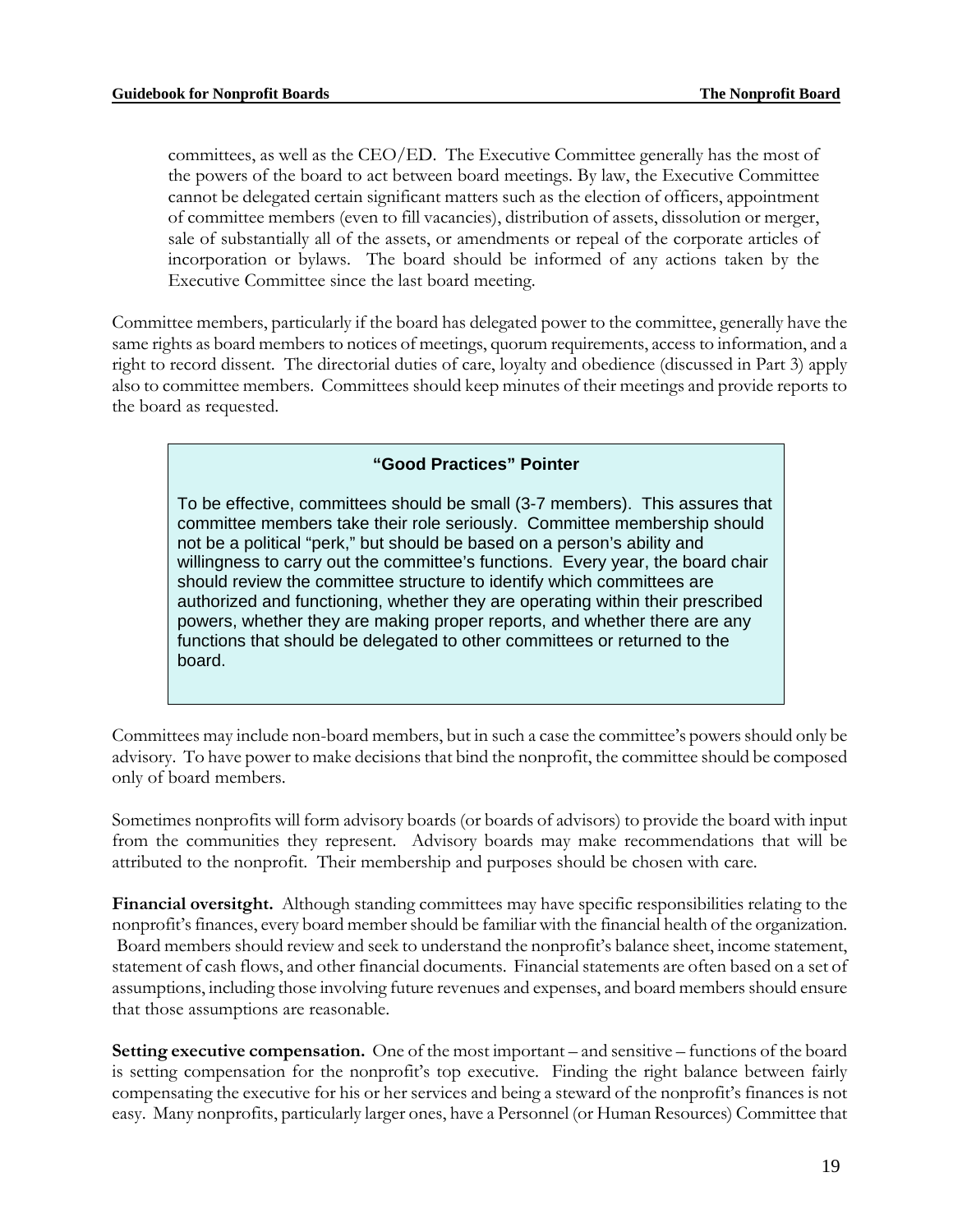committees, as well as the CEO/ED. The Executive Committee generally has the most of the powers of the board to act between board meetings. By law, the Executive Committee cannot be delegated certain significant matters such as the election of officers, appointment of committee members (even to fill vacancies), distribution of assets, dissolution or merger, sale of substantially all of the assets, or amendments or repeal of the corporate articles of incorporation or bylaws. The board should be informed of any actions taken by the Executive Committee since the last board meeting.

Committee members, particularly if the board has delegated power to the committee, generally have the same rights as board members to notices of meetings, quorum requirements, access to information, and a right to record dissent. The directorial duties of care, loyalty and obedience (discussed in Part 3) apply also to committee members. Committees should keep minutes of their meetings and provide reports to the board as requested.

> **"Good Practices" Pointer**
>
> To be effective, committees should be small (3-7 members). This assures that committee members take their role seriously. Committee membership should not be a political "perk," but should be based on a person's ability and willingness to carry out the committee's functions. Every year, the board chair should review the committee structure to identify which committees are authorized and functioning, whether they are operating within their prescribed powers, whether they are making proper reports, and whether there are any functions that should be delegated to other committees or returned to the board.

Committees may include non-board members, but in such a case the committee's powers should only be advisory. To have power to make decisions that bind the nonprofit, the committee should be composed only of board members.

Sometimes nonprofits will form advisory boards (or boards of advisors) to provide the board with input from the communities they represent. Advisory boards may make recommendations that will be attributed to the nonprofit. Their membership and purposes should be chosen with care.

**Financial oversitght.** Although standing committees may have specific responsibilities relating to the nonprofit's finances, every board member should be familiar with the financial health of the organization. Board members should review and seek to understand the nonprofit's balance sheet, income statement, statement of cash flows, and other financial documents. Financial statements are often based on a set of assumptions, including those involving future revenues and expenses, and board members should ensure that those assumptions are reasonable.

**Setting executive compensation.** One of the most important – and sensitive – functions of the board is setting compensation for the nonprofit's top executive. Finding the right balance between fairly compensating the executive for his or her services and being a steward of the nonprofit's finances is not easy. Many nonprofits, particularly larger ones, have a Personnel (or Human Resources) Committee that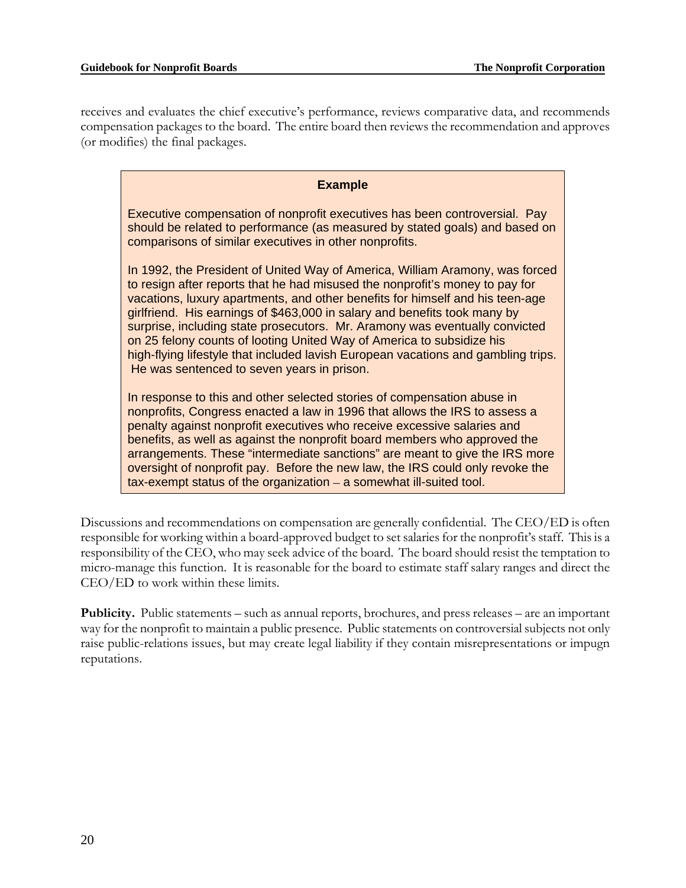receives and evaluates the chief executive's performance, reviews comparative data, and recommends compensation packages to the board. The entire board then reviews the recommendation and approves (or modifies) the final packages.

> **Example**
>
> Executive compensation of nonprofit executives has been controversial. Pay should be related to performance (as measured by stated goals) and based on comparisons of similar executives in other nonprofits.
>
> In 1992, the President of United Way of America, William Aramony, was forced to resign after reports that he had misused the nonprofit's money to pay for vacations, luxury apartments, and other benefits for himself and his teen-age girlfriend. His earnings of $463,000 in salary and benefits took many by surprise, including state prosecutors. Mr. Aramony was eventually convicted on 25 felony counts of looting United Way of America to subsidize his high-flying lifestyle that included lavish European vacations and gambling trips. He was sentenced to seven years in prison.
>
> In response to this and other selected stories of compensation abuse in nonprofits, Congress enacted a law in 1996 that allows the IRS to assess a penalty against nonprofit executives who receive excessive salaries and benefits, as well as against the nonprofit board members who approved the arrangements. These "intermediate sanctions" are meant to give the IRS more oversight of nonprofit pay. Before the new law, the IRS could only revoke the tax-exempt status of the organization – a somewhat ill-suited tool.

Discussions and recommendations on compensation are generally confidential. The CEO/ED is often responsible for working within a board-approved budget to set salaries for the nonprofit's staff. This is a responsibility of the CEO, who may seek advice of the board. The board should resist the temptation to micro-manage this function. It is reasonable for the board to estimate staff salary ranges and direct the CEO/ED to work within these limits.

**Publicity.** Public statements – such as annual reports, brochures, and press releases – are an important way for the nonprofit to maintain a public presence. Public statements on controversial subjects not only raise public-relations issues, but may create legal liability if they contain misrepresentations or impugn reputations.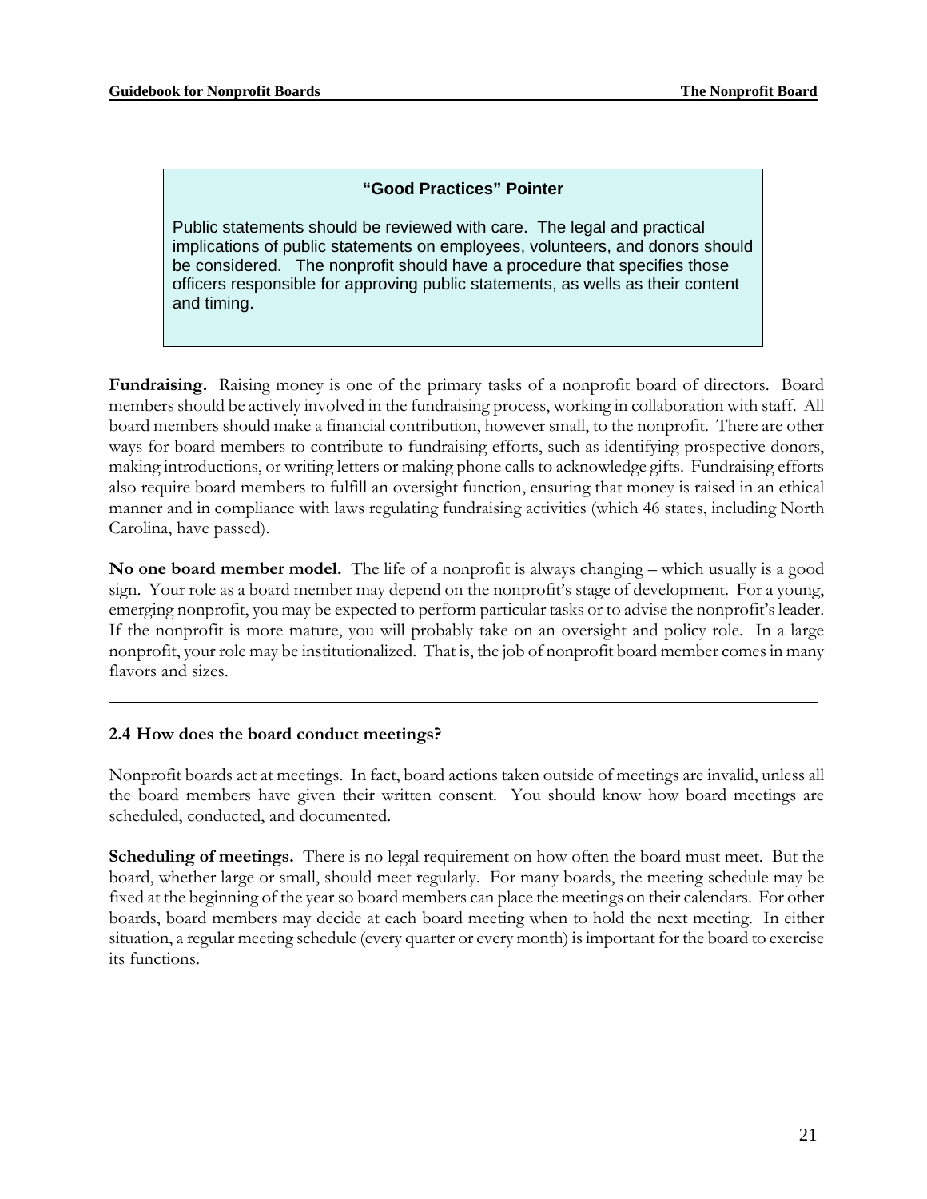> **“Good Practices” Pointer**
>
> Public statements should be reviewed with care. The legal and practical implications of public statements on employees, volunteers, and donors should be considered. The nonprofit should have a procedure that specifies those officers responsible for approving public statements, as wells as their content and timing.

**Fundraising.** Raising money is one of the primary tasks of a nonprofit board of directors. Board members should be actively involved in the fundraising process, working in collaboration with staff. All board members should make a financial contribution, however small, to the nonprofit. There are other ways for board members to contribute to fundraising efforts, such as identifying prospective donors, making introductions, or writing letters or making phone calls to acknowledge gifts. Fundraising efforts also require board members to fulfill an oversight function, ensuring that money is raised in an ethical manner and in compliance with laws regulating fundraising activities (which 46 states, including North Carolina, have passed).

**No one board member model.** The life of a nonprofit is always changing – which usually is a good sign. Your role as a board member may depend on the nonprofit's stage of development. For a young, emerging nonprofit, you may be expected to perform particular tasks or to advise the nonprofit's leader. If the nonprofit is more mature, you will probably take on an oversight and policy role. In a large nonprofit, your role may be institutionalized. That is, the job of nonprofit board member comes in many flavors and sizes.

---

### 2.4 How does the board conduct meetings?

Nonprofit boards act at meetings. In fact, board actions taken outside of meetings are invalid, unless all the board members have given their written consent. You should know how board meetings are scheduled, conducted, and documented.

**Scheduling of meetings.** There is no legal requirement on how often the board must meet. But the board, whether large or small, should meet regularly. For many boards, the meeting schedule may be fixed at the beginning of the year so board members can place the meetings on their calendars. For other boards, board members may decide at each board meeting when to hold the next meeting. In either situation, a regular meeting schedule (every quarter or every month) is important for the board to exercise its functions.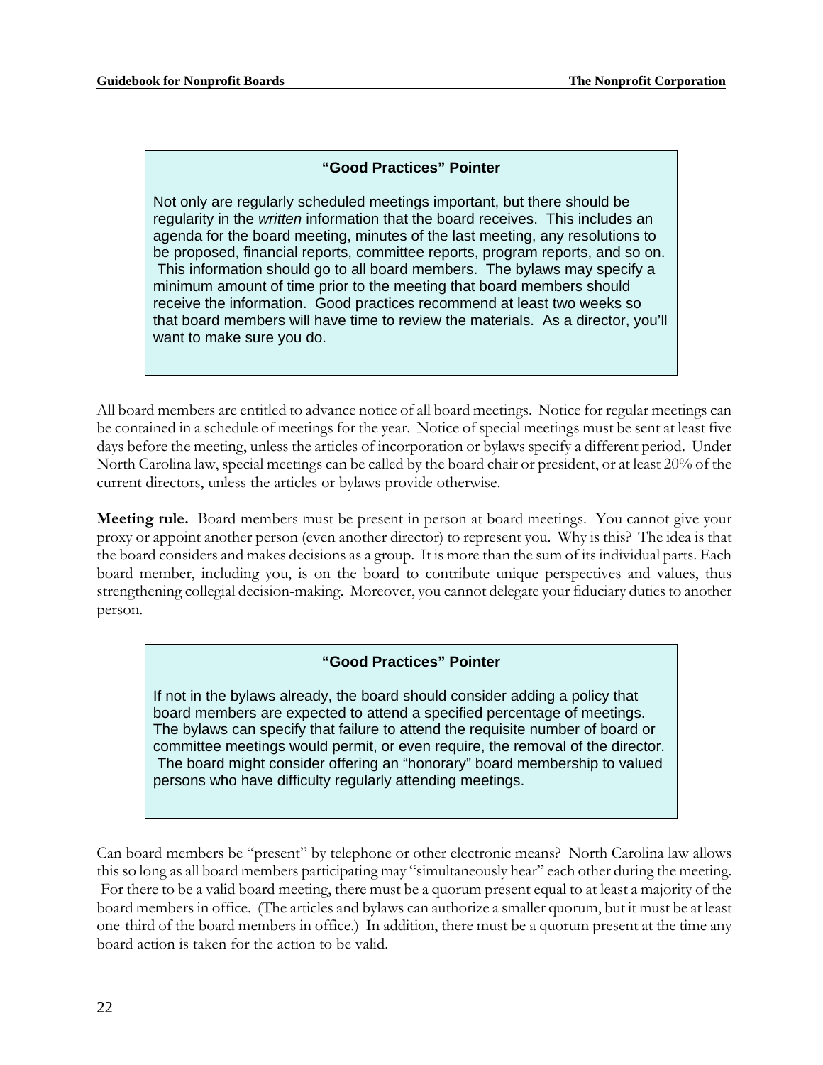**"Good Practices" Pointer**

Not only are regularly scheduled meetings important, but there should be regularity in the *written* information that the board receives. This includes an agenda for the board meeting, minutes of the last meeting, any resolutions to be proposed, financial reports, committee reports, program reports, and so on. This information should go to all board members. The bylaws may specify a minimum amount of time prior to the meeting that board members should receive the information. Good practices recommend at least two weeks so that board members will have time to review the materials. As a director, you'll want to make sure you do.

All board members are entitled to advance notice of all board meetings. Notice for regular meetings can be contained in a schedule of meetings for the year. Notice of special meetings must be sent at least five days before the meeting, unless the articles of incorporation or bylaws specify a different period. Under North Carolina law, special meetings can be called by the board chair or president, or at least 20% of the current directors, unless the articles or bylaws provide otherwise.

**Meeting rule.** Board members must be present in person at board meetings. You cannot give your proxy or appoint another person (even another director) to represent you. Why is this? The idea is that the board considers and makes decisions as a group. It is more than the sum of its individual parts. Each board member, including you, is on the board to contribute unique perspectives and values, thus strengthening collegial decision-making. Moreover, you cannot delegate your fiduciary duties to another person.

**"Good Practices" Pointer**

If not in the bylaws already, the board should consider adding a policy that board members are expected to attend a specified percentage of meetings. The bylaws can specify that failure to attend the requisite number of board or committee meetings would permit, or even require, the removal of the director. The board might consider offering an "honorary" board membership to valued persons who have difficulty regularly attending meetings.

Can board members be "present" by telephone or other electronic means? North Carolina law allows this so long as all board members participating may "simultaneously hear" each other during the meeting. For there to be a valid board meeting, there must be a quorum present equal to at least a majority of the board members in office. (The articles and bylaws can authorize a smaller quorum, but it must be at least one-third of the board members in office.) In addition, there must be a quorum present at the time any board action is taken for the action to be valid.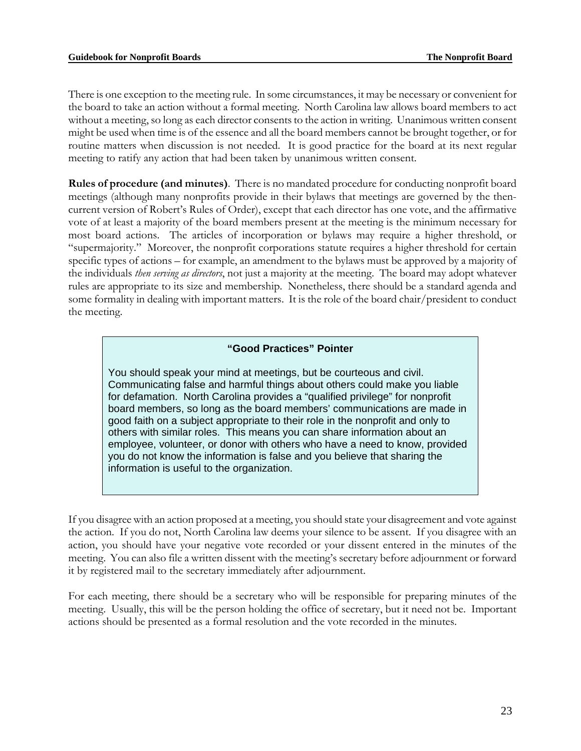There is one exception to the meeting rule. In some circumstances, it may be necessary or convenient for the board to take an action without a formal meeting. North Carolina law allows board members to act without a meeting, so long as each director consents to the action in writing. Unanimous written consent might be used when time is of the essence and all the board members cannot be brought together, or for routine matters when discussion is not needed. It is good practice for the board at its next regular meeting to ratify any action that had been taken by unanimous written consent.

**Rules of procedure (and minutes)**. There is no mandated procedure for conducting nonprofit board meetings (although many nonprofits provide in their bylaws that meetings are governed by the then-current version of Robert's Rules of Order), except that each director has one vote, and the affirmative vote of at least a majority of the board members present at the meeting is the minimum necessary for most board actions. The articles of incorporation or bylaws may require a higher threshold, or "supermajority." Moreover, the nonprofit corporations statute requires a higher threshold for certain specific types of actions – for example, an amendment to the bylaws must be approved by a majority of the individuals *then serving as directors*, not just a majority at the meeting. The board may adopt whatever rules are appropriate to its size and membership. Nonetheless, there should be a standard agenda and some formality in dealing with important matters. It is the role of the board chair/president to conduct the meeting.

> **"Good Practices" Pointer**
>
> You should speak your mind at meetings, but be courteous and civil. Communicating false and harmful things about others could make you liable for defamation. North Carolina provides a "qualified privilege" for nonprofit board members, so long as the board members' communications are made in good faith on a subject appropriate to their role in the nonprofit and only to others with similar roles. This means you can share information about an employee, volunteer, or donor with others who have a need to know, provided you do not know the information is false and you believe that sharing the information is useful to the organization.

If you disagree with an action proposed at a meeting, you should state your disagreement and vote against the action. If you do not, North Carolina law deems your silence to be assent. If you disagree with an action, you should have your negative vote recorded or your dissent entered in the minutes of the meeting. You can also file a written dissent with the meeting's secretary before adjournment or forward it by registered mail to the secretary immediately after adjournment.

For each meeting, there should be a secretary who will be responsible for preparing minutes of the meeting. Usually, this will be the person holding the office of secretary, but it need not be. Important actions should be presented as a formal resolution and the vote recorded in the minutes.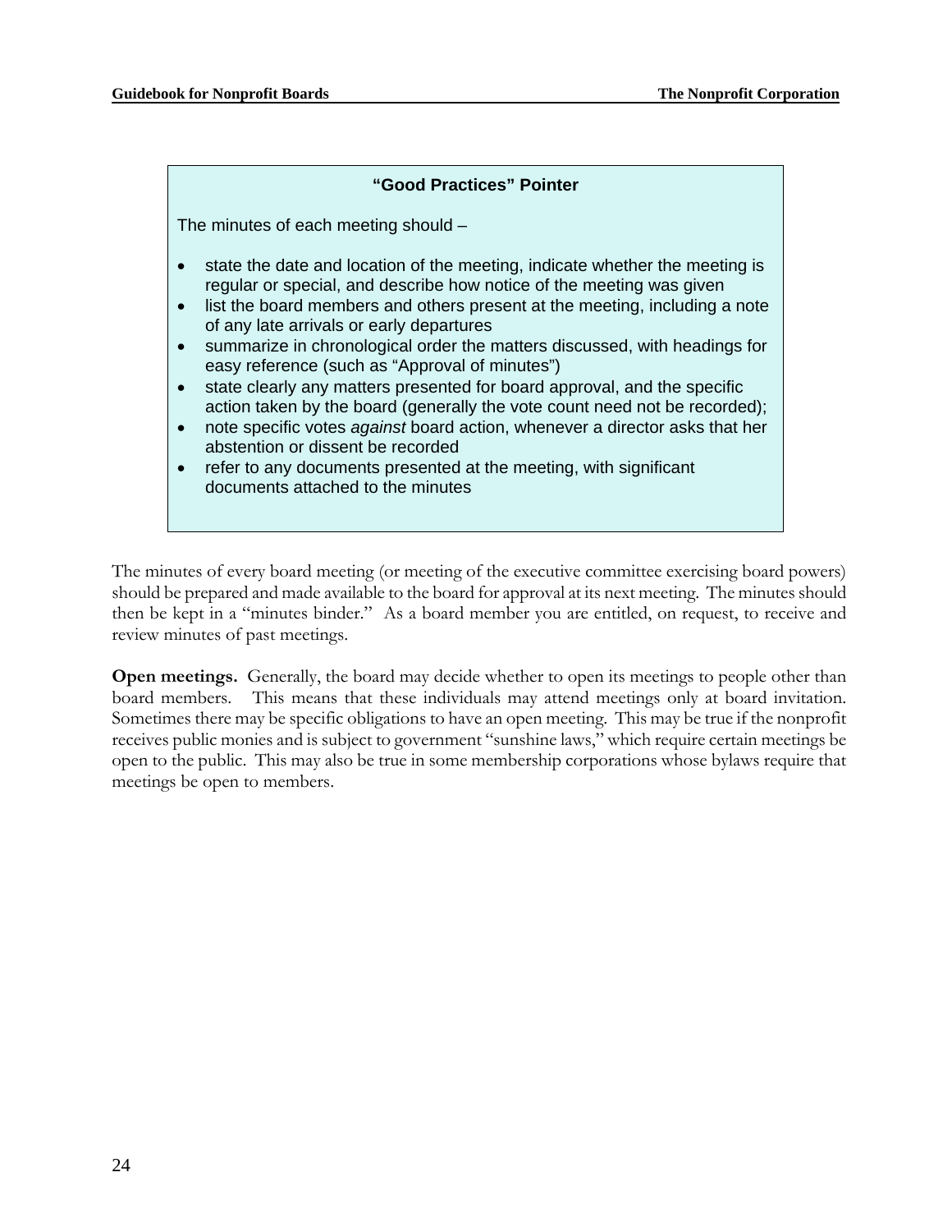**"Good Practices" Pointer**

The minutes of each meeting should –

- state the date and location of the meeting, indicate whether the meeting is regular or special, and describe how notice of the meeting was given
- list the board members and others present at the meeting, including a note of any late arrivals or early departures
- summarize in chronological order the matters discussed, with headings for easy reference (such as "Approval of minutes")
- state clearly any matters presented for board approval, and the specific action taken by the board (generally the vote count need not be recorded);
- note specific votes *against* board action, whenever a director asks that her abstention or dissent be recorded
- refer to any documents presented at the meeting, with significant documents attached to the minutes

The minutes of every board meeting (or meeting of the executive committee exercising board powers) should be prepared and made available to the board for approval at its next meeting. The minutes should then be kept in a "minutes binder." As a board member you are entitled, on request, to receive and review minutes of past meetings.

**Open meetings.** Generally, the board may decide whether to open its meetings to people other than board members. This means that these individuals may attend meetings only at board invitation. Sometimes there may be specific obligations to have an open meeting. This may be true if the nonprofit receives public monies and is subject to government "sunshine laws," which require certain meetings be open to the public. This may also be true in some membership corporations whose bylaws require that meetings be open to members.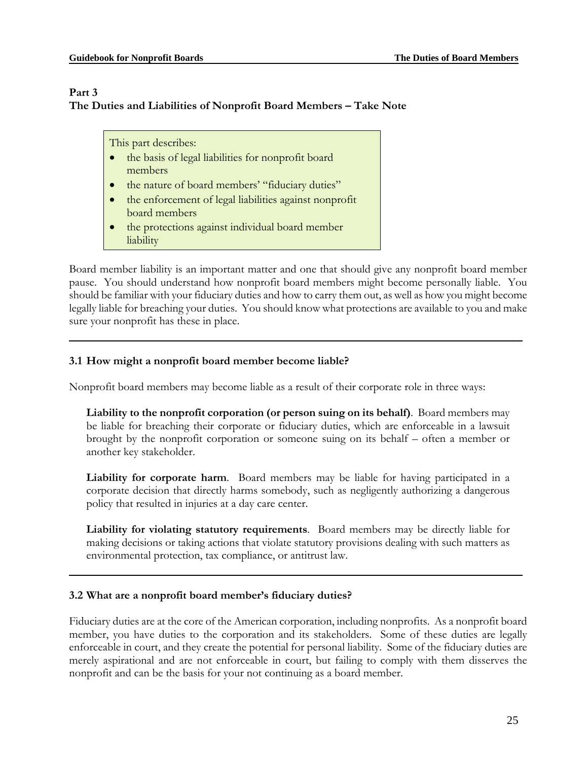## Part 3
## The Duties and Liabilities of Nonprofit Board Members – Take Note

This part describes:

- the basis of legal liabilities for nonprofit board members
- the nature of board members' "fiduciary duties"
- the enforcement of legal liabilities against nonprofit board members
- the protections against individual board member liability

Board member liability is an important matter and one that should give any nonprofit board member pause. You should understand how nonprofit board members might become personally liable. You should be familiar with your fiduciary duties and how to carry them out, as well as how you might become legally liable for breaching your duties. You should know what protections are available to you and make sure your nonprofit has these in place.

---

### 3.1 How might a nonprofit board member become liable?

Nonprofit board members may become liable as a result of their corporate role in three ways:

**Liability to the nonprofit corporation (or person suing on its behalf)**. Board members may be liable for breaching their corporate or fiduciary duties, which are enforceable in a lawsuit brought by the nonprofit corporation or someone suing on its behalf – often a member or another key stakeholder.

**Liability for corporate harm**. Board members may be liable for having participated in a corporate decision that directly harms somebody, such as negligently authorizing a dangerous policy that resulted in injuries at a day care center.

**Liability for violating statutory requirements**. Board members may be directly liable for making decisions or taking actions that violate statutory provisions dealing with such matters as environmental protection, tax compliance, or antitrust law.

---

### 3.2 What are a nonprofit board member's fiduciary duties?

Fiduciary duties are at the core of the American corporation, including nonprofits. As a nonprofit board member, you have duties to the corporation and its stakeholders. Some of these duties are legally enforceable in court, and they create the potential for personal liability. Some of the fiduciary duties are merely aspirational and are not enforceable in court, but failing to comply with them disserves the nonprofit and can be the basis for your not continuing as a board member.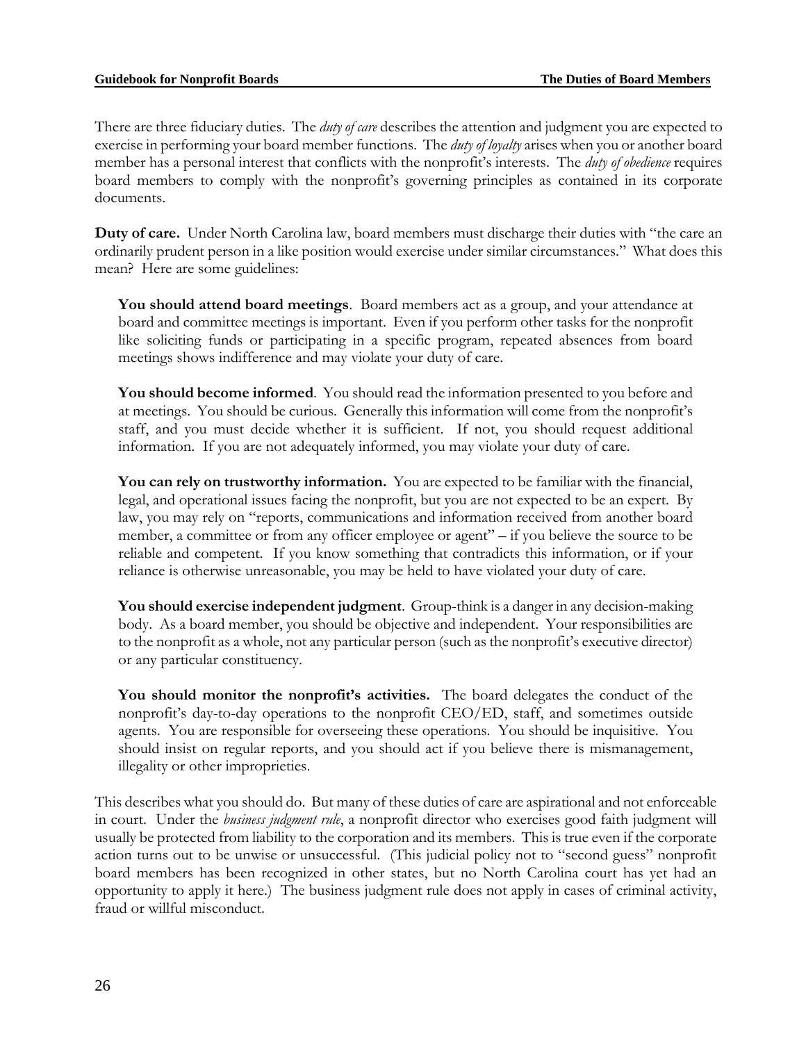There are three fiduciary duties. The *duty of care* describes the attention and judgment you are expected to exercise in performing your board member functions. The *duty of loyalty* arises when you or another board member has a personal interest that conflicts with the nonprofit's interests. The *duty of obedience* requires board members to comply with the nonprofit's governing principles as contained in its corporate documents.

**Duty of care.** Under North Carolina law, board members must discharge their duties with "the care an ordinarily prudent person in a like position would exercise under similar circumstances." What does this mean? Here are some guidelines:

> **You should attend board meetings**. Board members act as a group, and your attendance at board and committee meetings is important. Even if you perform other tasks for the nonprofit like soliciting funds or participating in a specific program, repeated absences from board meetings shows indifference and may violate your duty of care.
>
> **You should become informed**. You should read the information presented to you before and at meetings. You should be curious. Generally this information will come from the nonprofit's staff, and you must decide whether it is sufficient. If not, you should request additional information. If you are not adequately informed, you may violate your duty of care.
>
> **You can rely on trustworthy information.** You are expected to be familiar with the financial, legal, and operational issues facing the nonprofit, but you are not expected to be an expert. By law, you may rely on "reports, communications and information received from another board member, a committee or from any officer employee or agent" – if you believe the source to be reliable and competent. If you know something that contradicts this information, or if your reliance is otherwise unreasonable, you may be held to have violated your duty of care.
>
> **You should exercise independent judgment**. Group-think is a danger in any decision-making body. As a board member, you should be objective and independent. Your responsibilities are to the nonprofit as a whole, not any particular person (such as the nonprofit's executive director) or any particular constituency.
>
> **You should monitor the nonprofit's activities.** The board delegates the conduct of the nonprofit's day-to-day operations to the nonprofit CEO/ED, staff, and sometimes outside agents. You are responsible for overseeing these operations. You should be inquisitive. You should insist on regular reports, and you should act if you believe there is mismanagement, illegality or other improprieties.

This describes what you should do. But many of these duties of care are aspirational and not enforceable in court. Under the *business judgment rule*, a nonprofit director who exercises good faith judgment will usually be protected from liability to the corporation and its members. This is true even if the corporate action turns out to be unwise or unsuccessful. (This judicial policy not to "second guess" nonprofit board members has been recognized in other states, but no North Carolina court has yet had an opportunity to apply it here.) The business judgment rule does not apply in cases of criminal activity, fraud or willful misconduct.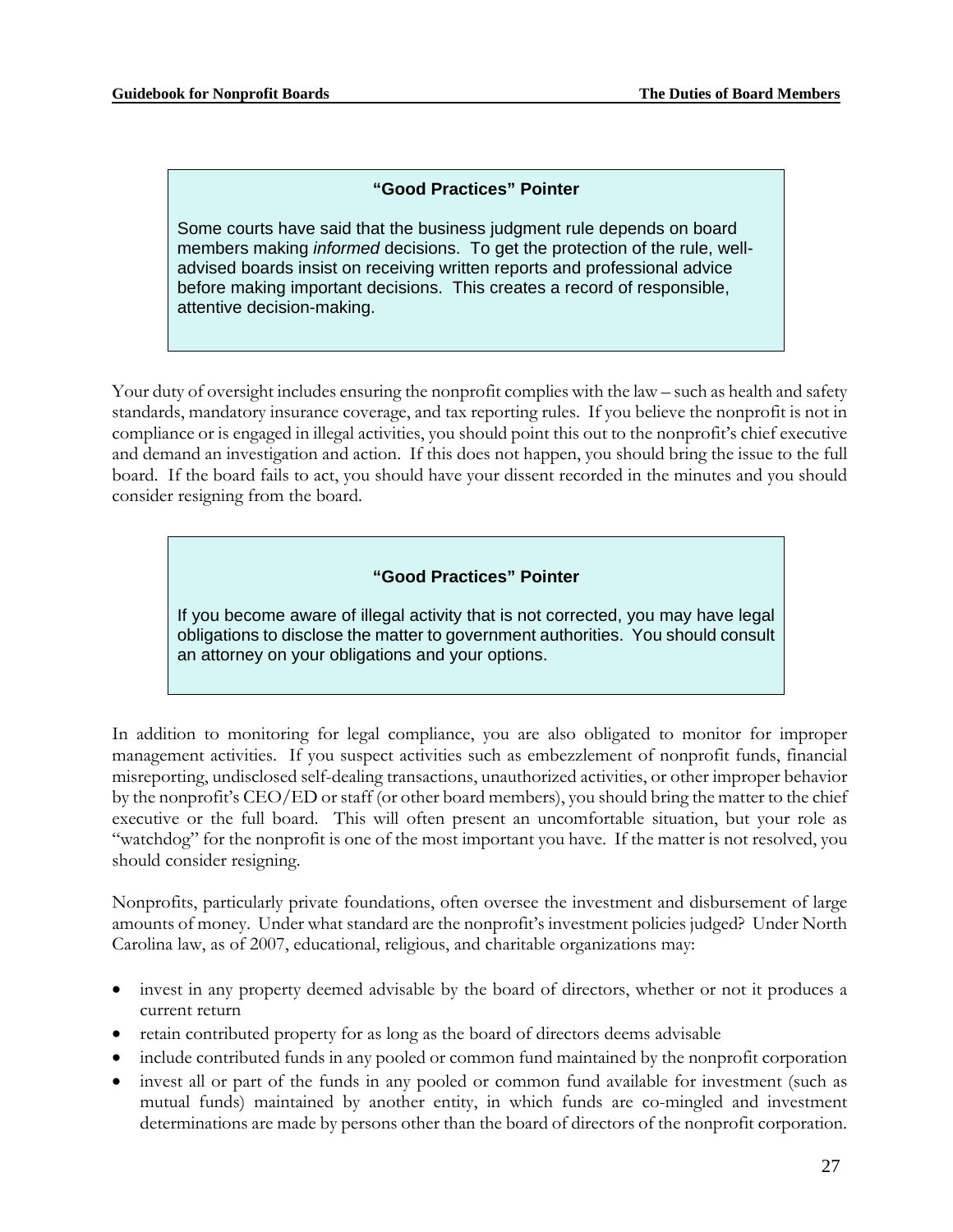> **"Good Practices" Pointer**
>
> Some courts have said that the business judgment rule depends on board members making *informed* decisions. To get the protection of the rule, well-advised boards insist on receiving written reports and professional advice before making important decisions. This creates a record of responsible, attentive decision-making.

Your duty of oversight includes ensuring the nonprofit complies with the law – such as health and safety standards, mandatory insurance coverage, and tax reporting rules. If you believe the nonprofit is not in compliance or is engaged in illegal activities, you should point this out to the nonprofit's chief executive and demand an investigation and action. If this does not happen, you should bring the issue to the full board. If the board fails to act, you should have your dissent recorded in the minutes and you should consider resigning from the board.

> **"Good Practices" Pointer**
>
> If you become aware of illegal activity that is not corrected, you may have legal obligations to disclose the matter to government authorities. You should consult an attorney on your obligations and your options.

In addition to monitoring for legal compliance, you are also obligated to monitor for improper management activities. If you suspect activities such as embezzlement of nonprofit funds, financial misreporting, undisclosed self-dealing transactions, unauthorized activities, or other improper behavior by the nonprofit's CEO/ED or staff (or other board members), you should bring the matter to the chief executive or the full board. This will often present an uncomfortable situation, but your role as "watchdog" for the nonprofit is one of the most important you have. If the matter is not resolved, you should consider resigning.

Nonprofits, particularly private foundations, often oversee the investment and disbursement of large amounts of money. Under what standard are the nonprofit's investment policies judged? Under North Carolina law, as of 2007, educational, religious, and charitable organizations may:

- invest in any property deemed advisable by the board of directors, whether or not it produces a current return
- retain contributed property for as long as the board of directors deems advisable
- include contributed funds in any pooled or common fund maintained by the nonprofit corporation
- invest all or part of the funds in any pooled or common fund available for investment (such as mutual funds) maintained by another entity, in which funds are co-mingled and investment determinations are made by persons other than the board of directors of the nonprofit corporation.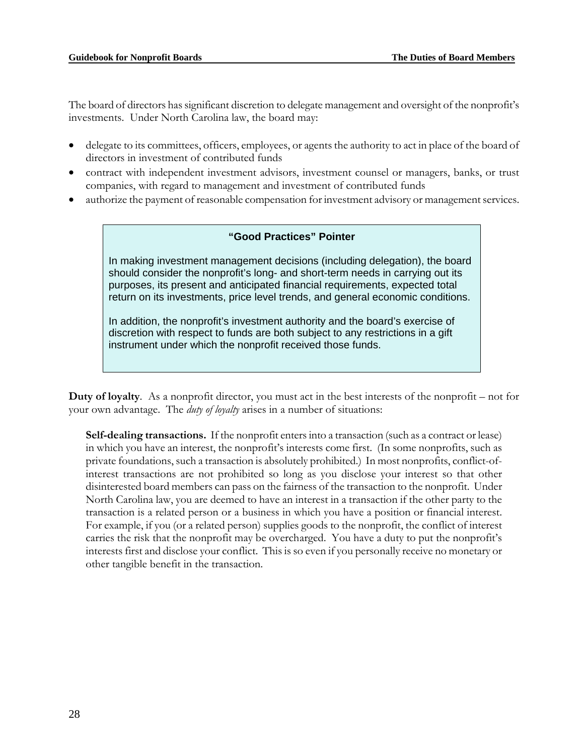The board of directors has significant discretion to delegate management and oversight of the nonprofit's investments. Under North Carolina law, the board may:

- delegate to its committees, officers, employees, or agents the authority to act in place of the board of directors in investment of contributed funds
- contract with independent investment advisors, investment counsel or managers, banks, or trust companies, with regard to management and investment of contributed funds
- authorize the payment of reasonable compensation for investment advisory or management services.

> **"Good Practices" Pointer**
>
> In making investment management decisions (including delegation), the board should consider the nonprofit's long- and short-term needs in carrying out its purposes, its present and anticipated financial requirements, expected total return on its investments, price level trends, and general economic conditions.
>
> In addition, the nonprofit's investment authority and the board's exercise of discretion with respect to funds are both subject to any restrictions in a gift instrument under which the nonprofit received those funds.

**Duty of loyalty**. As a nonprofit director, you must act in the best interests of the nonprofit – not for your own advantage. The *duty of loyalty* arises in a number of situations:

**Self-dealing transactions.** If the nonprofit enters into a transaction (such as a contract or lease) in which you have an interest, the nonprofit's interests come first. (In some nonprofits, such as private foundations, such a transaction is absolutely prohibited.) In most nonprofits, conflict-of-interest transactions are not prohibited so long as you disclose your interest so that other disinterested board members can pass on the fairness of the transaction to the nonprofit. Under North Carolina law, you are deemed to have an interest in a transaction if the other party to the transaction is a related person or a business in which you have a position or financial interest. For example, if you (or a related person) supplies goods to the nonprofit, the conflict of interest carries the risk that the nonprofit may be overcharged. You have a duty to put the nonprofit's interests first and disclose your conflict. This is so even if you personally receive no monetary or other tangible benefit in the transaction.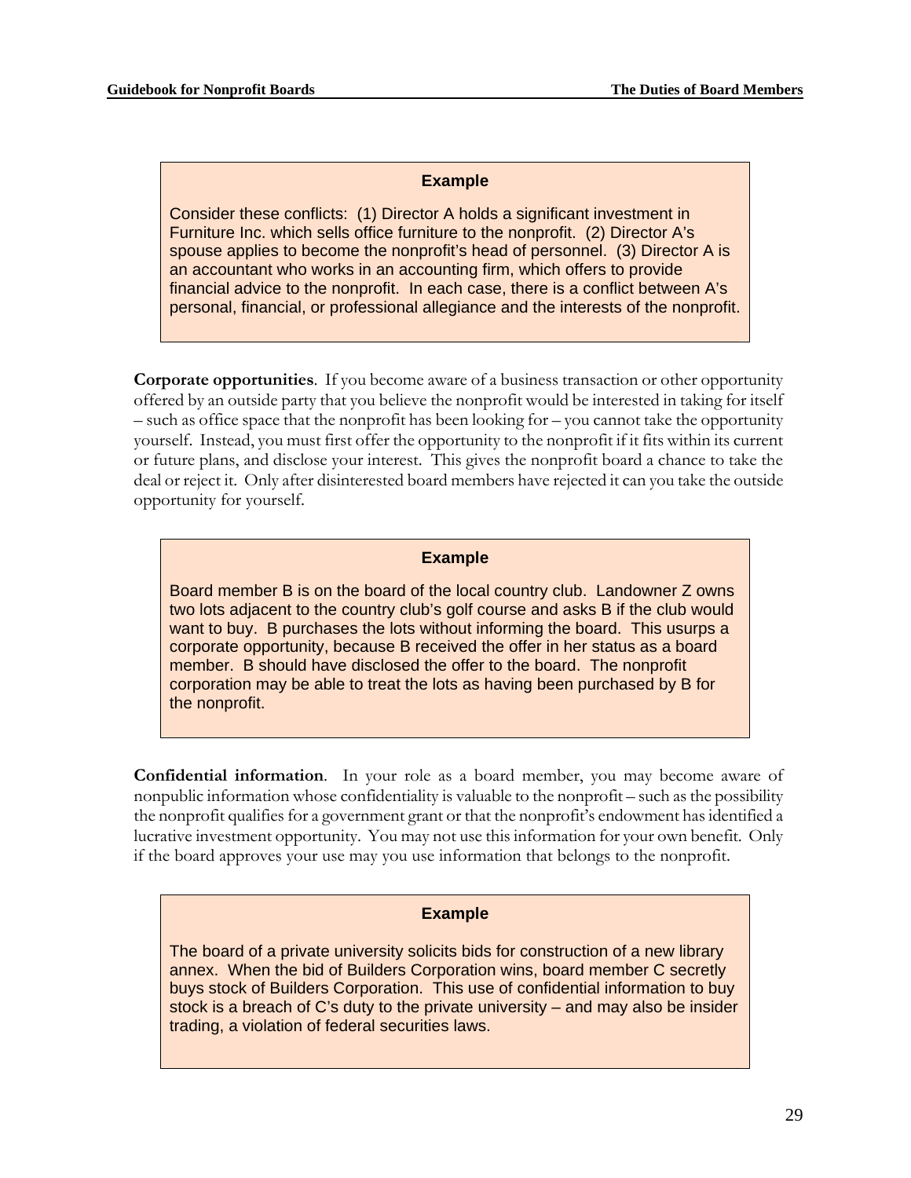> **Example**
>
> Consider these conflicts: (1) Director A holds a significant investment in Furniture Inc. which sells office furniture to the nonprofit. (2) Director A's spouse applies to become the nonprofit's head of personnel. (3) Director A is an accountant who works in an accounting firm, which offers to provide financial advice to the nonprofit. In each case, there is a conflict between A's personal, financial, or professional allegiance and the interests of the nonprofit.

**Corporate opportunities**. If you become aware of a business transaction or other opportunity offered by an outside party that you believe the nonprofit would be interested in taking for itself – such as office space that the nonprofit has been looking for – you cannot take the opportunity yourself. Instead, you must first offer the opportunity to the nonprofit if it fits within its current or future plans, and disclose your interest. This gives the nonprofit board a chance to take the deal or reject it. Only after disinterested board members have rejected it can you take the outside opportunity for yourself.

> **Example**
>
> Board member B is on the board of the local country club. Landowner Z owns two lots adjacent to the country club's golf course and asks B if the club would want to buy. B purchases the lots without informing the board. This usurps a corporate opportunity, because B received the offer in her status as a board member. B should have disclosed the offer to the board. The nonprofit corporation may be able to treat the lots as having been purchased by B for the nonprofit.

**Confidential information**. In your role as a board member, you may become aware of nonpublic information whose confidentiality is valuable to the nonprofit – such as the possibility the nonprofit qualifies for a government grant or that the nonprofit's endowment has identified a lucrative investment opportunity. You may not use this information for your own benefit. Only if the board approves your use may you use information that belongs to the nonprofit.

> **Example**
>
> The board of a private university solicits bids for construction of a new library annex. When the bid of Builders Corporation wins, board member C secretly buys stock of Builders Corporation. This use of confidential information to buy stock is a breach of C's duty to the private university – and may also be insider trading, a violation of federal securities laws.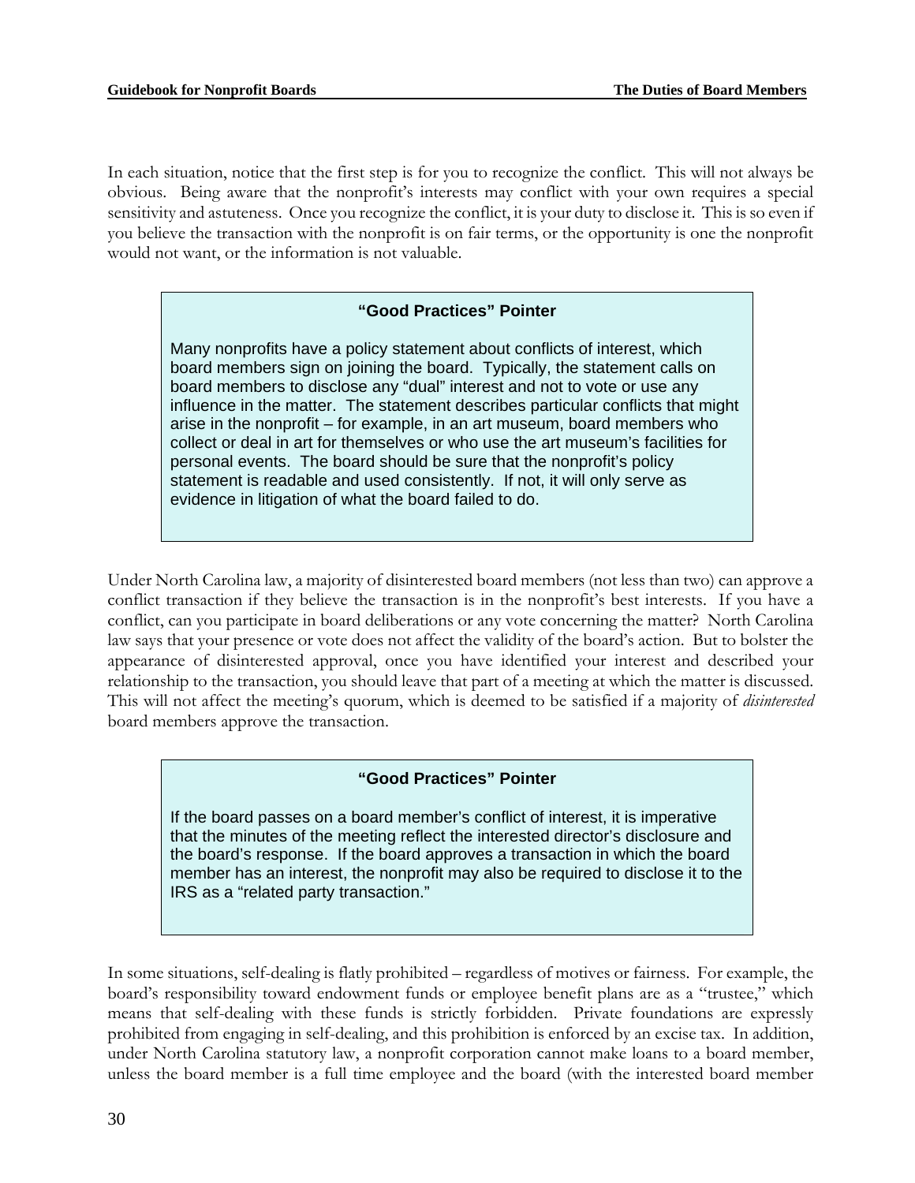In each situation, notice that the first step is for you to recognize the conflict. This will not always be obvious. Being aware that the nonprofit's interests may conflict with your own requires a special sensitivity and astuteness. Once you recognize the conflict, it is your duty to disclose it. This is so even if you believe the transaction with the nonprofit is on fair terms, or the opportunity is one the nonprofit would not want, or the information is not valuable.

> **"Good Practices" Pointer**
>
> Many nonprofits have a policy statement about conflicts of interest, which board members sign on joining the board. Typically, the statement calls on board members to disclose any "dual" interest and not to vote or use any influence in the matter. The statement describes particular conflicts that might arise in the nonprofit – for example, in an art museum, board members who collect or deal in art for themselves or who use the art museum's facilities for personal events. The board should be sure that the nonprofit's policy statement is readable and used consistently. If not, it will only serve as evidence in litigation of what the board failed to do.

Under North Carolina law, a majority of disinterested board members (not less than two) can approve a conflict transaction if they believe the transaction is in the nonprofit's best interests. If you have a conflict, can you participate in board deliberations or any vote concerning the matter? North Carolina law says that your presence or vote does not affect the validity of the board's action. But to bolster the appearance of disinterested approval, once you have identified your interest and described your relationship to the transaction, you should leave that part of a meeting at which the matter is discussed. This will not affect the meeting's quorum, which is deemed to be satisfied if a majority of *disinterested* board members approve the transaction.

> **"Good Practices" Pointer**
>
> If the board passes on a board member's conflict of interest, it is imperative that the minutes of the meeting reflect the interested director's disclosure and the board's response. If the board approves a transaction in which the board member has an interest, the nonprofit may also be required to disclose it to the IRS as a "related party transaction."

In some situations, self-dealing is flatly prohibited – regardless of motives or fairness. For example, the board's responsibility toward endowment funds or employee benefit plans are as a "trustee," which means that self-dealing with these funds is strictly forbidden. Private foundations are expressly prohibited from engaging in self-dealing, and this prohibition is enforced by an excise tax. In addition, under North Carolina statutory law, a nonprofit corporation cannot make loans to a board member, unless the board member is a full time employee and the board (with the interested board member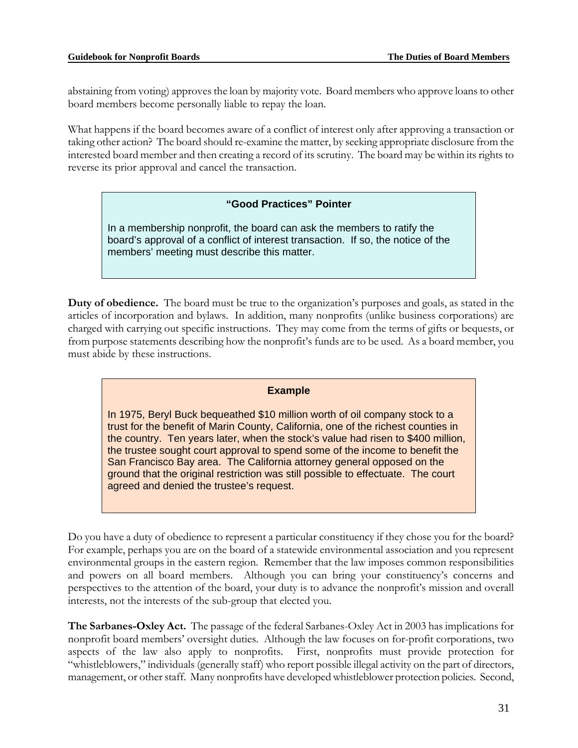abstaining from voting) approves the loan by majority vote. Board members who approve loans to other board members become personally liable to repay the loan.

What happens if the board becomes aware of a conflict of interest only after approving a transaction or taking other action? The board should re-examine the matter, by seeking appropriate disclosure from the interested board member and then creating a record of its scrutiny. The board may be within its rights to reverse its prior approval and cancel the transaction.

> **"Good Practices" Pointer**
>
> In a membership nonprofit, the board can ask the members to ratify the board's approval of a conflict of interest transaction. If so, the notice of the members' meeting must describe this matter.

**Duty of obedience.** The board must be true to the organization's purposes and goals, as stated in the articles of incorporation and bylaws. In addition, many nonprofits (unlike business corporations) are charged with carrying out specific instructions. They may come from the terms of gifts or bequests, or from purpose statements describing how the nonprofit's funds are to be used. As a board member, you must abide by these instructions.

> **Example**
>
> In 1975, Beryl Buck bequeathed $10 million worth of oil company stock to a trust for the benefit of Marin County, California, one of the richest counties in the country. Ten years later, when the stock's value had risen to $400 million, the trustee sought court approval to spend some of the income to benefit the San Francisco Bay area. The California attorney general opposed on the ground that the original restriction was still possible to effectuate. The court agreed and denied the trustee's request.

Do you have a duty of obedience to represent a particular constituency if they chose you for the board? For example, perhaps you are on the board of a statewide environmental association and you represent environmental groups in the eastern region. Remember that the law imposes common responsibilities and powers on all board members. Although you can bring your constituency's concerns and perspectives to the attention of the board, your duty is to advance the nonprofit's mission and overall interests, not the interests of the sub-group that elected you.

**The Sarbanes-Oxley Act.** The passage of the federal Sarbanes-Oxley Act in 2003 has implications for nonprofit board members' oversight duties. Although the law focuses on for-profit corporations, two aspects of the law also apply to nonprofits. First, nonprofits must provide protection for "whistleblowers," individuals (generally staff) who report possible illegal activity on the part of directors, management, or other staff. Many nonprofits have developed whistleblower protection policies. Second,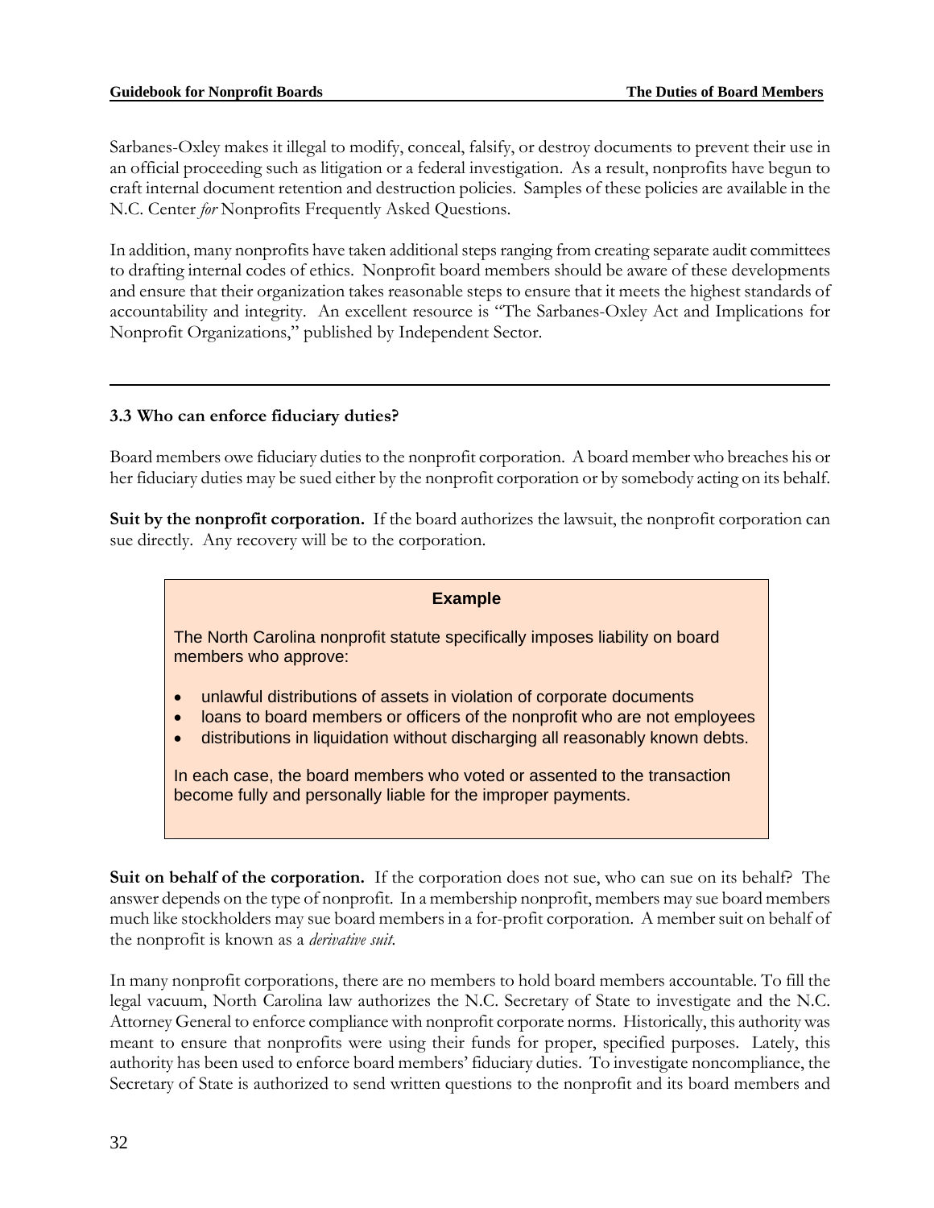Sarbanes-Oxley makes it illegal to modify, conceal, falsify, or destroy documents to prevent their use in an official proceeding such as litigation or a federal investigation. As a result, nonprofits have begun to craft internal document retention and destruction policies. Samples of these policies are available in the N.C. Center *for* Nonprofits Frequently Asked Questions.

In addition, many nonprofits have taken additional steps ranging from creating separate audit committees to drafting internal codes of ethics. Nonprofit board members should be aware of these developments and ensure that their organization takes reasonable steps to ensure that it meets the highest standards of accountability and integrity. An excellent resource is "The Sarbanes-Oxley Act and Implications for Nonprofit Organizations," published by Independent Sector.

---

### 3.3 Who can enforce fiduciary duties?

Board members owe fiduciary duties to the nonprofit corporation. A board member who breaches his or her fiduciary duties may be sued either by the nonprofit corporation or by somebody acting on its behalf.

**Suit by the nonprofit corporation.** If the board authorizes the lawsuit, the nonprofit corporation can sue directly. Any recovery will be to the corporation.

> **Example**
>
> The North Carolina nonprofit statute specifically imposes liability on board members who approve:
>
> - unlawful distributions of assets in violation of corporate documents
> - loans to board members or officers of the nonprofit who are not employees
> - distributions in liquidation without discharging all reasonably known debts.
>
> In each case, the board members who voted or assented to the transaction become fully and personally liable for the improper payments.

**Suit on behalf of the corporation.** If the corporation does not sue, who can sue on its behalf? The answer depends on the type of nonprofit. In a membership nonprofit, members may sue board members much like stockholders may sue board members in a for-profit corporation. A member suit on behalf of the nonprofit is known as a *derivative suit.*

In many nonprofit corporations, there are no members to hold board members accountable. To fill the legal vacuum, North Carolina law authorizes the N.C. Secretary of State to investigate and the N.C. Attorney General to enforce compliance with nonprofit corporate norms. Historically, this authority was meant to ensure that nonprofits were using their funds for proper, specified purposes. Lately, this authority has been used to enforce board members' fiduciary duties. To investigate noncompliance, the Secretary of State is authorized to send written questions to the nonprofit and its board members and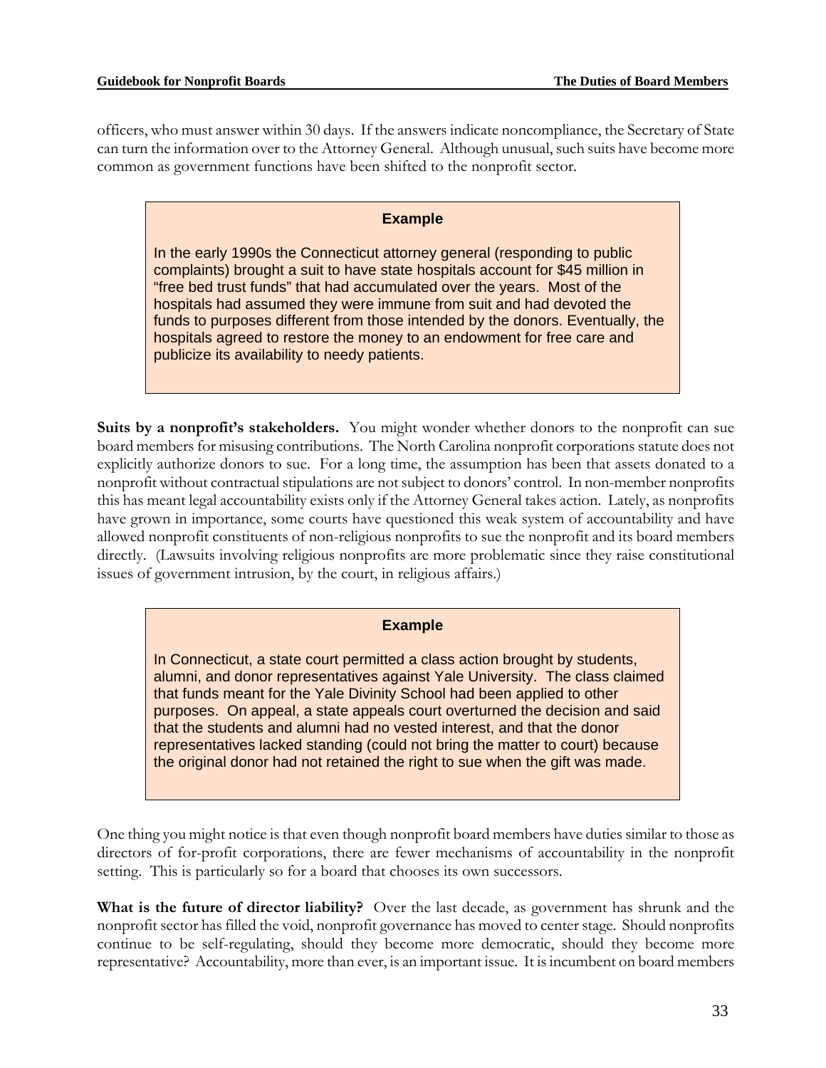officers, who must answer within 30 days. If the answers indicate noncompliance, the Secretary of State can turn the information over to the Attorney General. Although unusual, such suits have become more common as government functions have been shifted to the nonprofit sector.

> **Example**
>
> In the early 1990s the Connecticut attorney general (responding to public complaints) brought a suit to have state hospitals account for $45 million in "free bed trust funds" that had accumulated over the years. Most of the hospitals had assumed they were immune from suit and had devoted the funds to purposes different from those intended by the donors. Eventually, the hospitals agreed to restore the money to an endowment for free care and publicize its availability to needy patients.

**Suits by a nonprofit's stakeholders.** You might wonder whether donors to the nonprofit can sue board members for misusing contributions. The North Carolina nonprofit corporations statute does not explicitly authorize donors to sue. For a long time, the assumption has been that assets donated to a nonprofit without contractual stipulations are not subject to donors' control. In non-member nonprofits this has meant legal accountability exists only if the Attorney General takes action. Lately, as nonprofits have grown in importance, some courts have questioned this weak system of accountability and have allowed nonprofit constituents of non-religious nonprofits to sue the nonprofit and its board members directly. (Lawsuits involving religious nonprofits are more problematic since they raise constitutional issues of government intrusion, by the court, in religious affairs.)

> **Example**
>
> In Connecticut, a state court permitted a class action brought by students, alumni, and donor representatives against Yale University. The class claimed that funds meant for the Yale Divinity School had been applied to other purposes. On appeal, a state appeals court overturned the decision and said that the students and alumni had no vested interest, and that the donor representatives lacked standing (could not bring the matter to court) because the original donor had not retained the right to sue when the gift was made.

One thing you might notice is that even though nonprofit board members have duties similar to those as directors of for-profit corporations, there are fewer mechanisms of accountability in the nonprofit setting. This is particularly so for a board that chooses its own successors.

**What is the future of director liability?** Over the last decade, as government has shrunk and the nonprofit sector has filled the void, nonprofit governance has moved to center stage. Should nonprofits continue to be self-regulating, should they become more democratic, should they become more representative? Accountability, more than ever, is an important issue. It is incumbent on board members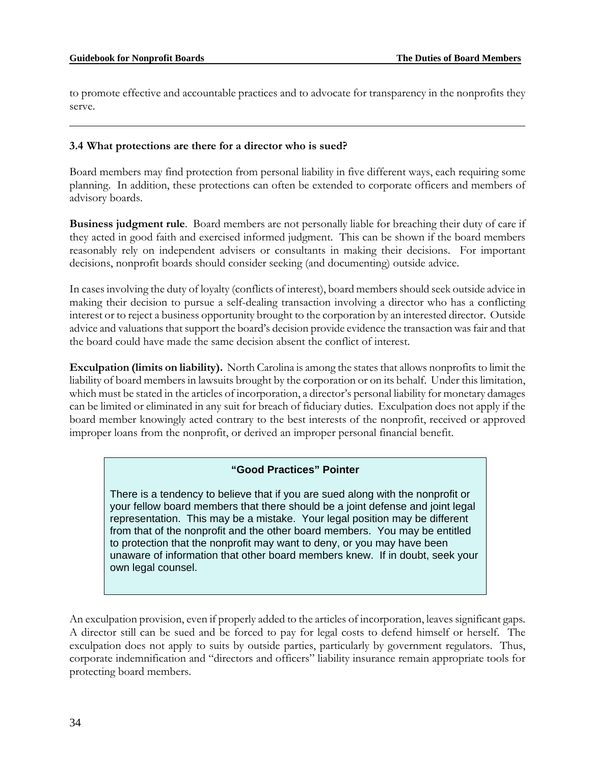to promote effective and accountable practices and to advocate for transparency in the nonprofits they serve.

---

### 3.4 What protections are there for a director who is sued?

Board members may find protection from personal liability in five different ways, each requiring some planning. In addition, these protections can often be extended to corporate officers and members of advisory boards.

**Business judgment rule**. Board members are not personally liable for breaching their duty of care if they acted in good faith and exercised informed judgment. This can be shown if the board members reasonably rely on independent advisers or consultants in making their decisions. For important decisions, nonprofit boards should consider seeking (and documenting) outside advice.

In cases involving the duty of loyalty (conflicts of interest), board members should seek outside advice in making their decision to pursue a self-dealing transaction involving a director who has a conflicting interest or to reject a business opportunity brought to the corporation by an interested director. Outside advice and valuations that support the board's decision provide evidence the transaction was fair and that the board could have made the same decision absent the conflict of interest.

**Exculpation (limits on liability).** North Carolina is among the states that allows nonprofits to limit the liability of board members in lawsuits brought by the corporation or on its behalf. Under this limitation, which must be stated in the articles of incorporation, a director's personal liability for monetary damages can be limited or eliminated in any suit for breach of fiduciary duties. Exculpation does not apply if the board member knowingly acted contrary to the best interests of the nonprofit, received or approved improper loans from the nonprofit, or derived an improper personal financial benefit.

> **"Good Practices" Pointer**
>
> There is a tendency to believe that if you are sued along with the nonprofit or your fellow board members that there should be a joint defense and joint legal representation. This may be a mistake. Your legal position may be different from that of the nonprofit and the other board members. You may be entitled to protection that the nonprofit may want to deny, or you may have been unaware of information that other board members knew. If in doubt, seek your own legal counsel.

An exculpation provision, even if properly added to the articles of incorporation, leaves significant gaps. A director still can be sued and be forced to pay for legal costs to defend himself or herself. The exculpation does not apply to suits by outside parties, particularly by government regulators. Thus, corporate indemnification and "directors and officers" liability insurance remain appropriate tools for protecting board members.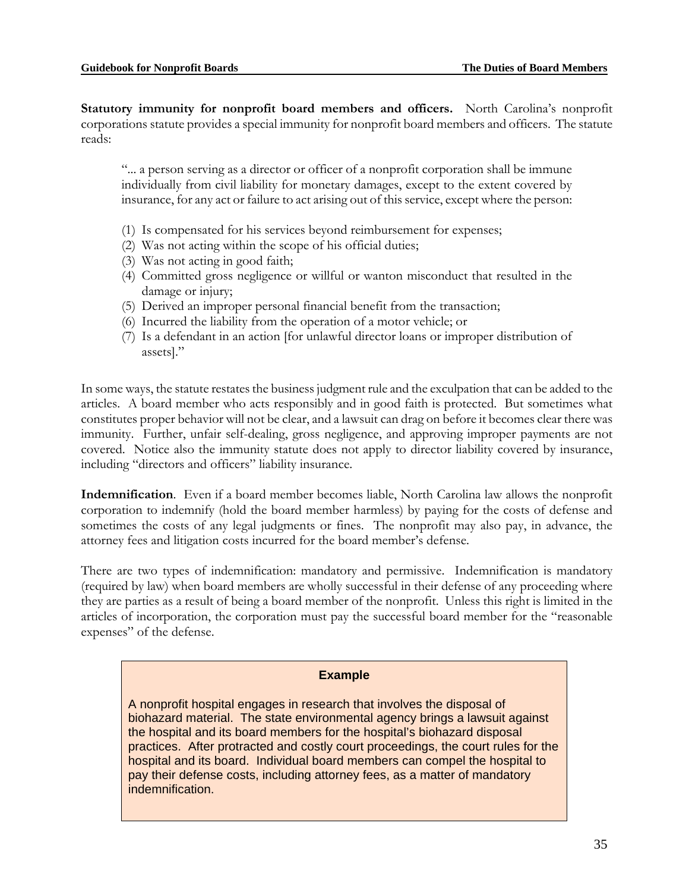**Statutory immunity for nonprofit board members and officers.** North Carolina's nonprofit corporations statute provides a special immunity for nonprofit board members and officers. The statute reads:

> "... a person serving as a director or officer of a nonprofit corporation shall be immune individually from civil liability for monetary damages, except to the extent covered by insurance, for any act or failure to act arising out of this service, except where the person:
>
> (1) Is compensated for his services beyond reimbursement for expenses;
> (2) Was not acting within the scope of his official duties;
> (3) Was not acting in good faith;
> (4) Committed gross negligence or willful or wanton misconduct that resulted in the damage or injury;
> (5) Derived an improper personal financial benefit from the transaction;
> (6) Incurred the liability from the operation of a motor vehicle; or
> (7) Is a defendant in an action [for unlawful director loans or improper distribution of assets]."

In some ways, the statute restates the business judgment rule and the exculpation that can be added to the articles. A board member who acts responsibly and in good faith is protected. But sometimes what constitutes proper behavior will not be clear, and a lawsuit can drag on before it becomes clear there was immunity. Further, unfair self-dealing, gross negligence, and approving improper payments are not covered. Notice also the immunity statute does not apply to director liability covered by insurance, including "directors and officers" liability insurance.

**Indemnification**. Even if a board member becomes liable, North Carolina law allows the nonprofit corporation to indemnify (hold the board member harmless) by paying for the costs of defense and sometimes the costs of any legal judgments or fines. The nonprofit may also pay, in advance, the attorney fees and litigation costs incurred for the board member's defense.

There are two types of indemnification: mandatory and permissive. Indemnification is mandatory (required by law) when board members are wholly successful in their defense of any proceeding where they are parties as a result of being a board member of the nonprofit. Unless this right is limited in the articles of incorporation, the corporation must pay the successful board member for the "reasonable expenses" of the defense.

> **Example**
>
> A nonprofit hospital engages in research that involves the disposal of biohazard material. The state environmental agency brings a lawsuit against the hospital and its board members for the hospital's biohazard disposal practices. After protracted and costly court proceedings, the court rules for the hospital and its board. Individual board members can compel the hospital to pay their defense costs, including attorney fees, as a matter of mandatory indemnification.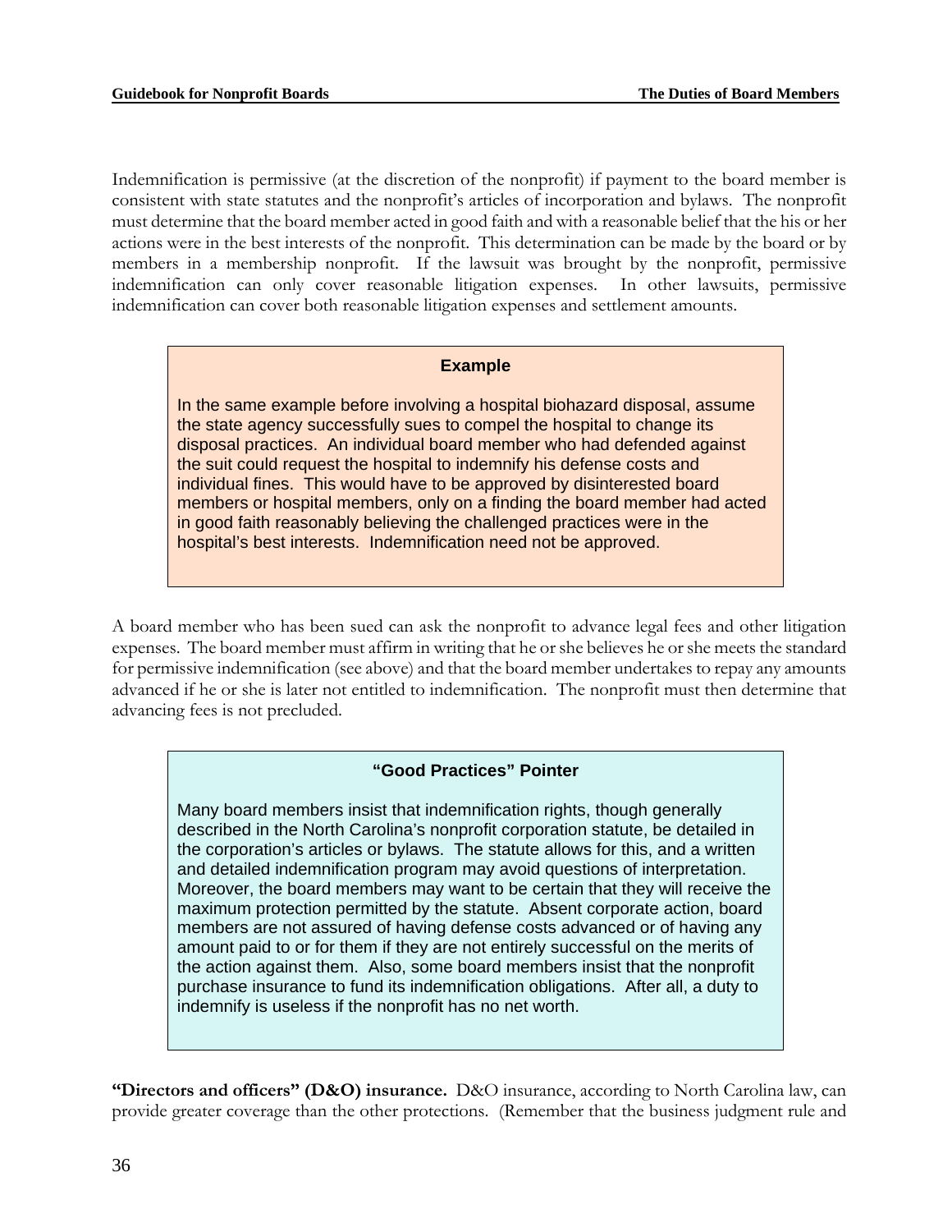Indemnification is permissive (at the discretion of the nonprofit) if payment to the board member is consistent with state statutes and the nonprofit's articles of incorporation and bylaws. The nonprofit must determine that the board member acted in good faith and with a reasonable belief that the his or her actions were in the best interests of the nonprofit. This determination can be made by the board or by members in a membership nonprofit. If the lawsuit was brought by the nonprofit, permissive indemnification can only cover reasonable litigation expenses. In other lawsuits, permissive indemnification can cover both reasonable litigation expenses and settlement amounts.

> **Example**
>
> In the same example before involving a hospital biohazard disposal, assume the state agency successfully sues to compel the hospital to change its disposal practices. An individual board member who had defended against the suit could request the hospital to indemnify his defense costs and individual fines. This would have to be approved by disinterested board members or hospital members, only on a finding the board member had acted in good faith reasonably believing the challenged practices were in the hospital's best interests. Indemnification need not be approved.

A board member who has been sued can ask the nonprofit to advance legal fees and other litigation expenses. The board member must affirm in writing that he or she believes he or she meets the standard for permissive indemnification (see above) and that the board member undertakes to repay any amounts advanced if he or she is later not entitled to indemnification. The nonprofit must then determine that advancing fees is not precluded.

> **"Good Practices" Pointer**
>
> Many board members insist that indemnification rights, though generally described in the North Carolina's nonprofit corporation statute, be detailed in the corporation's articles or bylaws. The statute allows for this, and a written and detailed indemnification program may avoid questions of interpretation. Moreover, the board members may want to be certain that they will receive the maximum protection permitted by the statute. Absent corporate action, board members are not assured of having defense costs advanced or of having any amount paid to or for them if they are not entirely successful on the merits of the action against them. Also, some board members insist that the nonprofit purchase insurance to fund its indemnification obligations. After all, a duty to indemnify is useless if the nonprofit has no net worth.

**"Directors and officers" (D&O) insurance.** D&O insurance, according to North Carolina law, can provide greater coverage than the other protections. (Remember that the business judgment rule and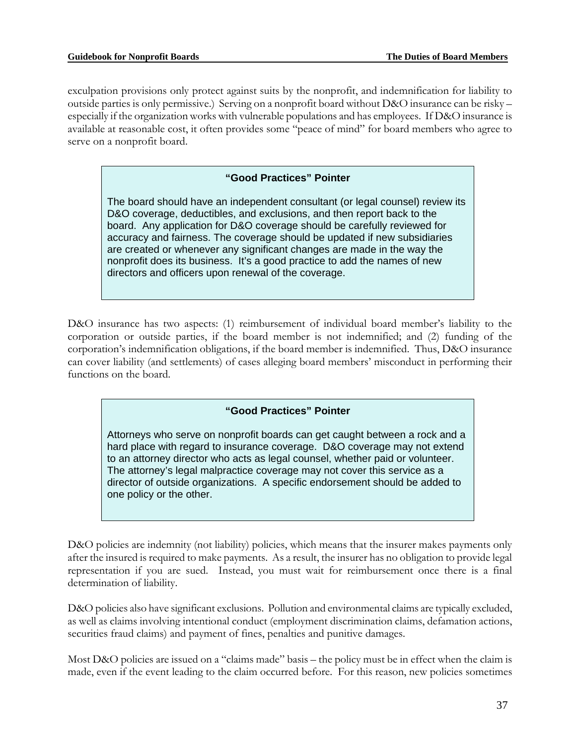exculpation provisions only protect against suits by the nonprofit, and indemnification for liability to outside parties is only permissive.) Serving on a nonprofit board without D&O insurance can be risky – especially if the organization works with vulnerable populations and has employees. If D&O insurance is available at reasonable cost, it often provides some "peace of mind" for board members who agree to serve on a nonprofit board.

> **"Good Practices" Pointer**
>
> The board should have an independent consultant (or legal counsel) review its D&O coverage, deductibles, and exclusions, and then report back to the board. Any application for D&O coverage should be carefully reviewed for accuracy and fairness. The coverage should be updated if new subsidiaries are created or whenever any significant changes are made in the way the nonprofit does its business. It's a good practice to add the names of new directors and officers upon renewal of the coverage.

D&O insurance has two aspects: (1) reimbursement of individual board member's liability to the corporation or outside parties, if the board member is not indemnified; and (2) funding of the corporation's indemnification obligations, if the board member is indemnified. Thus, D&O insurance can cover liability (and settlements) of cases alleging board members' misconduct in performing their functions on the board.

> **"Good Practices" Pointer**
>
> Attorneys who serve on nonprofit boards can get caught between a rock and a hard place with regard to insurance coverage. D&O coverage may not extend to an attorney director who acts as legal counsel, whether paid or volunteer. The attorney's legal malpractice coverage may not cover this service as a director of outside organizations. A specific endorsement should be added to one policy or the other.

D&O policies are indemnity (not liability) policies, which means that the insurer makes payments only after the insured is required to make payments. As a result, the insurer has no obligation to provide legal representation if you are sued. Instead, you must wait for reimbursement once there is a final determination of liability.

D&O policies also have significant exclusions. Pollution and environmental claims are typically excluded, as well as claims involving intentional conduct (employment discrimination claims, defamation actions, securities fraud claims) and payment of fines, penalties and punitive damages.

Most D&O policies are issued on a "claims made" basis – the policy must be in effect when the claim is made, even if the event leading to the claim occurred before. For this reason, new policies sometimes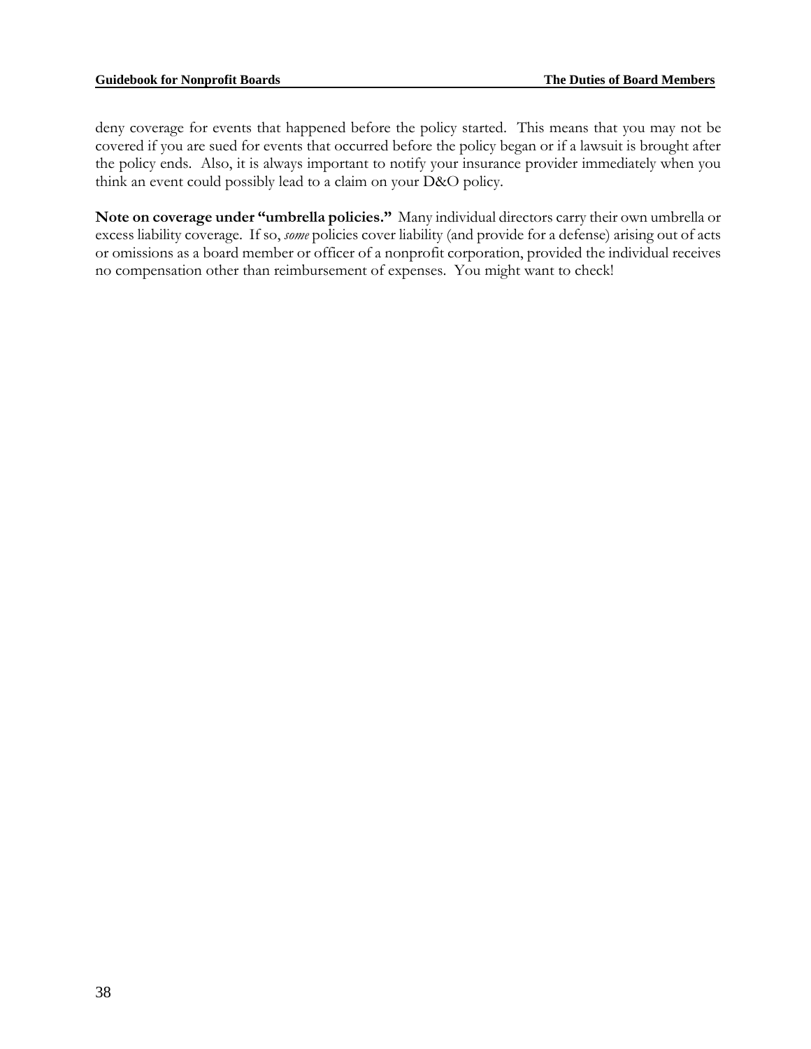deny coverage for events that happened before the policy started. This means that you may not be covered if you are sued for events that occurred before the policy began or if a lawsuit is brought after the policy ends. Also, it is always important to notify your insurance provider immediately when you think an event could possibly lead to a claim on your D&O policy.

**Note on coverage under "umbrella policies."** Many individual directors carry their own umbrella or excess liability coverage. If so, *some* policies cover liability (and provide for a defense) arising out of acts or omissions as a board member or officer of a nonprofit corporation, provided the individual receives no compensation other than reimbursement of expenses. You might want to check!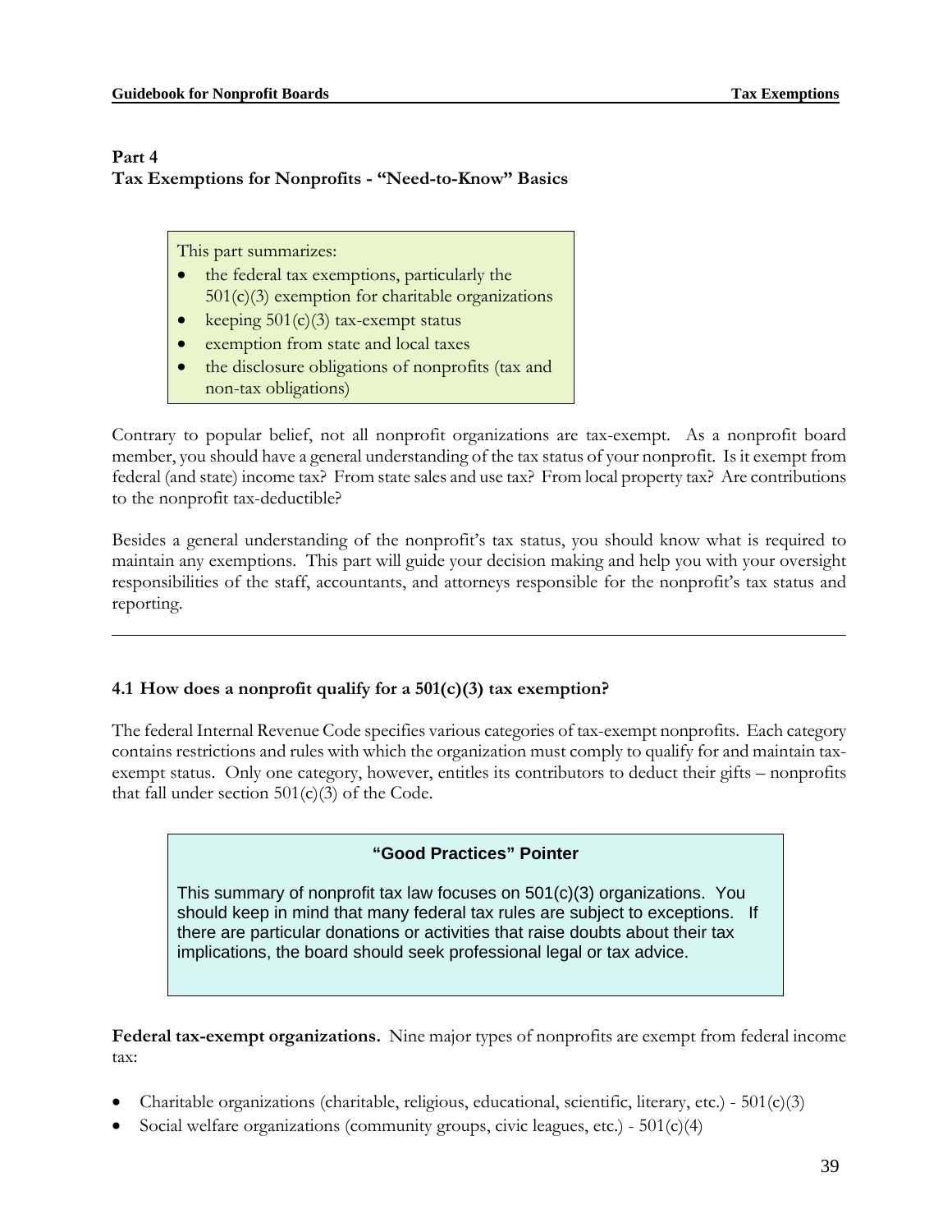## Part 4
## Tax Exemptions for Nonprofits - "Need-to-Know" Basics

This part summarizes:

- the federal tax exemptions, particularly the 501(c)(3) exemption for charitable organizations
- keeping 501(c)(3) tax-exempt status
- exemption from state and local taxes
- the disclosure obligations of nonprofits (tax and non-tax obligations)

Contrary to popular belief, not all nonprofit organizations are tax-exempt. As a nonprofit board member, you should have a general understanding of the tax status of your nonprofit. Is it exempt from federal (and state) income tax? From state sales and use tax? From local property tax? Are contributions to the nonprofit tax-deductible?

Besides a general understanding of the nonprofit's tax status, you should know what is required to maintain any exemptions. This part will guide your decision making and help you with your oversight responsibilities of the staff, accountants, and attorneys responsible for the nonprofit's tax status and reporting.

---

### 4.1 How does a nonprofit qualify for a 501(c)(3) tax exemption?

The federal Internal Revenue Code specifies various categories of tax-exempt nonprofits. Each category contains restrictions and rules with which the organization must comply to qualify for and maintain tax-exempt status. Only one category, however, entitles its contributors to deduct their gifts – nonprofits that fall under section 501(c)(3) of the Code.

**"Good Practices" Pointer**

This summary of nonprofit tax law focuses on 501(c)(3) organizations. You should keep in mind that many federal tax rules are subject to exceptions. If there are particular donations or activities that raise doubts about their tax implications, the board should seek professional legal or tax advice.

**Federal tax-exempt organizations.** Nine major types of nonprofits are exempt from federal income tax:

- Charitable organizations (charitable, religious, educational, scientific, literary, etc.) - 501(c)(3)
- Social welfare organizations (community groups, civic leagues, etc.) - 501(c)(4)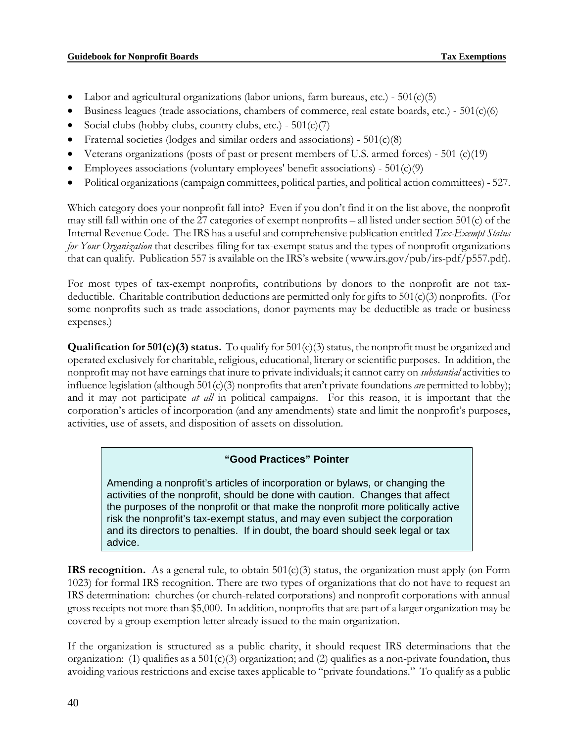- Labor and agricultural organizations (labor unions, farm bureaus, etc.) - 501(c)(5)
- Business leagues (trade associations, chambers of commerce, real estate boards, etc.) - 501(c)(6)
- Social clubs (hobby clubs, country clubs, etc.) - 501(c)(7)
- Fraternal societies (lodges and similar orders and associations) - 501(c)(8)
- Veterans organizations (posts of past or present members of U.S. armed forces) - 501 (c)(19)
- Employees associations (voluntary employees' benefit associations) - 501(c)(9)
- Political organizations (campaign committees, political parties, and political action committees) - 527.

Which category does your nonprofit fall into? Even if you don't find it on the list above, the nonprofit may still fall within one of the 27 categories of exempt nonprofits – all listed under section 501(c) of the Internal Revenue Code. The IRS has a useful and comprehensive publication entitled *Tax-Exempt Status for Your Organization* that describes filing for tax-exempt status and the types of nonprofit organizations that can qualify. Publication 557 is available on the IRS's website ( www.irs.gov/pub/irs-pdf/p557.pdf).

For most types of tax-exempt nonprofits, contributions by donors to the nonprofit are not tax-deductible. Charitable contribution deductions are permitted only for gifts to 501(c)(3) nonprofits. (For some nonprofits such as trade associations, donor payments may be deductible as trade or business expenses.)

**Qualification for 501(c)(3) status.** To qualify for 501(c)(3) status, the nonprofit must be organized and operated exclusively for charitable, religious, educational, literary or scientific purposes. In addition, the nonprofit may not have earnings that inure to private individuals; it cannot carry on *substantial* activities to influence legislation (although 501(c)(3) nonprofits that aren't private foundations *are* permitted to lobby); and it may not participate *at all* in political campaigns. For this reason, it is important that the corporation's articles of incorporation (and any amendments) state and limit the nonprofit's purposes, activities, use of assets, and disposition of assets on dissolution.

> **"Good Practices" Pointer**
>
> Amending a nonprofit's articles of incorporation or bylaws, or changing the activities of the nonprofit, should be done with caution. Changes that affect the purposes of the nonprofit or that make the nonprofit more politically active risk the nonprofit's tax-exempt status, and may even subject the corporation and its directors to penalties. If in doubt, the board should seek legal or tax advice.

**IRS recognition.** As a general rule, to obtain 501(c)(3) status, the organization must apply (on Form 1023) for formal IRS recognition. There are two types of organizations that do not have to request an IRS determination: churches (or church-related corporations) and nonprofit corporations with annual gross receipts not more than $5,000. In addition, nonprofits that are part of a larger organization may be covered by a group exemption letter already issued to the main organization.

If the organization is structured as a public charity, it should request IRS determinations that the organization: (1) qualifies as a 501(c)(3) organization; and (2) qualifies as a non-private foundation, thus avoiding various restrictions and excise taxes applicable to "private foundations." To qualify as a public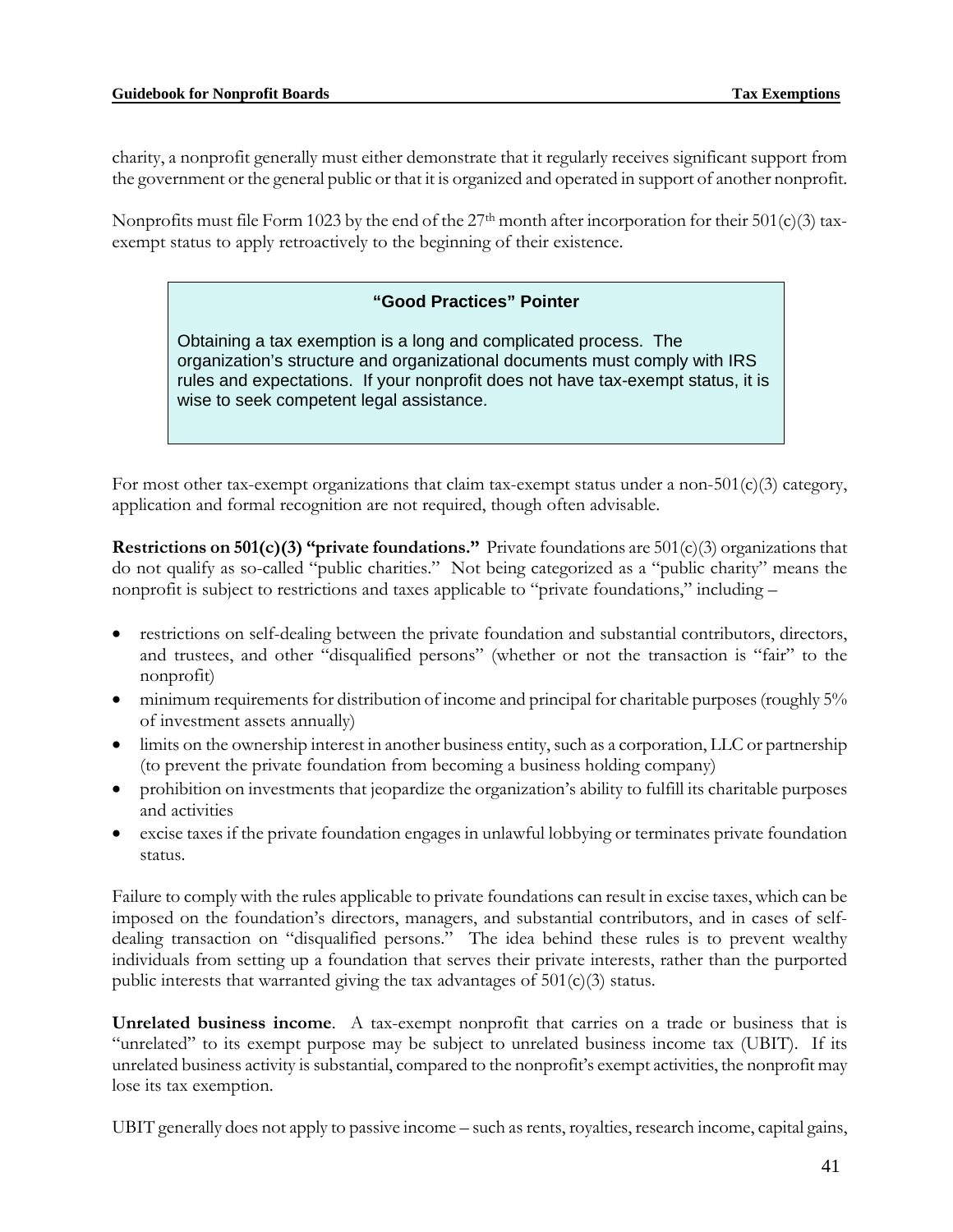charity, a nonprofit generally must either demonstrate that it regularly receives significant support from the government or the general public or that it is organized and operated in support of another nonprofit.

Nonprofits must file Form 1023 by the end of the 27th month after incorporation for their 501(c)(3) tax-exempt status to apply retroactively to the beginning of their existence.

> **"Good Practices" Pointer**
>
> Obtaining a tax exemption is a long and complicated process. The organization's structure and organizational documents must comply with IRS rules and expectations. If your nonprofit does not have tax-exempt status, it is wise to seek competent legal assistance.

For most other tax-exempt organizations that claim tax-exempt status under a non-501(c)(3) category, application and formal recognition are not required, though often advisable.

**Restrictions on 501(c)(3) "private foundations."** Private foundations are 501(c)(3) organizations that do not qualify as so-called "public charities." Not being categorized as a "public charity" means the nonprofit is subject to restrictions and taxes applicable to "private foundations," including –

- restrictions on self-dealing between the private foundation and substantial contributors, directors, and trustees, and other "disqualified persons" (whether or not the transaction is "fair" to the nonprofit)
- minimum requirements for distribution of income and principal for charitable purposes (roughly 5% of investment assets annually)
- limits on the ownership interest in another business entity, such as a corporation, LLC or partnership (to prevent the private foundation from becoming a business holding company)
- prohibition on investments that jeopardize the organization's ability to fulfill its charitable purposes and activities
- excise taxes if the private foundation engages in unlawful lobbying or terminates private foundation status.

Failure to comply with the rules applicable to private foundations can result in excise taxes, which can be imposed on the foundation's directors, managers, and substantial contributors, and in cases of self-dealing transaction on "disqualified persons." The idea behind these rules is to prevent wealthy individuals from setting up a foundation that serves their private interests, rather than the purported public interests that warranted giving the tax advantages of 501(c)(3) status.

**Unrelated business income**. A tax-exempt nonprofit that carries on a trade or business that is "unrelated" to its exempt purpose may be subject to unrelated business income tax (UBIT). If its unrelated business activity is substantial, compared to the nonprofit's exempt activities, the nonprofit may lose its tax exemption.

UBIT generally does not apply to passive income – such as rents, royalties, research income, capital gains,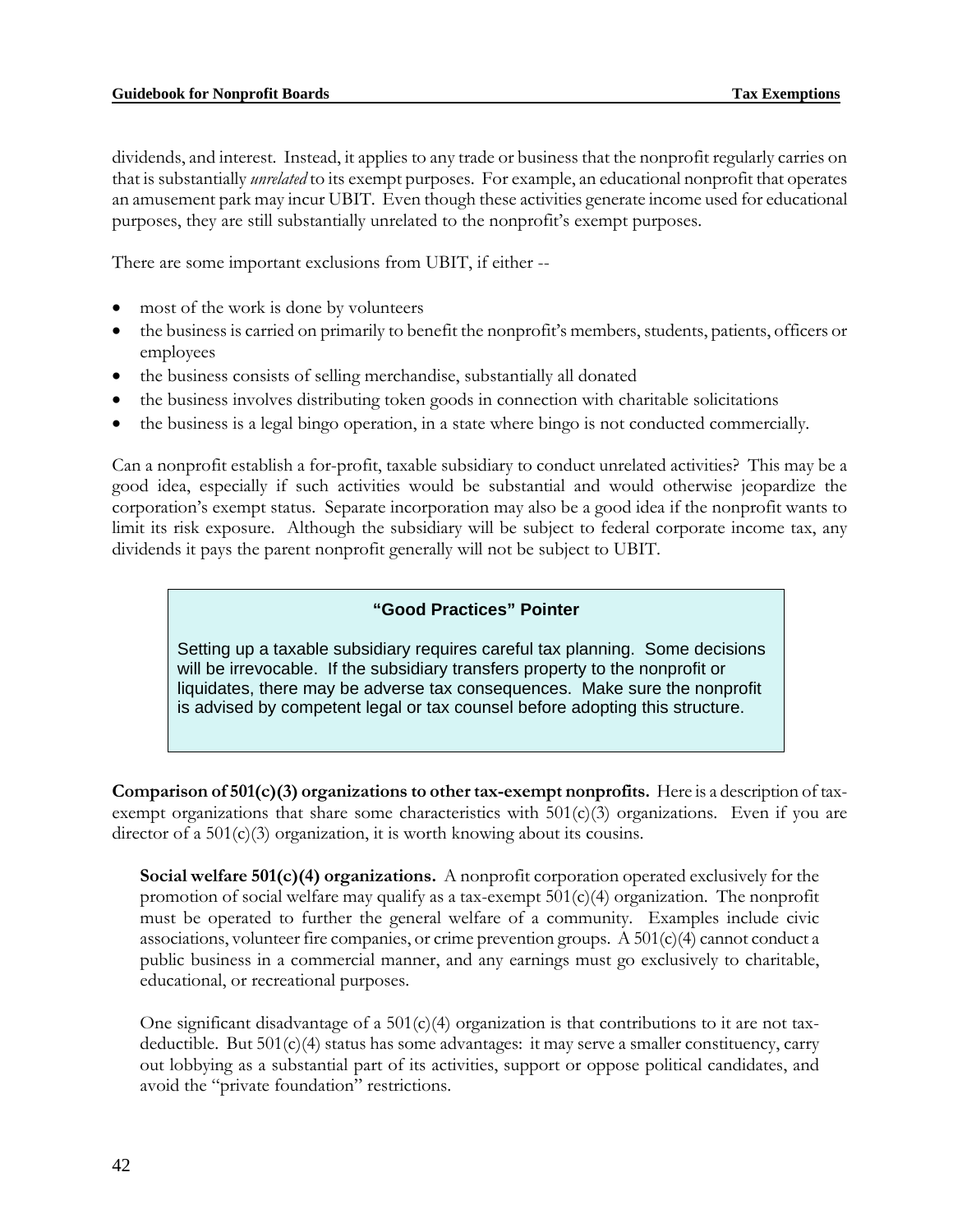dividends, and interest. Instead, it applies to any trade or business that the nonprofit regularly carries on that is substantially *unrelated* to its exempt purposes. For example, an educational nonprofit that operates an amusement park may incur UBIT. Even though these activities generate income used for educational purposes, they are still substantially unrelated to the nonprofit's exempt purposes.

There are some important exclusions from UBIT, if either --

- most of the work is done by volunteers
- the business is carried on primarily to benefit the nonprofit's members, students, patients, officers or employees
- the business consists of selling merchandise, substantially all donated
- the business involves distributing token goods in connection with charitable solicitations
- the business is a legal bingo operation, in a state where bingo is not conducted commercially.

Can a nonprofit establish a for-profit, taxable subsidiary to conduct unrelated activities? This may be a good idea, especially if such activities would be substantial and would otherwise jeopardize the corporation's exempt status. Separate incorporation may also be a good idea if the nonprofit wants to limit its risk exposure. Although the subsidiary will be subject to federal corporate income tax, any dividends it pays the parent nonprofit generally will not be subject to UBIT.

> **"Good Practices" Pointer**
>
> Setting up a taxable subsidiary requires careful tax planning. Some decisions will be irrevocable. If the subsidiary transfers property to the nonprofit or liquidates, there may be adverse tax consequences. Make sure the nonprofit is advised by competent legal or tax counsel before adopting this structure.

**Comparison of 501(c)(3) organizations to other tax-exempt nonprofits.** Here is a description of tax-exempt organizations that share some characteristics with 501(c)(3) organizations. Even if you are director of a 501(c)(3) organization, it is worth knowing about its cousins.

**Social welfare 501(c)(4) organizations.** A nonprofit corporation operated exclusively for the promotion of social welfare may qualify as a tax-exempt 501(c)(4) organization. The nonprofit must be operated to further the general welfare of a community. Examples include civic associations, volunteer fire companies, or crime prevention groups. A 501(c)(4) cannot conduct a public business in a commercial manner, and any earnings must go exclusively to charitable, educational, or recreational purposes.

One significant disadvantage of a 501(c)(4) organization is that contributions to it are not tax-deductible. But 501(c)(4) status has some advantages: it may serve a smaller constituency, carry out lobbying as a substantial part of its activities, support or oppose political candidates, and avoid the "private foundation" restrictions.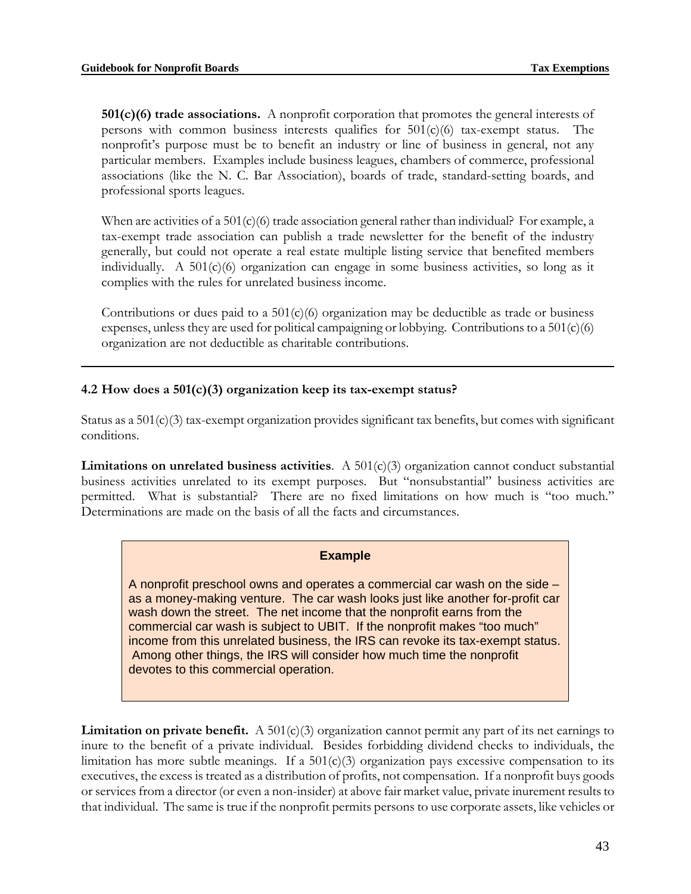**501(c)(6) trade associations.** A nonprofit corporation that promotes the general interests of persons with common business interests qualifies for 501(c)(6) tax-exempt status. The nonprofit's purpose must be to benefit an industry or line of business in general, not any particular members. Examples include business leagues, chambers of commerce, professional associations (like the N. C. Bar Association), boards of trade, standard-setting boards, and professional sports leagues.

When are activities of a 501(c)(6) trade association general rather than individual? For example, a tax-exempt trade association can publish a trade newsletter for the benefit of the industry generally, but could not operate a real estate multiple listing service that benefited members individually. A 501(c)(6) organization can engage in some business activities, so long as it complies with the rules for unrelated business income.

Contributions or dues paid to a 501(c)(6) organization may be deductible as trade or business expenses, unless they are used for political campaigning or lobbying. Contributions to a 501(c)(6) organization are not deductible as charitable contributions.

---

### 4.2 How does a 501(c)(3) organization keep its tax-exempt status?

Status as a 501(c)(3) tax-exempt organization provides significant tax benefits, but comes with significant conditions.

**Limitations on unrelated business activities**. A 501(c)(3) organization cannot conduct substantial business activities unrelated to its exempt purposes. But "nonsubstantial" business activities are permitted. What is substantial? There are no fixed limitations on how much is "too much." Determinations are made on the basis of all the facts and circumstances.

> **Example**
>
> A nonprofit preschool owns and operates a commercial car wash on the side – as a money-making venture. The car wash looks just like another for-profit car wash down the street. The net income that the nonprofit earns from the commercial car wash is subject to UBIT. If the nonprofit makes "too much" income from this unrelated business, the IRS can revoke its tax-exempt status. Among other things, the IRS will consider how much time the nonprofit devotes to this commercial operation.

**Limitation on private benefit.** A 501(c)(3) organization cannot permit any part of its net earnings to inure to the benefit of a private individual. Besides forbidding dividend checks to individuals, the limitation has more subtle meanings. If a 501(c)(3) organization pays excessive compensation to its executives, the excess is treated as a distribution of profits, not compensation. If a nonprofit buys goods or services from a director (or even a non-insider) at above fair market value, private inurement results to that individual. The same is true if the nonprofit permits persons to use corporate assets, like vehicles or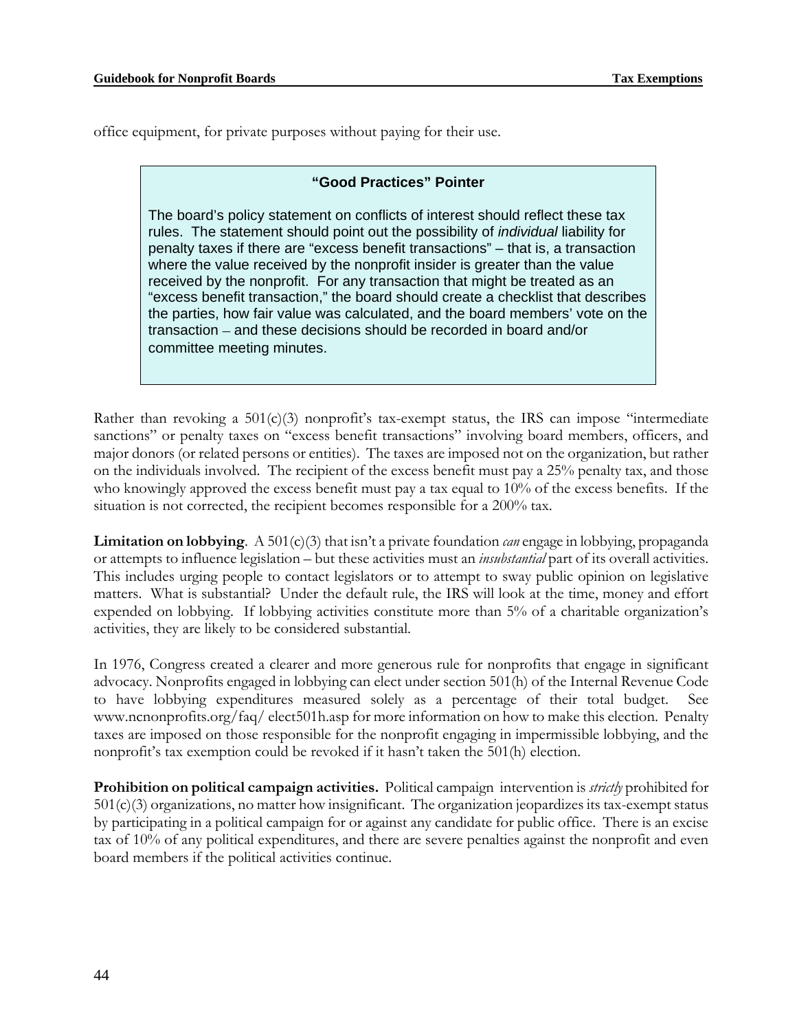office equipment, for private purposes without paying for their use.

> **"Good Practices" Pointer**
>
> The board's policy statement on conflicts of interest should reflect these tax rules. The statement should point out the possibility of *individual* liability for penalty taxes if there are "excess benefit transactions" – that is, a transaction where the value received by the nonprofit insider is greater than the value received by the nonprofit. For any transaction that might be treated as an "excess benefit transaction," the board should create a checklist that describes the parties, how fair value was calculated, and the board members' vote on the transaction – and these decisions should be recorded in board and/or committee meeting minutes.

Rather than revoking a 501(c)(3) nonprofit's tax-exempt status, the IRS can impose "intermediate sanctions" or penalty taxes on "excess benefit transactions" involving board members, officers, and major donors (or related persons or entities). The taxes are imposed not on the organization, but rather on the individuals involved. The recipient of the excess benefit must pay a 25% penalty tax, and those who knowingly approved the excess benefit must pay a tax equal to 10% of the excess benefits. If the situation is not corrected, the recipient becomes responsible for a 200% tax.

**Limitation on lobbying**. A 501(c)(3) that isn't a private foundation *can* engage in lobbying, propaganda or attempts to influence legislation – but these activities must an *insubstantial* part of its overall activities. This includes urging people to contact legislators or to attempt to sway public opinion on legislative matters. What is substantial? Under the default rule, the IRS will look at the time, money and effort expended on lobbying. If lobbying activities constitute more than 5% of a charitable organization's activities, they are likely to be considered substantial.

In 1976, Congress created a clearer and more generous rule for nonprofits that engage in significant advocacy. Nonprofits engaged in lobbying can elect under section 501(h) of the Internal Revenue Code to have lobbying expenditures measured solely as a percentage of their total budget. See www.ncnonprofits.org/faq/ elect501h.asp for more information on how to make this election. Penalty taxes are imposed on those responsible for the nonprofit engaging in impermissible lobbying, and the nonprofit's tax exemption could be revoked if it hasn't taken the 501(h) election.

**Prohibition on political campaign activities.** Political campaign intervention is *strictly* prohibited for 501(c)(3) organizations, no matter how insignificant. The organization jeopardizes its tax-exempt status by participating in a political campaign for or against any candidate for public office. There is an excise tax of 10% of any political expenditures, and there are severe penalties against the nonprofit and even board members if the political activities continue.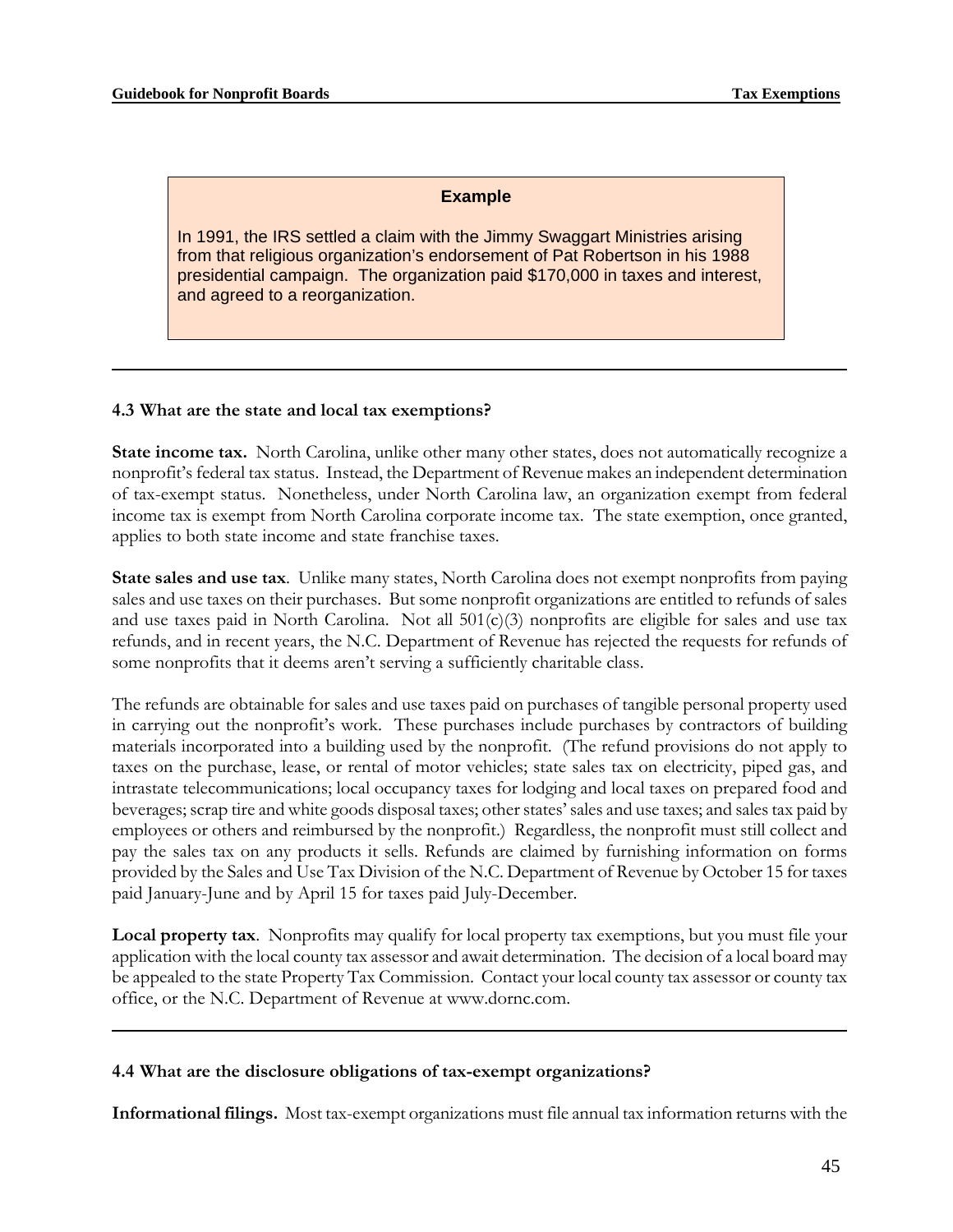**Example**

In 1991, the IRS settled a claim with the Jimmy Swaggart Ministries arising from that religious organization's endorsement of Pat Robertson in his 1988 presidential campaign. The organization paid $170,000 in taxes and interest, and agreed to a reorganization.

---

### 4.3 What are the state and local tax exemptions?

**State income tax.** North Carolina, unlike other many other states, does not automatically recognize a nonprofit's federal tax status. Instead, the Department of Revenue makes an independent determination of tax-exempt status. Nonetheless, under North Carolina law, an organization exempt from federal income tax is exempt from North Carolina corporate income tax. The state exemption, once granted, applies to both state income and state franchise taxes.

**State sales and use tax**. Unlike many states, North Carolina does not exempt nonprofits from paying sales and use taxes on their purchases. But some nonprofit organizations are entitled to refunds of sales and use taxes paid in North Carolina. Not all 501(c)(3) nonprofits are eligible for sales and use tax refunds, and in recent years, the N.C. Department of Revenue has rejected the requests for refunds of some nonprofits that it deems aren't serving a sufficiently charitable class.

The refunds are obtainable for sales and use taxes paid on purchases of tangible personal property used in carrying out the nonprofit's work. These purchases include purchases by contractors of building materials incorporated into a building used by the nonprofit. (The refund provisions do not apply to taxes on the purchase, lease, or rental of motor vehicles; state sales tax on electricity, piped gas, and intrastate telecommunications; local occupancy taxes for lodging and local taxes on prepared food and beverages; scrap tire and white goods disposal taxes; other states' sales and use taxes; and sales tax paid by employees or others and reimbursed by the nonprofit.) Regardless, the nonprofit must still collect and pay the sales tax on any products it sells. Refunds are claimed by furnishing information on forms provided by the Sales and Use Tax Division of the N.C. Department of Revenue by October 15 for taxes paid January-June and by April 15 for taxes paid July-December.

**Local property tax**. Nonprofits may qualify for local property tax exemptions, but you must file your application with the local county tax assessor and await determination. The decision of a local board may be appealed to the state Property Tax Commission. Contact your local county tax assessor or county tax office, or the N.C. Department of Revenue at www.dornc.com.

---

### 4.4 What are the disclosure obligations of tax-exempt organizations?

**Informational filings.** Most tax-exempt organizations must file annual tax information returns with the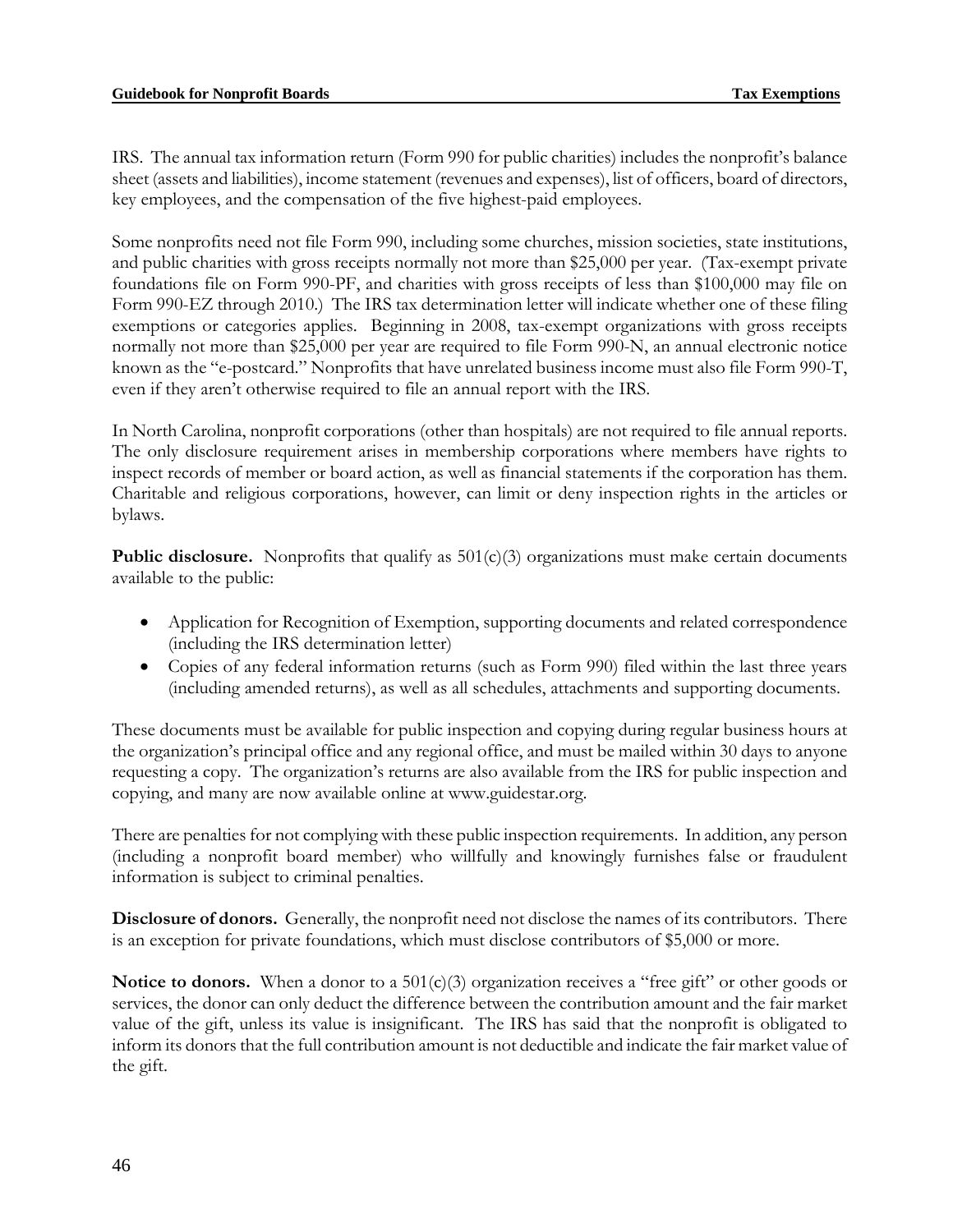IRS. The annual tax information return (Form 990 for public charities) includes the nonprofit's balance sheet (assets and liabilities), income statement (revenues and expenses), list of officers, board of directors, key employees, and the compensation of the five highest-paid employees.

Some nonprofits need not file Form 990, including some churches, mission societies, state institutions, and public charities with gross receipts normally not more than $25,000 per year. (Tax-exempt private foundations file on Form 990-PF, and charities with gross receipts of less than $100,000 may file on Form 990-EZ through 2010.) The IRS tax determination letter will indicate whether one of these filing exemptions or categories applies. Beginning in 2008, tax-exempt organizations with gross receipts normally not more than $25,000 per year are required to file Form 990-N, an annual electronic notice known as the "e-postcard." Nonprofits that have unrelated business income must also file Form 990-T, even if they aren't otherwise required to file an annual report with the IRS.

In North Carolina, nonprofit corporations (other than hospitals) are not required to file annual reports. The only disclosure requirement arises in membership corporations where members have rights to inspect records of member or board action, as well as financial statements if the corporation has them. Charitable and religious corporations, however, can limit or deny inspection rights in the articles or bylaws.

**Public disclosure.** Nonprofits that qualify as 501(c)(3) organizations must make certain documents available to the public:

- Application for Recognition of Exemption, supporting documents and related correspondence (including the IRS determination letter)
- Copies of any federal information returns (such as Form 990) filed within the last three years (including amended returns), as well as all schedules, attachments and supporting documents.

These documents must be available for public inspection and copying during regular business hours at the organization's principal office and any regional office, and must be mailed within 30 days to anyone requesting a copy. The organization's returns are also available from the IRS for public inspection and copying, and many are now available online at www.guidestar.org.

There are penalties for not complying with these public inspection requirements. In addition, any person (including a nonprofit board member) who willfully and knowingly furnishes false or fraudulent information is subject to criminal penalties.

**Disclosure of donors.** Generally, the nonprofit need not disclose the names of its contributors. There is an exception for private foundations, which must disclose contributors of $5,000 or more.

**Notice to donors.** When a donor to a 501(c)(3) organization receives a "free gift" or other goods or services, the donor can only deduct the difference between the contribution amount and the fair market value of the gift, unless its value is insignificant. The IRS has said that the nonprofit is obligated to inform its donors that the full contribution amount is not deductible and indicate the fair market value of the gift.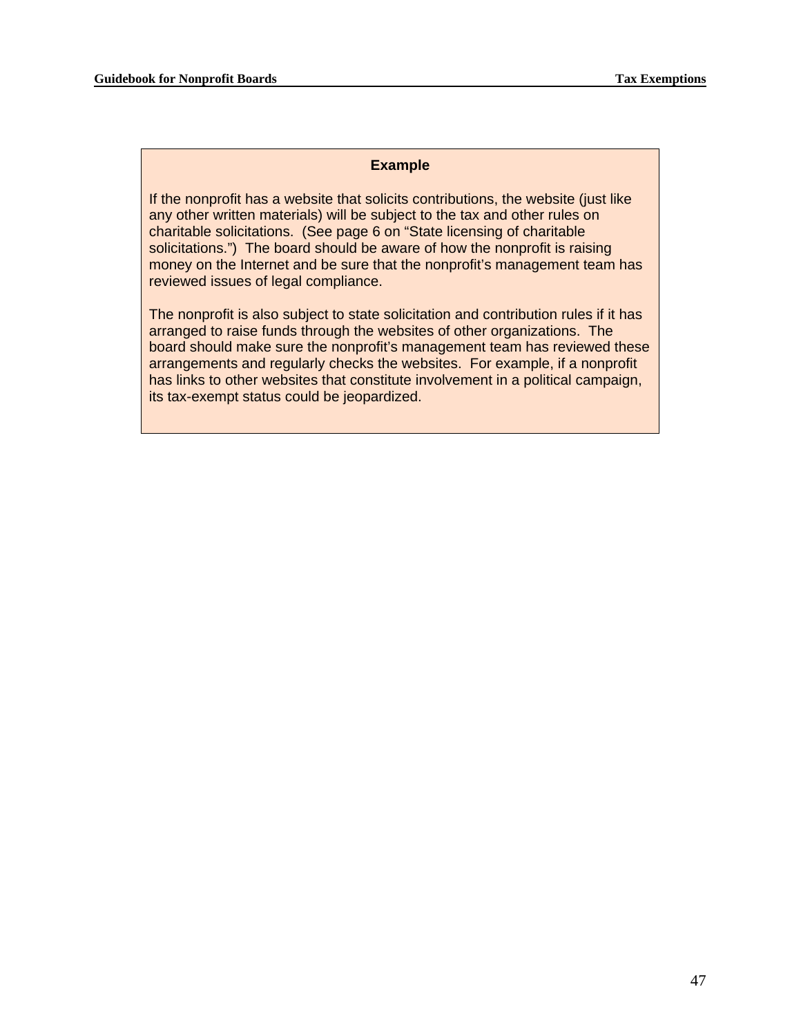**Example**

If the nonprofit has a website that solicits contributions, the website (just like any other written materials) will be subject to the tax and other rules on charitable solicitations. (See page 6 on "State licensing of charitable solicitations.") The board should be aware of how the nonprofit is raising money on the Internet and be sure that the nonprofit's management team has reviewed issues of legal compliance.

The nonprofit is also subject to state solicitation and contribution rules if it has arranged to raise funds through the websites of other organizations. The board should make sure the nonprofit's management team has reviewed these arrangements and regularly checks the websites. For example, if a nonprofit has links to other websites that constitute involvement in a political campaign, its tax-exempt status could be jeopardized.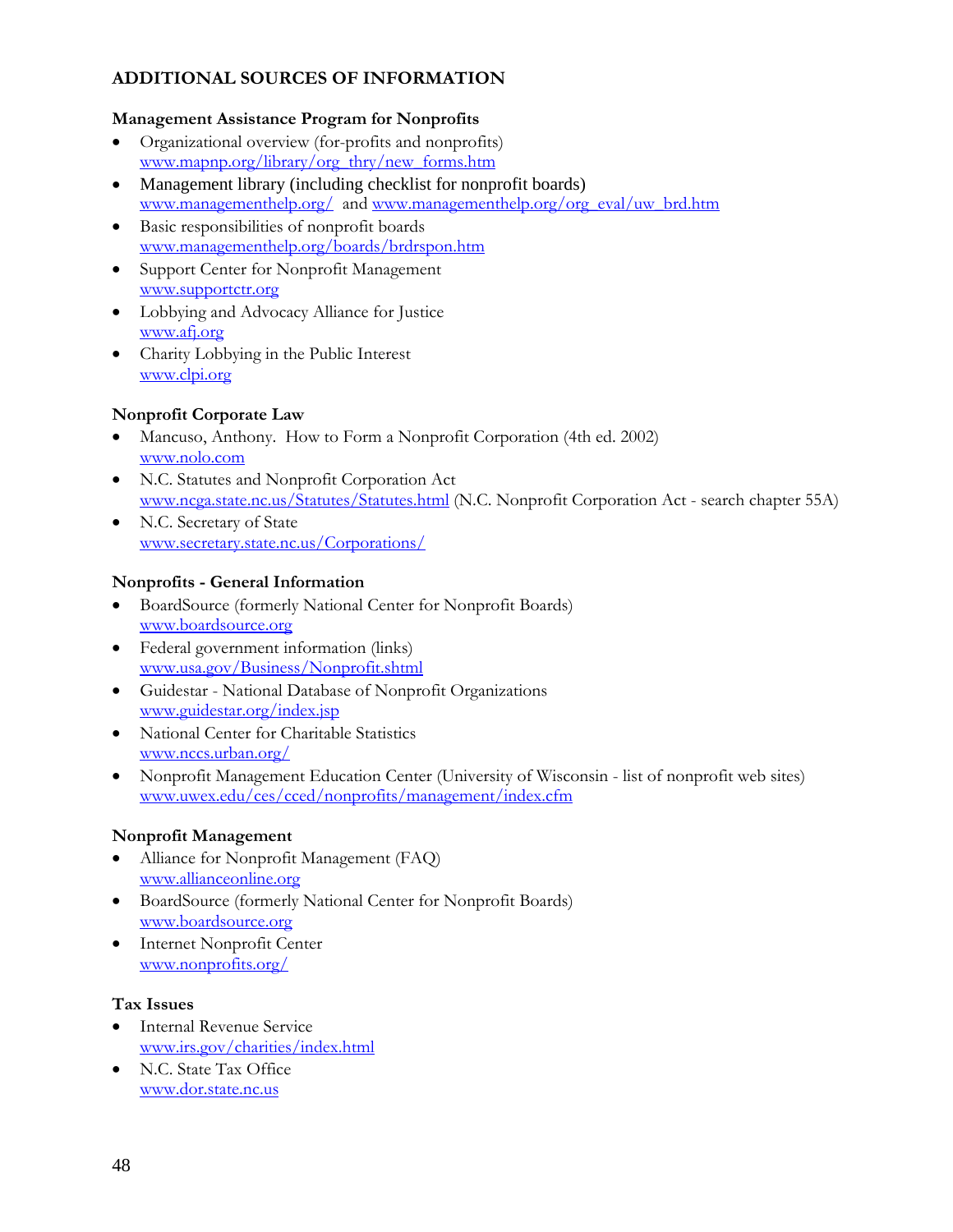## ADDITIONAL SOURCES OF INFORMATION

### Management Assistance Program for Nonprofits

- Organizational overview (for-profits and nonprofits)
  www.mapnp.org/library/org_thry/new_forms.htm
- Management library (including checklist for nonprofit boards)
  www.managementhelp.org/ and www.managementhelp.org/org_eval/uw_brd.htm
- Basic responsibilities of nonprofit boards
  www.managementhelp.org/boards/brdrspon.htm
- Support Center for Nonprofit Management
  www.supportctr.org
- Lobbying and Advocacy Alliance for Justice
  www.afj.org
- Charity Lobbying in the Public Interest
  www.clpi.org

### Nonprofit Corporate Law

- Mancuso, Anthony. How to Form a Nonprofit Corporation (4th ed. 2002)
  www.nolo.com
- N.C. Statutes and Nonprofit Corporation Act
  www.ncga.state.nc.us/Statutes/Statutes.html (N.C. Nonprofit Corporation Act - search chapter 55A)
- N.C. Secretary of State
  www.secretary.state.nc.us/Corporations/

### Nonprofits - General Information

- BoardSource (formerly National Center for Nonprofit Boards)
  www.boardsource.org
- Federal government information (links)
  www.usa.gov/Business/Nonprofit.shtml
- Guidestar - National Database of Nonprofit Organizations
  www.guidestar.org/index.jsp
- National Center for Charitable Statistics
  www.nccs.urban.org/
- Nonprofit Management Education Center (University of Wisconsin - list of nonprofit web sites)
  www.uwex.edu/ces/cced/nonprofits/management/index.cfm

### Nonprofit Management

- Alliance for Nonprofit Management (FAQ)
  www.allianceonline.org
- BoardSource (formerly National Center for Nonprofit Boards)
  www.boardsource.org
- Internet Nonprofit Center
  www.nonprofits.org/

### Tax Issues

- Internal Revenue Service
  www.irs.gov/charities/index.html
- N.C. State Tax Office
  www.dor.state.nc.us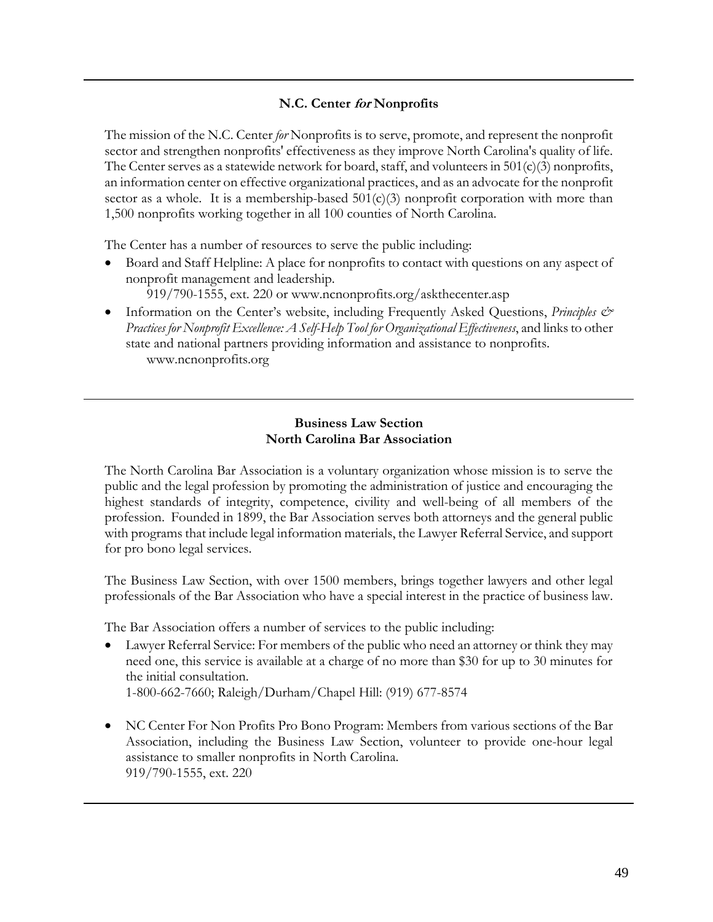### N.C. Center *for* Nonprofits

The mission of the N.C. Center *for* Nonprofits is to serve, promote, and represent the nonprofit sector and strengthen nonprofits' effectiveness as they improve North Carolina's quality of life. The Center serves as a statewide network for board, staff, and volunteers in 501(c)(3) nonprofits, an information center on effective organizational practices, and as an advocate for the nonprofit sector as a whole. It is a membership-based 501(c)(3) nonprofit corporation with more than 1,500 nonprofits working together in all 100 counties of North Carolina.

The Center has a number of resources to serve the public including:

- Board and Staff Helpline: A place for nonprofits to contact with questions on any aspect of nonprofit management and leadership.
  919/790-1555, ext. 220 or www.ncnonprofits.org/askthecenter.asp
- Information on the Center's website, including Frequently Asked Questions, *Principles & Practices for Nonprofit Excellence: A Self-Help Tool for Organizational Effectiveness*, and links to other state and national partners providing information and assistance to nonprofits.
  www.ncnonprofits.org

---

### Business Law Section
### North Carolina Bar Association

The North Carolina Bar Association is a voluntary organization whose mission is to serve the public and the legal profession by promoting the administration of justice and encouraging the highest standards of integrity, competence, civility and well-being of all members of the profession. Founded in 1899, the Bar Association serves both attorneys and the general public with programs that include legal information materials, the Lawyer Referral Service, and support for pro bono legal services.

The Business Law Section, with over 1500 members, brings together lawyers and other legal professionals of the Bar Association who have a special interest in the practice of business law.

The Bar Association offers a number of services to the public including:

- Lawyer Referral Service: For members of the public who need an attorney or think they may need one, this service is available at a charge of no more than $30 for up to 30 minutes for the initial consultation.
  1-800-662-7660; Raleigh/Durham/Chapel Hill: (919) 677-8574
- NC Center For Non Profits Pro Bono Program: Members from various sections of the Bar Association, including the Business Law Section, volunteer to provide one-hour legal assistance to smaller nonprofits in North Carolina.
  919/790-1555, ext. 220